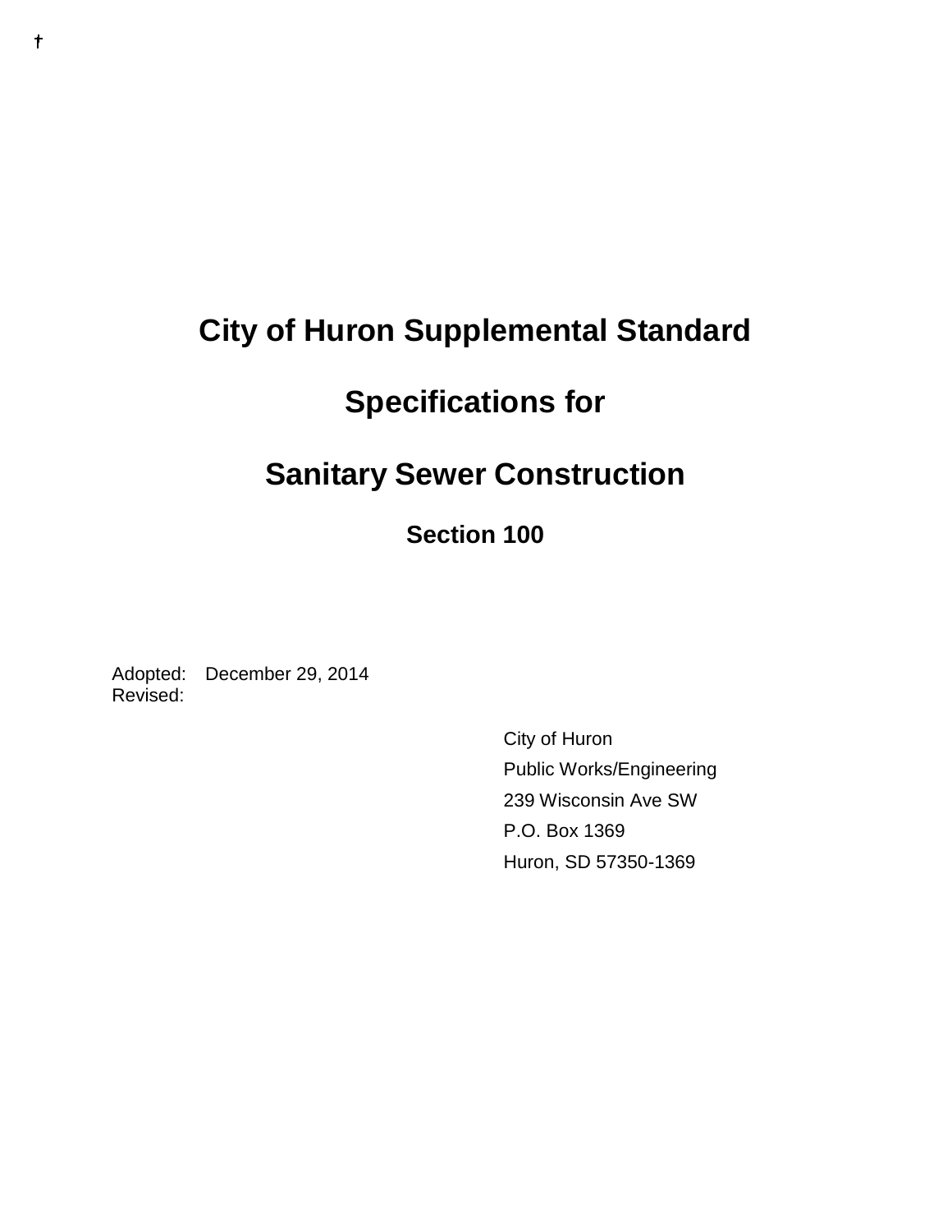# City of Huron Supplemental Standard

# Specifications for

# Sanitary Sewer Construction

## Section 100

Adopted: December 29, 2014
Revised:

City of Huron
Public Works/Engineering
239 Wisconsin Ave SW
P.O. Box 1369
Huron, SD 57350-1369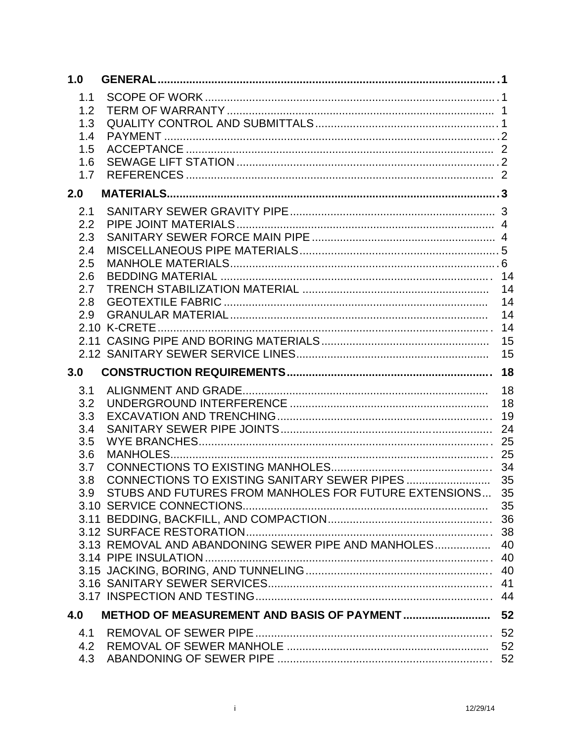| | | |
|---|---|---|
| **1.0** | **GENERAL** | **1** |
| 1.1 | SCOPE OF WORK | 1 |
| 1.2 | TERM OF WARRANTY | 1 |
| 1.3 | QUALITY CONTROL AND SUBMITTALS | 1 |
| 1.4 | PAYMENT | 2 |
| 1.5 | ACCEPTANCE | 2 |
| 1.6 | SEWAGE LIFT STATION | 2 |
| 1.7 | REFERENCES | 2 |
| **2.0** | **MATERIALS** | **3** |
| 2.1 | SANITARY SEWER GRAVITY PIPE | 3 |
| 2.2 | PIPE JOINT MATERIALS | 4 |
| 2.3 | SANITARY SEWER FORCE MAIN PIPE | 4 |
| 2.4 | MISCELLANEOUS PIPE MATERIALS | 5 |
| 2.5 | MANHOLE MATERIALS | 6 |
| 2.6 | BEDDING MATERIAL | 14 |
| 2.7 | TRENCH STABILIZATION MATERIAL | 14 |
| 2.8 | GEOTEXTILE FABRIC | 14 |
| 2.9 | GRANULAR MATERIAL | 14 |
| 2.10 | K-CRETE | 14 |
| 2.11 | CASING PIPE AND BORING MATERIALS | 15 |
| 2.12 | SANITARY SEWER SERVICE LINES | 15 |
| **3.0** | **CONSTRUCTION REQUIREMENTS** | **18** |
| 3.1 | ALIGNMENT AND GRADE | 18 |
| 3.2 | UNDERGROUND INTERFERENCE | 18 |
| 3.3 | EXCAVATION AND TRENCHING | 19 |
| 3.4 | SANITARY SEWER PIPE JOINTS | 24 |
| 3.5 | WYE BRANCHES | 25 |
| 3.6 | MANHOLES | 25 |
| 3.7 | CONNECTIONS TO EXISTING MANHOLES | 34 |
| 3.8 | CONNECTIONS TO EXISTING SANITARY SEWER PIPES | 35 |
| 3.9 | STUBS AND FUTURES FROM MANHOLES FOR FUTURE EXTENSIONS | 35 |
| 3.10 | SERVICE CONNECTIONS | 35 |
| 3.11 | BEDDING, BACKFILL, AND COMPACTION | 36 |
| 3.12 | SURFACE RESTORATION | 38 |
| 3.13 | REMOVAL AND ABANDONING SEWER PIPE AND MANHOLES | 40 |
| 3.14 | PIPE INSULATION | 40 |
| 3.15 | JACKING, BORING, AND TUNNELING | 40 |
| 3.16 | SANITARY SEWER SERVICES | 41 |
| 3.17 | INSPECTION AND TESTING | 44 |
| **4.0** | **METHOD OF MEASUREMENT AND BASIS OF PAYMENT** | **52** |
| 4.1 | REMOVAL OF SEWER PIPE | 52 |
| 4.2 | REMOVAL OF SEWER MANHOLE | 52 |
| 4.3 | ABANDONING OF SEWER PIPE | 52 |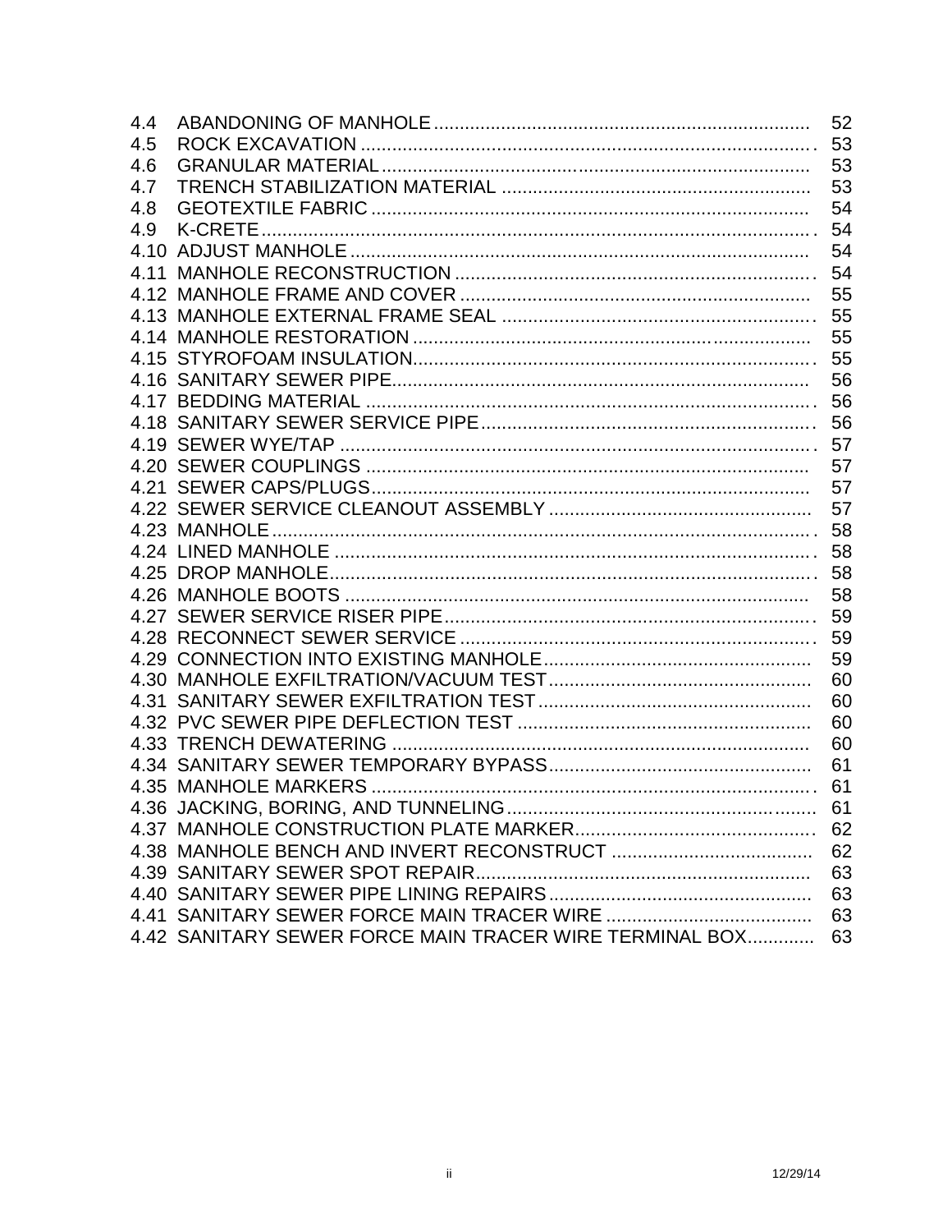| | | |
|---|---|---|
| 4.4 | ABANDONING OF MANHOLE | 52 |
| 4.5 | ROCK EXCAVATION | 53 |
| 4.6 | GRANULAR MATERIAL | 53 |
| 4.7 | TRENCH STABILIZATION MATERIAL | 53 |
| 4.8 | GEOTEXTILE FABRIC | 54 |
| 4.9 | K-CRETE | 54 |
| 4.10 | ADJUST MANHOLE | 54 |
| 4.11 | MANHOLE RECONSTRUCTION | 54 |
| 4.12 | MANHOLE FRAME AND COVER | 55 |
| 4.13 | MANHOLE EXTERNAL FRAME SEAL | 55 |
| 4.14 | MANHOLE RESTORATION | 55 |
| 4.15 | STYROFOAM INSULATION | 55 |
| 4.16 | SANITARY SEWER PIPE | 56 |
| 4.17 | BEDDING MATERIAL | 56 |
| 4.18 | SANITARY SEWER SERVICE PIPE | 56 |
| 4.19 | SEWER WYE/TAP | 57 |
| 4.20 | SEWER COUPLINGS | 57 |
| 4.21 | SEWER CAPS/PLUGS | 57 |
| 4.22 | SEWER SERVICE CLEANOUT ASSEMBLY | 57 |
| 4.23 | MANHOLE | 58 |
| 4.24 | LINED MANHOLE | 58 |
| 4.25 | DROP MANHOLE | 58 |
| 4.26 | MANHOLE BOOTS | 58 |
| 4.27 | SEWER SERVICE RISER PIPE | 59 |
| 4.28 | RECONNECT SEWER SERVICE | 59 |
| 4.29 | CONNECTION INTO EXISTING MANHOLE | 59 |
| 4.30 | MANHOLE EXFILTRATION/VACUUM TEST | 60 |
| 4.31 | SANITARY SEWER EXFILTRATION TEST | 60 |
| 4.32 | PVC SEWER PIPE DEFLECTION TEST | 60 |
| 4.33 | TRENCH DEWATERING | 60 |
| 4.34 | SANITARY SEWER TEMPORARY BYPASS | 61 |
| 4.35 | MANHOLE MARKERS | 61 |
| 4.36 | JACKING, BORING, AND TUNNELING | 61 |
| 4.37 | MANHOLE CONSTRUCTION PLATE MARKER | 62 |
| 4.38 | MANHOLE BENCH AND INVERT RECONSTRUCT | 62 |
| 4.39 | SANITARY SEWER SPOT REPAIR | 63 |
| 4.40 | SANITARY SEWER PIPE LINING REPAIRS | 63 |
| 4.41 | SANITARY SEWER FORCE MAIN TRACER WIRE | 63 |
| 4.42 | SANITARY SEWER FORCE MAIN TRACER WIRE TERMINAL BOX | 63 |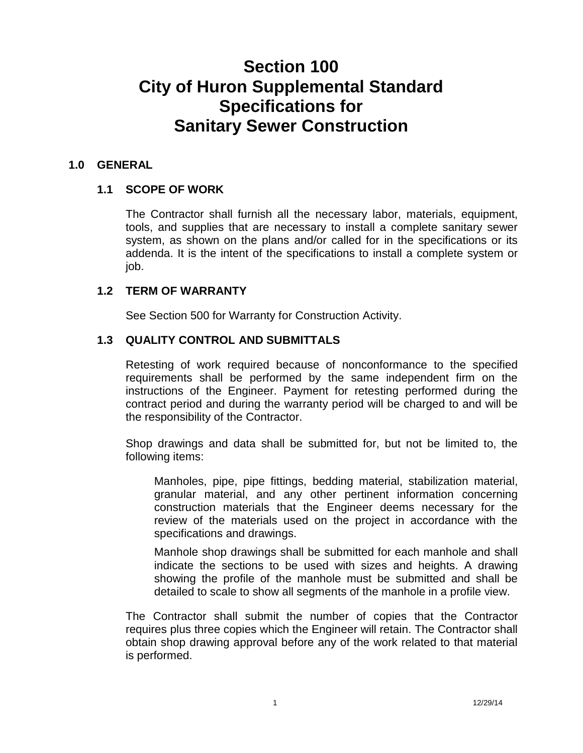# Section 100
# City of Huron Supplemental Standard Specifications for Sanitary Sewer Construction

## 1.0 GENERAL

### 1.1 SCOPE OF WORK

The Contractor shall furnish all the necessary labor, materials, equipment, tools, and supplies that are necessary to install a complete sanitary sewer system, as shown on the plans and/or called for in the specifications or its addenda. It is the intent of the specifications to install a complete system or job.

### 1.2 TERM OF WARRANTY

See Section 500 for Warranty for Construction Activity.

### 1.3 QUALITY CONTROL AND SUBMITTALS

Retesting of work required because of nonconformance to the specified requirements shall be performed by the same independent firm on the instructions of the Engineer. Payment for retesting performed during the contract period and during the warranty period will be charged to and will be the responsibility of the Contractor.

Shop drawings and data shall be submitted for, but not be limited to, the following items:

> Manholes, pipe, pipe fittings, bedding material, stabilization material, granular material, and any other pertinent information concerning construction materials that the Engineer deems necessary for the review of the materials used on the project in accordance with the specifications and drawings.
>
> Manhole shop drawings shall be submitted for each manhole and shall indicate the sections to be used with sizes and heights. A drawing showing the profile of the manhole must be submitted and shall be detailed to scale to show all segments of the manhole in a profile view.

The Contractor shall submit the number of copies that the Contractor requires plus three copies which the Engineer will retain. The Contractor shall obtain shop drawing approval before any of the work related to that material is performed.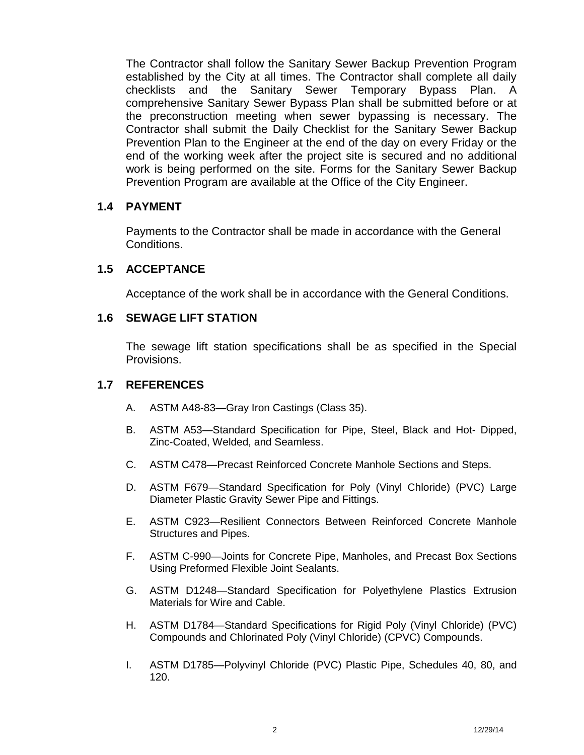The Contractor shall follow the Sanitary Sewer Backup Prevention Program established by the City at all times. The Contractor shall complete all daily checklists and the Sanitary Sewer Temporary Bypass Plan. A comprehensive Sanitary Sewer Bypass Plan shall be submitted before or at the preconstruction meeting when sewer bypassing is necessary. The Contractor shall submit the Daily Checklist for the Sanitary Sewer Backup Prevention Plan to the Engineer at the end of the day on every Friday or the end of the working week after the project site is secured and no additional work is being performed on the site. Forms for the Sanitary Sewer Backup Prevention Program are available at the Office of the City Engineer.

### 1.4 PAYMENT

Payments to the Contractor shall be made in accordance with the General Conditions.

### 1.5 ACCEPTANCE

Acceptance of the work shall be in accordance with the General Conditions.

### 1.6 SEWAGE LIFT STATION

The sewage lift station specifications shall be as specified in the Special Provisions.

### 1.7 REFERENCES

A. ASTM A48-83—Gray Iron Castings (Class 35).

B. ASTM A53—Standard Specification for Pipe, Steel, Black and Hot- Dipped, Zinc-Coated, Welded, and Seamless.

C. ASTM C478—Precast Reinforced Concrete Manhole Sections and Steps.

D. ASTM F679—Standard Specification for Poly (Vinyl Chloride) (PVC) Large Diameter Plastic Gravity Sewer Pipe and Fittings.

E. ASTM C923—Resilient Connectors Between Reinforced Concrete Manhole Structures and Pipes.

F. ASTM C-990—Joints for Concrete Pipe, Manholes, and Precast Box Sections Using Preformed Flexible Joint Sealants.

G. ASTM D1248—Standard Specification for Polyethylene Plastics Extrusion Materials for Wire and Cable.

H. ASTM D1784—Standard Specifications for Rigid Poly (Vinyl Chloride) (PVC) Compounds and Chlorinated Poly (Vinyl Chloride) (CPVC) Compounds.

I. ASTM D1785—Polyvinyl Chloride (PVC) Plastic Pipe, Schedules 40, 80, and 120.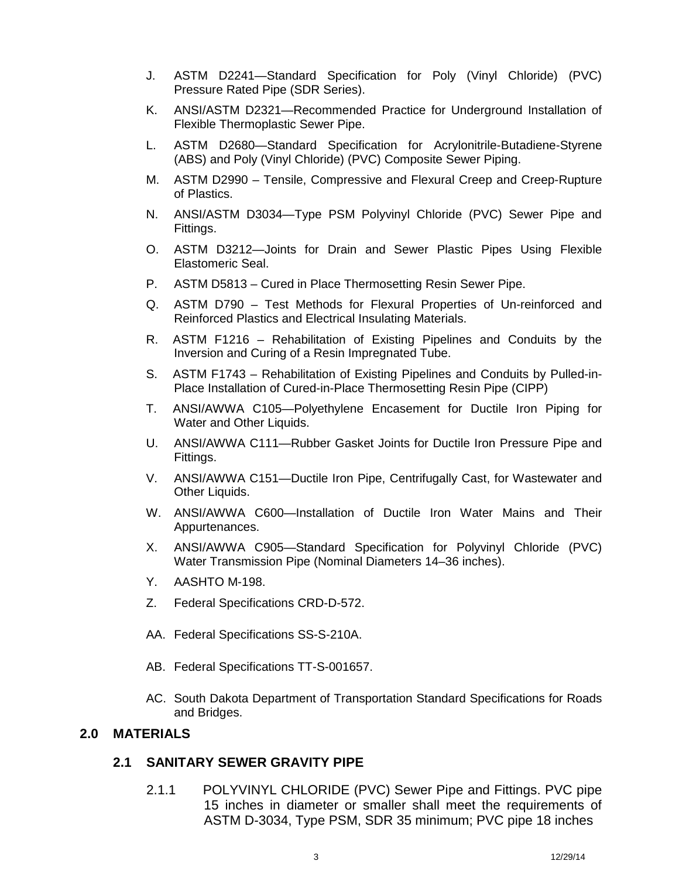J. ASTM D2241—Standard Specification for Poly (Vinyl Chloride) (PVC) Pressure Rated Pipe (SDR Series).

K. ANSI/ASTM D2321—Recommended Practice for Underground Installation of Flexible Thermoplastic Sewer Pipe.

L. ASTM D2680—Standard Specification for Acrylonitrile-Butadiene-Styrene (ABS) and Poly (Vinyl Chloride) (PVC) Composite Sewer Piping.

M. ASTM D2990 – Tensile, Compressive and Flexural Creep and Creep-Rupture of Plastics.

N. ANSI/ASTM D3034—Type PSM Polyvinyl Chloride (PVC) Sewer Pipe and Fittings.

O. ASTM D3212—Joints for Drain and Sewer Plastic Pipes Using Flexible Elastomeric Seal.

P. ASTM D5813 – Cured in Place Thermosetting Resin Sewer Pipe.

Q. ASTM D790 – Test Methods for Flexural Properties of Un-reinforced and Reinforced Plastics and Electrical Insulating Materials.

R. ASTM F1216 – Rehabilitation of Existing Pipelines and Conduits by the Inversion and Curing of a Resin Impregnated Tube.

S. ASTM F1743 – Rehabilitation of Existing Pipelines and Conduits by Pulled-in-Place Installation of Cured-in-Place Thermosetting Resin Pipe (CIPP)

T. ANSI/AWWA C105—Polyethylene Encasement for Ductile Iron Piping for Water and Other Liquids.

U. ANSI/AWWA C111—Rubber Gasket Joints for Ductile Iron Pressure Pipe and Fittings.

V. ANSI/AWWA C151—Ductile Iron Pipe, Centrifugally Cast, for Wastewater and Other Liquids.

W. ANSI/AWWA C600—Installation of Ductile Iron Water Mains and Their Appurtenances.

X. ANSI/AWWA C905—Standard Specification for Polyvinyl Chloride (PVC) Water Transmission Pipe (Nominal Diameters 14–36 inches).

Y. AASHTO M-198.

Z. Federal Specifications CRD-D-572.

AA. Federal Specifications SS-S-210A.

AB. Federal Specifications TT-S-001657.

AC. South Dakota Department of Transportation Standard Specifications for Roads and Bridges.

## 2.0 MATERIALS

### 2.1 SANITARY SEWER GRAVITY PIPE

2.1.1 POLYVINYL CHLORIDE (PVC) Sewer Pipe and Fittings. PVC pipe 15 inches in diameter or smaller shall meet the requirements of ASTM D-3034, Type PSM, SDR 35 minimum; PVC pipe 18 inches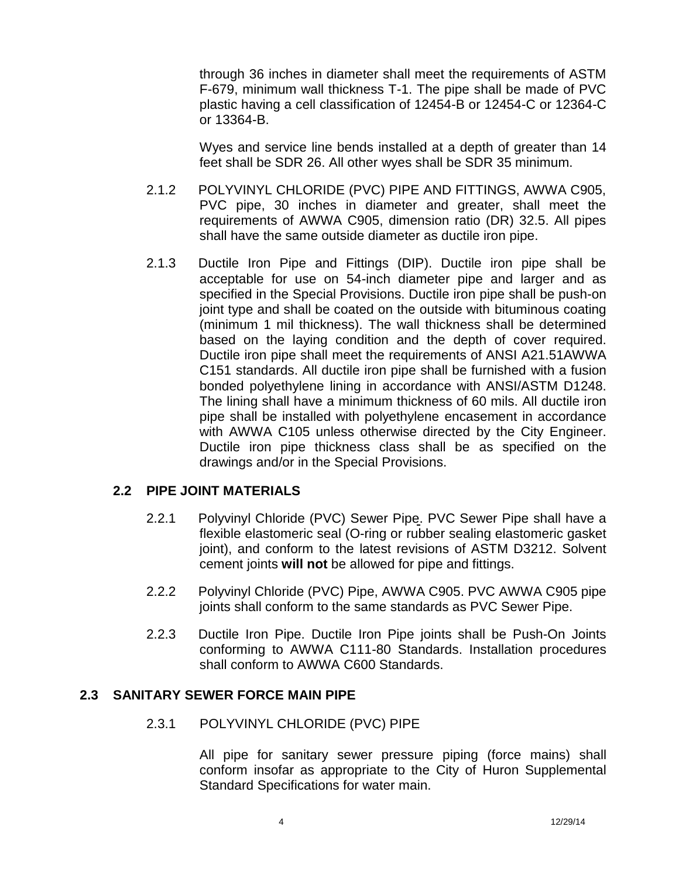through 36 inches in diameter shall meet the requirements of ASTM F-679, minimum wall thickness T-1. The pipe shall be made of PVC plastic having a cell classification of 12454-B or 12454-C or 12364-C or 13364-B.

Wyes and service line bends installed at a depth of greater than 14 feet shall be SDR 26. All other wyes shall be SDR 35 minimum.

2.1.2 POLYVINYL CHLORIDE (PVC) PIPE AND FITTINGS, AWWA C905, PVC pipe, 30 inches in diameter and greater, shall meet the requirements of AWWA C905, dimension ratio (DR) 32.5. All pipes shall have the same outside diameter as ductile iron pipe.

2.1.3 Ductile Iron Pipe and Fittings (DIP). Ductile iron pipe shall be acceptable for use on 54-inch diameter pipe and larger and as specified in the Special Provisions. Ductile iron pipe shall be push-on joint type and shall be coated on the outside with bituminous coating (minimum 1 mil thickness). The wall thickness shall be determined based on the laying condition and the depth of cover required. Ductile iron pipe shall meet the requirements of ANSI A21.51AWWA C151 standards. All ductile iron pipe shall be furnished with a fusion bonded polyethylene lining in accordance with ANSI/ASTM D1248. The lining shall have a minimum thickness of 60 mils. All ductile iron pipe shall be installed with polyethylene encasement in accordance with AWWA C105 unless otherwise directed by the City Engineer. Ductile iron pipe thickness class shall be as specified on the drawings and/or in the Special Provisions.

## 2.2 PIPE JOINT MATERIALS

2.2.1 Polyvinyl Chloride (PVC) Sewer Pipe. PVC Sewer Pipe shall have a flexible elastomeric seal (O-ring or rubber sealing elastomeric gasket joint), and conform to the latest revisions of ASTM D3212. Solvent cement joints **will not** be allowed for pipe and fittings.

2.2.2 Polyvinyl Chloride (PVC) Pipe, AWWA C905. PVC AWWA C905 pipe joints shall conform to the same standards as PVC Sewer Pipe.

2.2.3 Ductile Iron Pipe. Ductile Iron Pipe joints shall be Push-On Joints conforming to AWWA C111-80 Standards. Installation procedures shall conform to AWWA C600 Standards.

## 2.3 SANITARY SEWER FORCE MAIN PIPE

2.3.1 POLYVINYL CHLORIDE (PVC) PIPE

All pipe for sanitary sewer pressure piping (force mains) shall conform insofar as appropriate to the City of Huron Supplemental Standard Specifications for water main.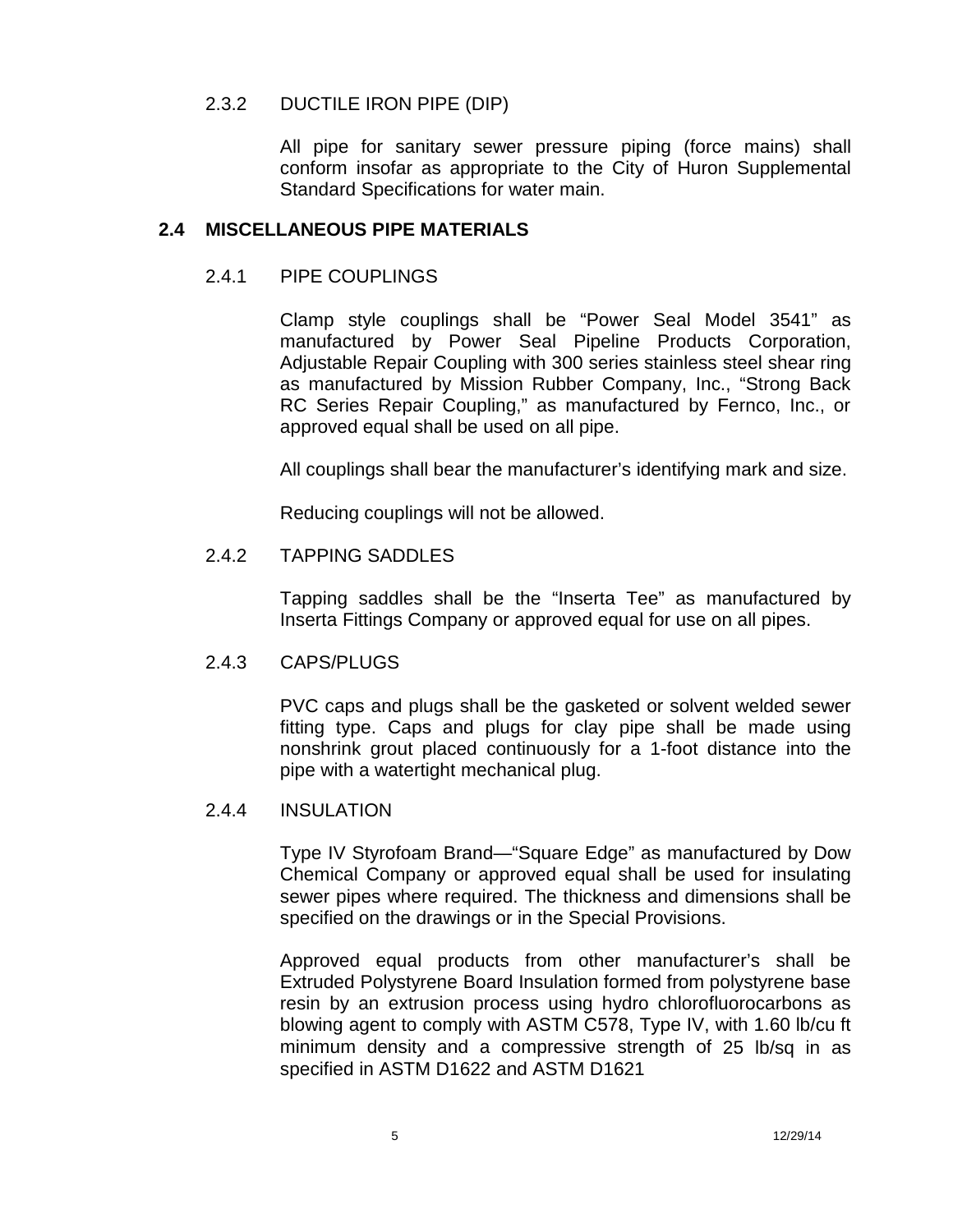### 2.3.2 DUCTILE IRON PIPE (DIP)

All pipe for sanitary sewer pressure piping (force mains) shall conform insofar as appropriate to the City of Huron Supplemental Standard Specifications for water main.

## 2.4 MISCELLANEOUS PIPE MATERIALS

### 2.4.1 PIPE COUPLINGS

Clamp style couplings shall be "Power Seal Model 3541" as manufactured by Power Seal Pipeline Products Corporation, Adjustable Repair Coupling with 300 series stainless steel shear ring as manufactured by Mission Rubber Company, Inc., "Strong Back RC Series Repair Coupling," as manufactured by Fernco, Inc., or approved equal shall be used on all pipe.

All couplings shall bear the manufacturer's identifying mark and size.

Reducing couplings will not be allowed.

### 2.4.2 TAPPING SADDLES

Tapping saddles shall be the "Inserta Tee" as manufactured by Inserta Fittings Company or approved equal for use on all pipes.

### 2.4.3 CAPS/PLUGS

PVC caps and plugs shall be the gasketed or solvent welded sewer fitting type. Caps and plugs for clay pipe shall be made using nonshrink grout placed continuously for a 1-foot distance into the pipe with a watertight mechanical plug.

### 2.4.4 INSULATION

Type IV Styrofoam Brand—"Square Edge" as manufactured by Dow Chemical Company or approved equal shall be used for insulating sewer pipes where required. The thickness and dimensions shall be specified on the drawings or in the Special Provisions.

Approved equal products from other manufacturer's shall be Extruded Polystyrene Board Insulation formed from polystyrene base resin by an extrusion process using hydro chlorofluorocarbons as blowing agent to comply with ASTM C578, Type IV, with 1.60 lb/cu ft minimum density and a compressive strength of 25 lb/sq in as specified in ASTM D1622 and ASTM D1621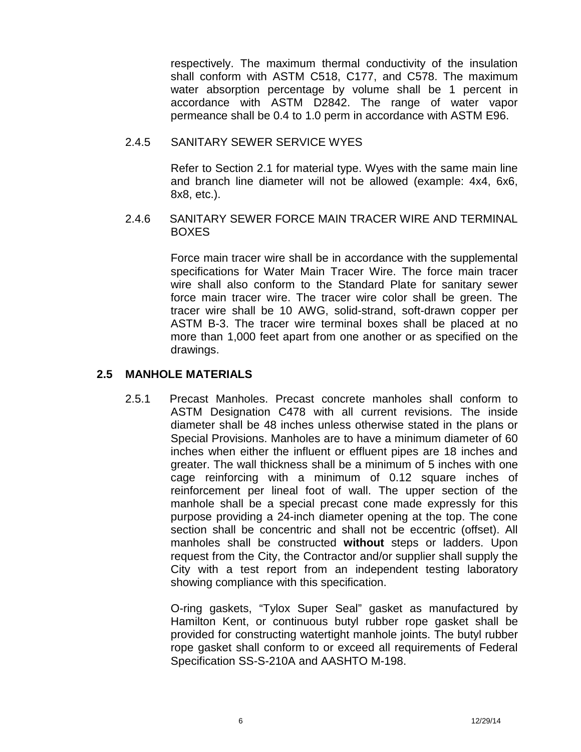respectively. The maximum thermal conductivity of the insulation shall conform with ASTM C518, C177, and C578. The maximum water absorption percentage by volume shall be 1 percent in accordance with ASTM D2842. The range of water vapor permeance shall be 0.4 to 1.0 perm in accordance with ASTM E96.

2.4.5 SANITARY SEWER SERVICE WYES

Refer to Section 2.1 for material type. Wyes with the same main line and branch line diameter will not be allowed (example: 4x4, 6x6, 8x8, etc.).

2.4.6 SANITARY SEWER FORCE MAIN TRACER WIRE AND TERMINAL BOXES

Force main tracer wire shall be in accordance with the supplemental specifications for Water Main Tracer Wire. The force main tracer wire shall also conform to the Standard Plate for sanitary sewer force main tracer wire. The tracer wire color shall be green. The tracer wire shall be 10 AWG, solid-strand, soft-drawn copper per ASTM B-3. The tracer wire terminal boxes shall be placed at no more than 1,000 feet apart from one another or as specified on the drawings.

## 2.5 MANHOLE MATERIALS

2.5.1 Precast Manholes. Precast concrete manholes shall conform to ASTM Designation C478 with all current revisions. The inside diameter shall be 48 inches unless otherwise stated in the plans or Special Provisions. Manholes are to have a minimum diameter of 60 inches when either the influent or effluent pipes are 18 inches and greater. The wall thickness shall be a minimum of 5 inches with one cage reinforcing with a minimum of 0.12 square inches of reinforcement per lineal foot of wall. The upper section of the manhole shall be a special precast cone made expressly for this purpose providing a 24-inch diameter opening at the top. The cone section shall be concentric and shall not be eccentric (offset). All manholes shall be constructed **without** steps or ladders. Upon request from the City, the Contractor and/or supplier shall supply the City with a test report from an independent testing laboratory showing compliance with this specification.

O-ring gaskets, "Tylox Super Seal" gasket as manufactured by Hamilton Kent, or continuous butyl rubber rope gasket shall be provided for constructing watertight manhole joints. The butyl rubber rope gasket shall conform to or exceed all requirements of Federal Specification SS-S-210A and AASHTO M-198.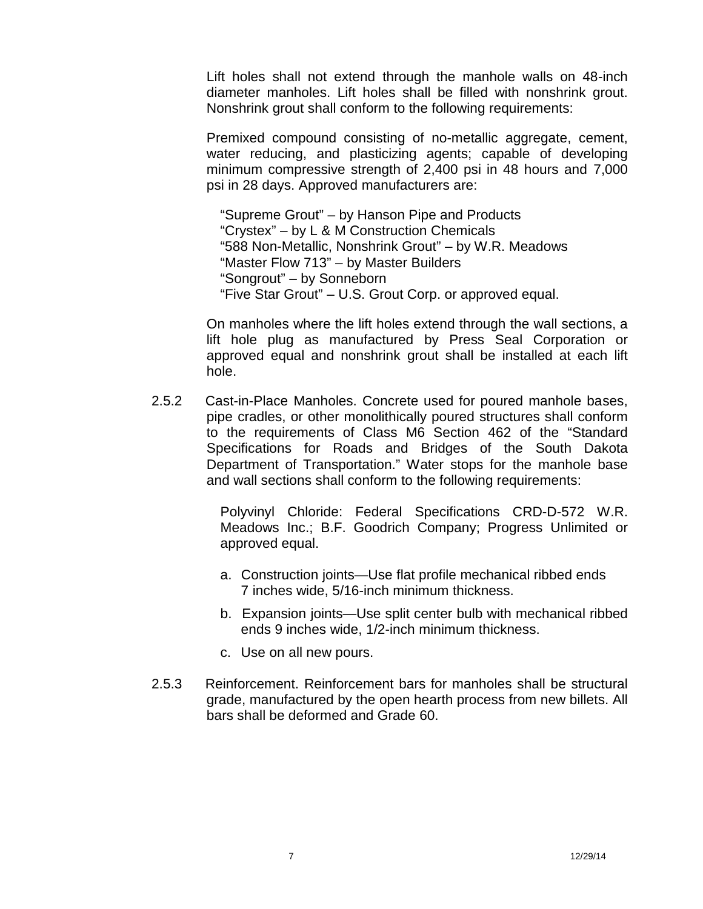Lift holes shall not extend through the manhole walls on 48-inch diameter manholes. Lift holes shall be filled with nonshrink grout. Nonshrink grout shall conform to the following requirements:

Premixed compound consisting of no-metallic aggregate, cement, water reducing, and plasticizing agents; capable of developing minimum compressive strength of 2,400 psi in 48 hours and 7,000 psi in 28 days. Approved manufacturers are:

"Supreme Grout" – by Hanson Pipe and Products
"Crystex" – by L & M Construction Chemicals
"588 Non-Metallic, Nonshrink Grout" – by W.R. Meadows
"Master Flow 713" – by Master Builders
"Songrout" – by Sonneborn
"Five Star Grout" – U.S. Grout Corp. or approved equal.

On manholes where the lift holes extend through the wall sections, a lift hole plug as manufactured by Press Seal Corporation or approved equal and nonshrink grout shall be installed at each lift hole.

2.5.2 Cast-in-Place Manholes. Concrete used for poured manhole bases, pipe cradles, or other monolithically poured structures shall conform to the requirements of Class M6 Section 462 of the "Standard Specifications for Roads and Bridges of the South Dakota Department of Transportation." Water stops for the manhole base and wall sections shall conform to the following requirements:

Polyvinyl Chloride: Federal Specifications CRD-D-572 W.R. Meadows Inc.; B.F. Goodrich Company; Progress Unlimited or approved equal.

a. Construction joints—Use flat profile mechanical ribbed ends 7 inches wide, 5/16-inch minimum thickness.

b. Expansion joints—Use split center bulb with mechanical ribbed ends 9 inches wide, 1/2-inch minimum thickness.

c. Use on all new pours.

2.5.3 Reinforcement. Reinforcement bars for manholes shall be structural grade, manufactured by the open hearth process from new billets. All bars shall be deformed and Grade 60.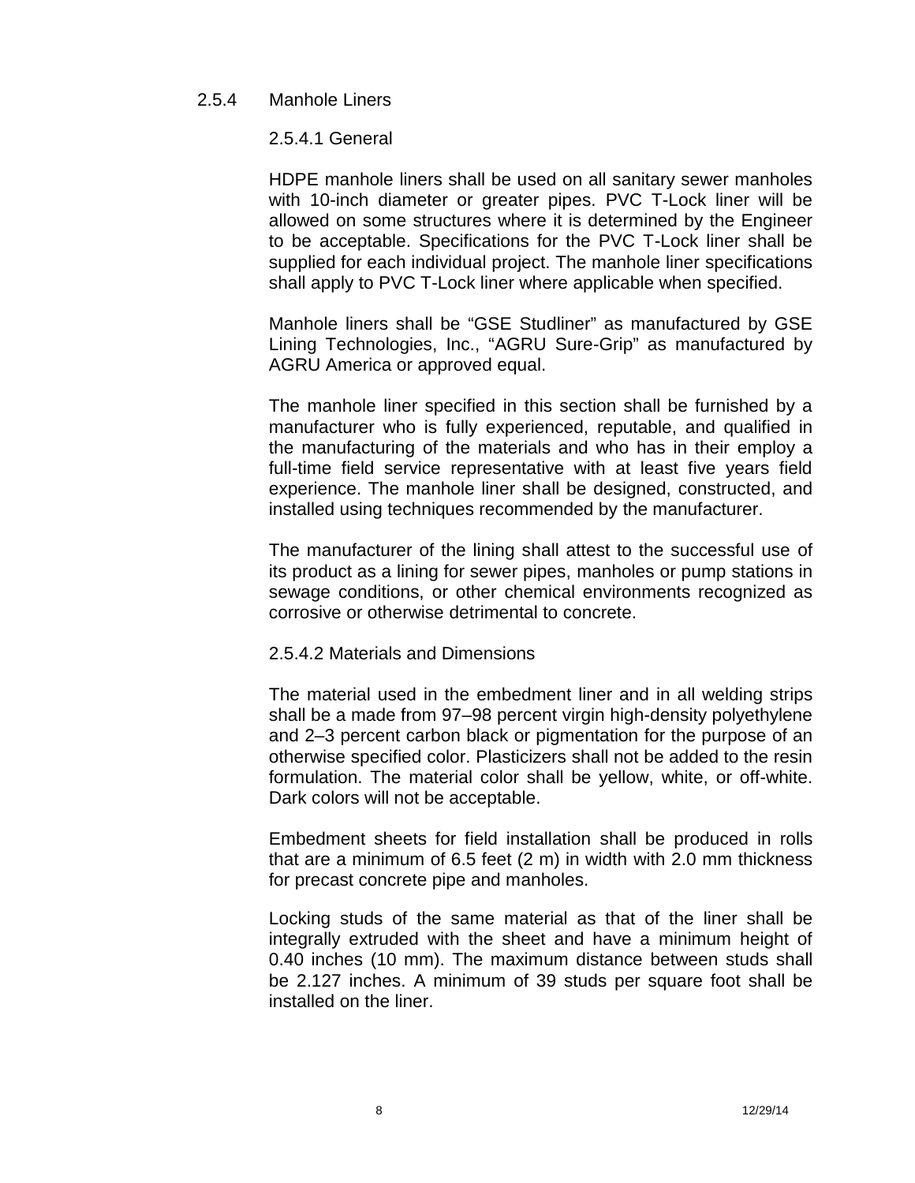### 2.5.4 Manhole Liners

#### 2.5.4.1 General

HDPE manhole liners shall be used on all sanitary sewer manholes with 10-inch diameter or greater pipes. PVC T-Lock liner will be allowed on some structures where it is determined by the Engineer to be acceptable. Specifications for the PVC T-Lock liner shall be supplied for each individual project. The manhole liner specifications shall apply to PVC T-Lock liner where applicable when specified.

Manhole liners shall be “GSE Studliner” as manufactured by GSE Lining Technologies, Inc., “AGRU Sure-Grip” as manufactured by AGRU America or approved equal.

The manhole liner specified in this section shall be furnished by a manufacturer who is fully experienced, reputable, and qualified in the manufacturing of the materials and who has in their employ a full-time field service representative with at least five years field experience. The manhole liner shall be designed, constructed, and installed using techniques recommended by the manufacturer.

The manufacturer of the lining shall attest to the successful use of its product as a lining for sewer pipes, manholes or pump stations in sewage conditions, or other chemical environments recognized as corrosive or otherwise detrimental to concrete.

#### 2.5.4.2 Materials and Dimensions

The material used in the embedment liner and in all welding strips shall be a made from 97–98 percent virgin high-density polyethylene and 2–3 percent carbon black or pigmentation for the purpose of an otherwise specified color. Plasticizers shall not be added to the resin formulation. The material color shall be yellow, white, or off-white. Dark colors will not be acceptable.

Embedment sheets for field installation shall be produced in rolls that are a minimum of 6.5 feet (2 m) in width with 2.0 mm thickness for precast concrete pipe and manholes.

Locking studs of the same material as that of the liner shall be integrally extruded with the sheet and have a minimum height of 0.40 inches (10 mm). The maximum distance between studs shall be 2.127 inches. A minimum of 39 studs per square foot shall be installed on the liner.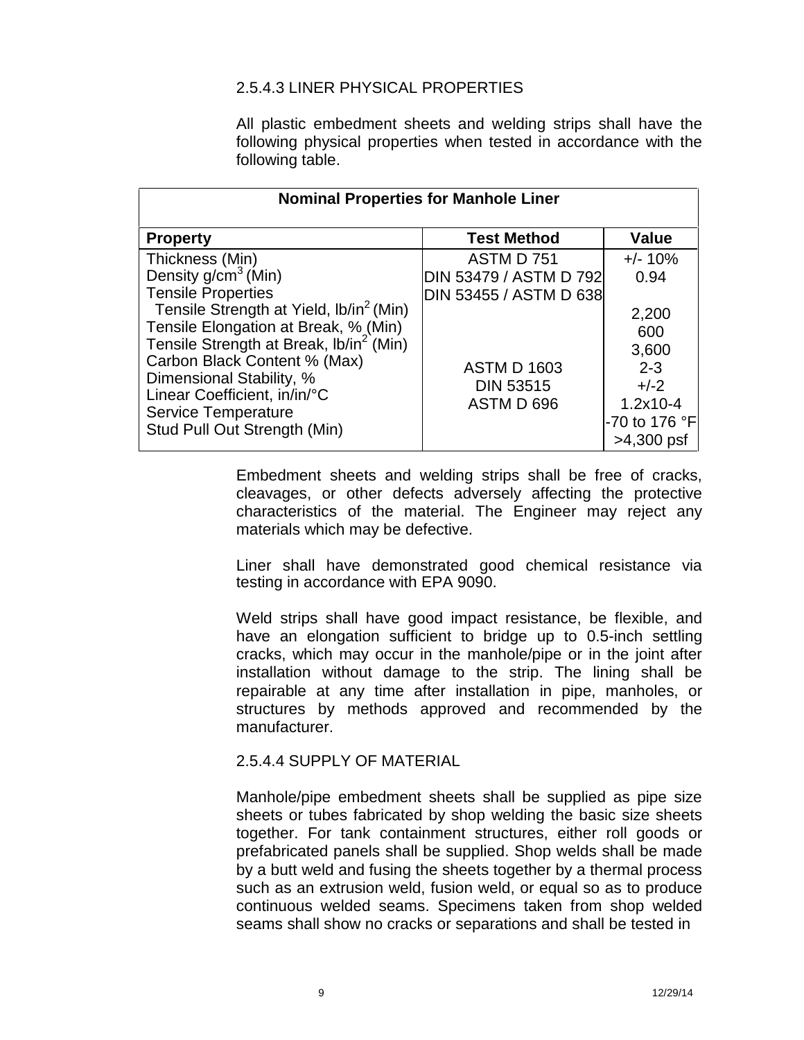### 2.5.4.3 LINER PHYSICAL PROPERTIES

All plastic embedment sheets and welding strips shall have the following physical properties when tested in accordance with the following table.

| Nominal Properties for Manhole Liner | | |
|---|---|---|
| **Property** | **Test Method** | **Value** |
| Thickness (Min) | ASTM D 751 | +/- 10% |
| Density g/cm$^3$ (Min) | DIN 53479 / ASTM D 792 | 0.94 |
| Tensile Properties | DIN 53455 / ASTM D 638 | |
| Tensile Strength at Yield, lb/in$^2$ (Min) | | 2,200 |
| Tensile Elongation at Break, % (Min) | | 600 |
| Tensile Strength at Break, lb/in$^2$ (Min) | | 3,600 |
| Carbon Black Content % (Max) | ASTM D 1603 | 2-3 |
| Dimensional Stability, % | DIN 53515 | +/-2 |
| Linear Coefficient, in/in/°C | ASTM D 696 | 1.2x10-4 |
| Service Temperature | | -70 to 176 °F |
| Stud Pull Out Strength (Min) | | >4,300 psf |

Embedment sheets and welding strips shall be free of cracks, cleavages, or other defects adversely affecting the protective characteristics of the material. The Engineer may reject any materials which may be defective.

Liner shall have demonstrated good chemical resistance via testing in accordance with EPA 9090.

Weld strips shall have good impact resistance, be flexible, and have an elongation sufficient to bridge up to 0.5-inch settling cracks, which may occur in the manhole/pipe or in the joint after installation without damage to the strip. The lining shall be repairable at any time after installation in pipe, manholes, or structures by methods approved and recommended by the manufacturer.

### 2.5.4.4 SUPPLY OF MATERIAL

Manhole/pipe embedment sheets shall be supplied as pipe size sheets or tubes fabricated by shop welding the basic size sheets together. For tank containment structures, either roll goods or prefabricated panels shall be supplied. Shop welds shall be made by a butt weld and fusing the sheets together by a thermal process such as an extrusion weld, fusion weld, or equal so as to produce continuous welded seams. Specimens taken from shop welded seams shall show no cracks or separations and shall be tested in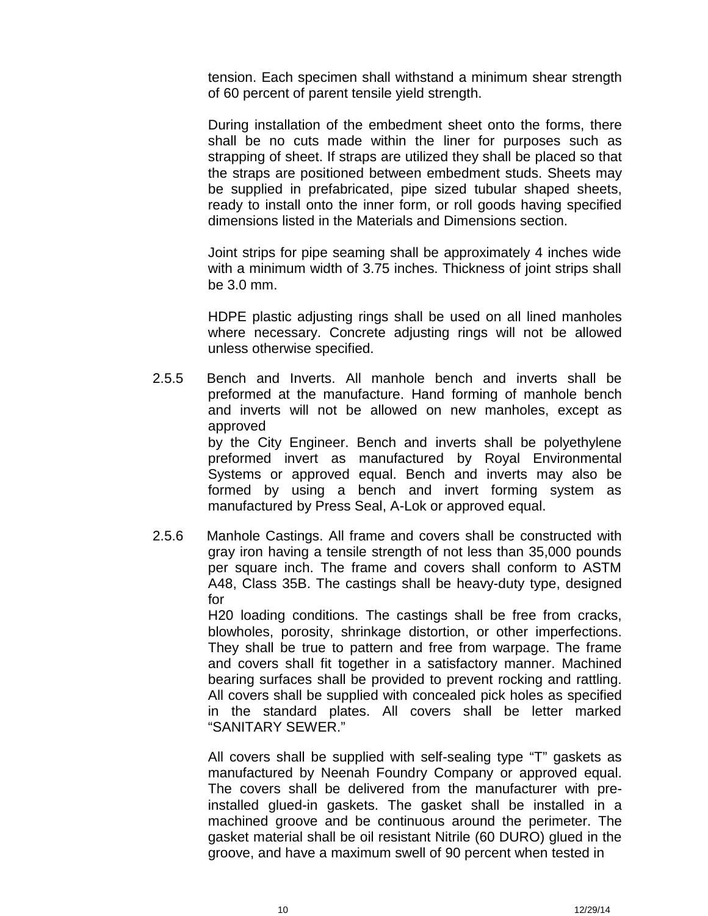tension. Each specimen shall withstand a minimum shear strength of 60 percent of parent tensile yield strength.

During installation of the embedment sheet onto the forms, there shall be no cuts made within the liner for purposes such as strapping of sheet. If straps are utilized they shall be placed so that the straps are positioned between embedment studs. Sheets may be supplied in prefabricated, pipe sized tubular shaped sheets, ready to install onto the inner form, or roll goods having specified dimensions listed in the Materials and Dimensions section.

Joint strips for pipe seaming shall be approximately 4 inches wide with a minimum width of 3.75 inches. Thickness of joint strips shall be 3.0 mm.

HDPE plastic adjusting rings shall be used on all lined manholes where necessary. Concrete adjusting rings will not be allowed unless otherwise specified.

2.5.5 Bench and Inverts. All manhole bench and inverts shall be preformed at the manufacture. Hand forming of manhole bench and inverts will not be allowed on new manholes, except as approved by the City Engineer. Bench and inverts shall be polyethylene preformed invert as manufactured by Royal Environmental Systems or approved equal. Bench and inverts may also be formed by using a bench and invert forming system as manufactured by Press Seal, A-Lok or approved equal.

2.5.6 Manhole Castings. All frame and covers shall be constructed with gray iron having a tensile strength of not less than 35,000 pounds per square inch. The frame and covers shall conform to ASTM A48, Class 35B. The castings shall be heavy-duty type, designed for H20 loading conditions. The castings shall be free from cracks, blowholes, porosity, shrinkage distortion, or other imperfections. They shall be true to pattern and free from warpage. The frame and covers shall fit together in a satisfactory manner. Machined bearing surfaces shall be provided to prevent rocking and rattling. All covers shall be supplied with concealed pick holes as specified in the standard plates. All covers shall be letter marked “SANITARY SEWER.”

All covers shall be supplied with self-sealing type “T” gaskets as manufactured by Neenah Foundry Company or approved equal. The covers shall be delivered from the manufacturer with pre-installed glued-in gaskets. The gasket shall be installed in a machined groove and be continuous around the perimeter. The gasket material shall be oil resistant Nitrile (60 DURO) glued in the groove, and have a maximum swell of 90 percent when tested in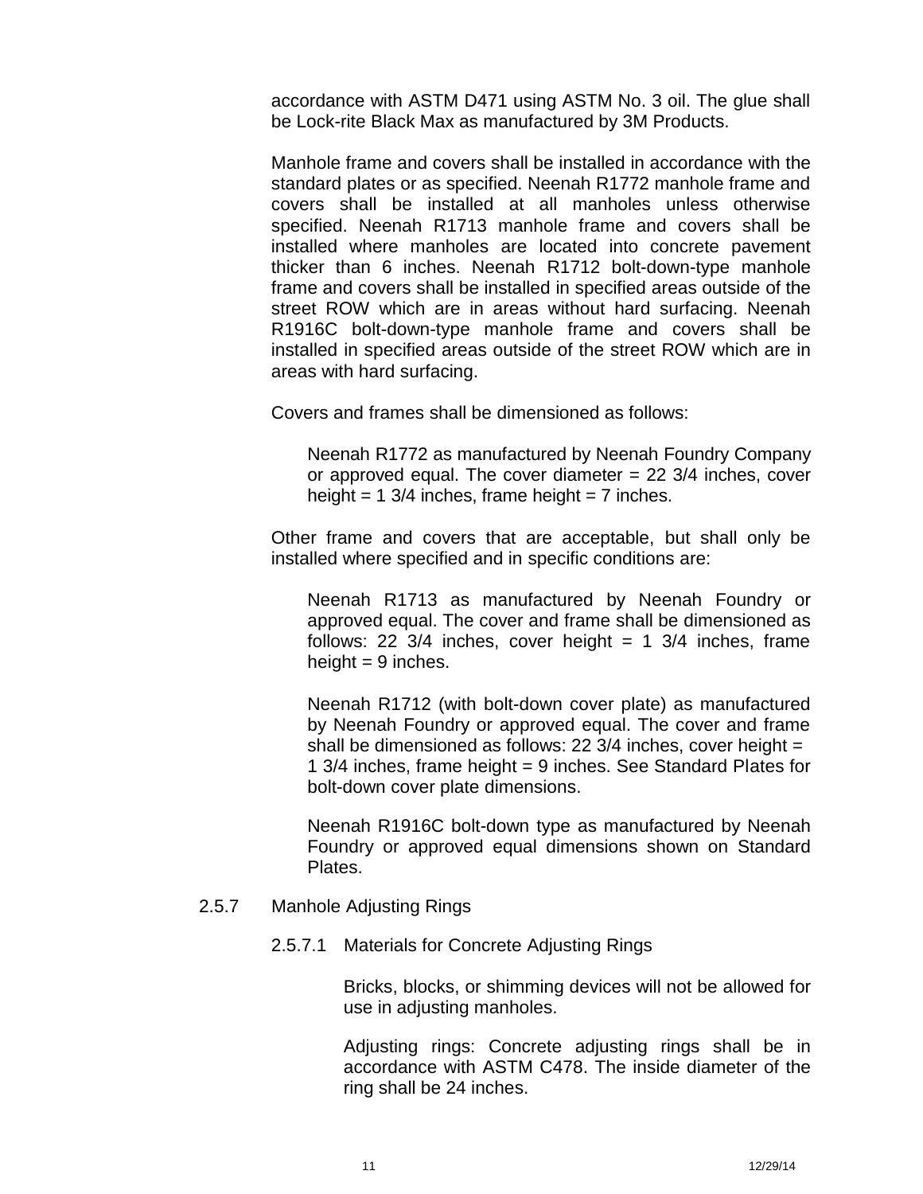accordance with ASTM D471 using ASTM No. 3 oil. The glue shall be Lock-rite Black Max as manufactured by 3M Products.

Manhole frame and covers shall be installed in accordance with the standard plates or as specified. Neenah R1772 manhole frame and covers shall be installed at all manholes unless otherwise specified. Neenah R1713 manhole frame and covers shall be installed where manholes are located into concrete pavement thicker than 6 inches. Neenah R1712 bolt-down-type manhole frame and covers shall be installed in specified areas outside of the street ROW which are in areas without hard surfacing. Neenah R1916C bolt-down-type manhole frame and covers shall be installed in specified areas outside of the street ROW which are in areas with hard surfacing.

Covers and frames shall be dimensioned as follows:

Neenah R1772 as manufactured by Neenah Foundry Company or approved equal. The cover diameter = 22 3/4 inches, cover height = 1 3/4 inches, frame height = 7 inches.

Other frame and covers that are acceptable, but shall only be installed where specified and in specific conditions are:

Neenah R1713 as manufactured by Neenah Foundry or approved equal. The cover and frame shall be dimensioned as follows: 22 3/4 inches, cover height = 1 3/4 inches, frame height = 9 inches.

Neenah R1712 (with bolt-down cover plate) as manufactured by Neenah Foundry or approved equal. The cover and frame shall be dimensioned as follows: 22 3/4 inches, cover height = 1 3/4 inches, frame height = 9 inches. See Standard Plates for bolt-down cover plate dimensions.

Neenah R1916C bolt-down type as manufactured by Neenah Foundry or approved equal dimensions shown on Standard Plates.

### 2.5.7 Manhole Adjusting Rings

#### 2.5.7.1 Materials for Concrete Adjusting Rings

Bricks, blocks, or shimming devices will not be allowed for use in adjusting manholes.

Adjusting rings: Concrete adjusting rings shall be in accordance with ASTM C478. The inside diameter of the ring shall be 24 inches.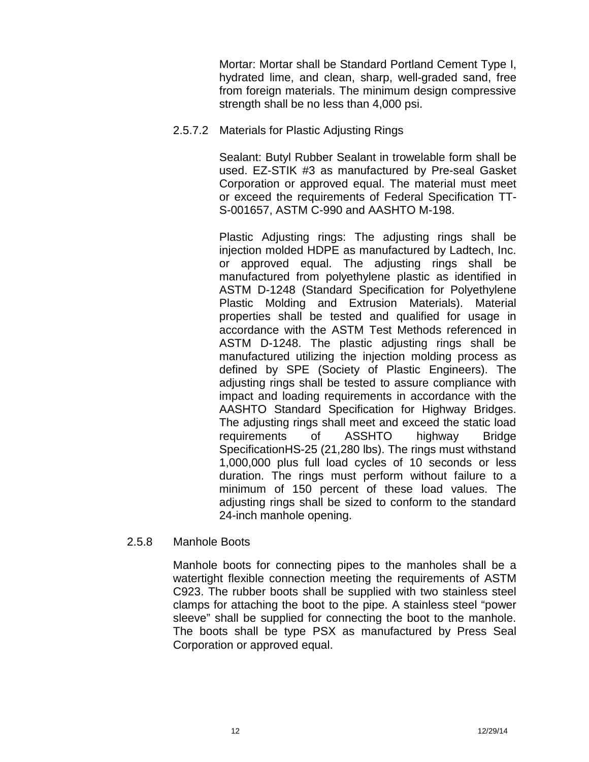Mortar: Mortar shall be Standard Portland Cement Type I, hydrated lime, and clean, sharp, well-graded sand, free from foreign materials. The minimum design compressive strength shall be no less than 4,000 psi.

#### 2.5.7.2 Materials for Plastic Adjusting Rings

Sealant: Butyl Rubber Sealant in trowelable form shall be used. EZ-STIK #3 as manufactured by Pre-seal Gasket Corporation or approved equal. The material must meet or exceed the requirements of Federal Specification TT-S-001657, ASTM C-990 and AASHTO M-198.

Plastic Adjusting rings: The adjusting rings shall be injection molded HDPE as manufactured by Ladtech, Inc. or approved equal. The adjusting rings shall be manufactured from polyethylene plastic as identified in ASTM D-1248 (Standard Specification for Polyethylene Plastic Molding and Extrusion Materials). Material properties shall be tested and qualified for usage in accordance with the ASTM Test Methods referenced in ASTM D-1248. The plastic adjusting rings shall be manufactured utilizing the injection molding process as defined by SPE (Society of Plastic Engineers). The adjusting rings shall be tested to assure compliance with impact and loading requirements in accordance with the AASHTO Standard Specification for Highway Bridges. The adjusting rings shall meet and exceed the static load requirements of ASSHTO highway Bridge SpecificationHS-25 (21,280 lbs). The rings must withstand 1,000,000 plus full load cycles of 10 seconds or less duration. The rings must perform without failure to a minimum of 150 percent of these load values. The adjusting rings shall be sized to conform to the standard 24-inch manhole opening.

### 2.5.8 Manhole Boots

Manhole boots for connecting pipes to the manholes shall be a watertight flexible connection meeting the requirements of ASTM C923. The rubber boots shall be supplied with two stainless steel clamps for attaching the boot to the pipe. A stainless steel "power sleeve" shall be supplied for connecting the boot to the manhole. The boots shall be type PSX as manufactured by Press Seal Corporation or approved equal.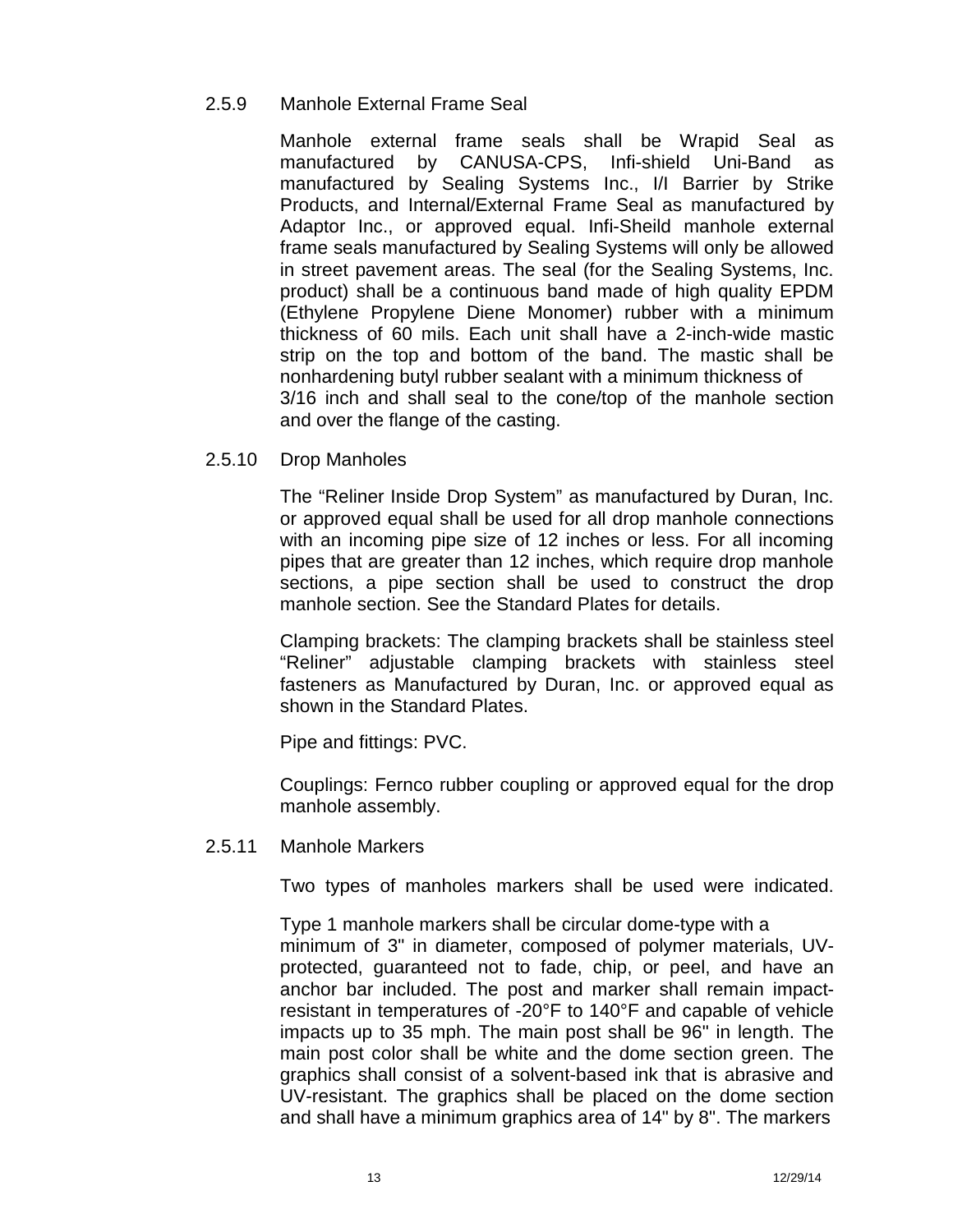### 2.5.9 Manhole External Frame Seal

Manhole external frame seals shall be Wrapid Seal as manufactured by CANUSA-CPS, Infi-shield Uni-Band as manufactured by Sealing Systems Inc., I/I Barrier by Strike Products, and Internal/External Frame Seal as manufactured by Adaptor Inc., or approved equal. Infi-Sheild manhole external frame seals manufactured by Sealing Systems will only be allowed in street pavement areas. The seal (for the Sealing Systems, Inc. product) shall be a continuous band made of high quality EPDM (Ethylene Propylene Diene Monomer) rubber with a minimum thickness of 60 mils. Each unit shall have a 2-inch-wide mastic strip on the top and bottom of the band. The mastic shall be nonhardening butyl rubber sealant with a minimum thickness of 3/16 inch and shall seal to the cone/top of the manhole section and over the flange of the casting.

### 2.5.10 Drop Manholes

The "Reliner Inside Drop System" as manufactured by Duran, Inc. or approved equal shall be used for all drop manhole connections with an incoming pipe size of 12 inches or less. For all incoming pipes that are greater than 12 inches, which require drop manhole sections, a pipe section shall be used to construct the drop manhole section. See the Standard Plates for details.

Clamping brackets: The clamping brackets shall be stainless steel "Reliner" adjustable clamping brackets with stainless steel fasteners as Manufactured by Duran, Inc. or approved equal as shown in the Standard Plates.

Pipe and fittings: PVC.

Couplings: Fernco rubber coupling or approved equal for the drop manhole assembly.

### 2.5.11 Manhole Markers

Two types of manholes markers shall be used were indicated.

Type 1 manhole markers shall be circular dome-type with a minimum of 3" in diameter, composed of polymer materials, UV-protected, guaranteed not to fade, chip, or peel, and have an anchor bar included. The post and marker shall remain impact-resistant in temperatures of -20°F to 140°F and capable of vehicle impacts up to 35 mph. The main post shall be 96" in length. The main post color shall be white and the dome section green. The graphics shall consist of a solvent-based ink that is abrasive and UV-resistant. The graphics shall be placed on the dome section and shall have a minimum graphics area of 14" by 8". The markers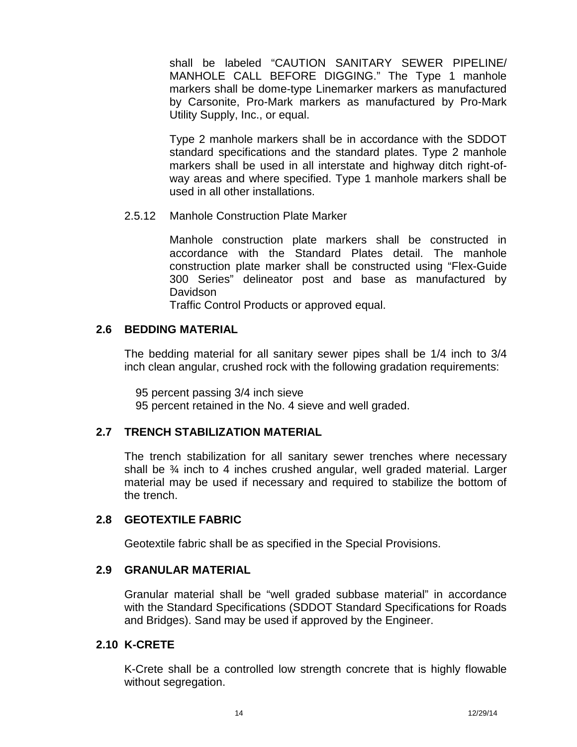shall be labeled "CAUTION SANITARY SEWER PIPELINE/ MANHOLE CALL BEFORE DIGGING." The Type 1 manhole markers shall be dome-type Linemarker markers as manufactured by Carsonite, Pro-Mark markers as manufactured by Pro-Mark Utility Supply, Inc., or equal.

Type 2 manhole markers shall be in accordance with the SDDOT standard specifications and the standard plates. Type 2 manhole markers shall be used in all interstate and highway ditch right-of-way areas and where specified. Type 1 manhole markers shall be used in all other installations.

2.5.12 Manhole Construction Plate Marker

Manhole construction plate markers shall be constructed in accordance with the Standard Plates detail. The manhole construction plate marker shall be constructed using "Flex-Guide 300 Series" delineator post and base as manufactured by Davidson
Traffic Control Products or approved equal.

## 2.6 BEDDING MATERIAL

The bedding material for all sanitary sewer pipes shall be 1/4 inch to 3/4 inch clean angular, crushed rock with the following gradation requirements:

95 percent passing 3/4 inch sieve
95 percent retained in the No. 4 sieve and well graded.

## 2.7 TRENCH STABILIZATION MATERIAL

The trench stabilization for all sanitary sewer trenches where necessary shall be ¾ inch to 4 inches crushed angular, well graded material. Larger material may be used if necessary and required to stabilize the bottom of the trench.

## 2.8 GEOTEXTILE FABRIC

Geotextile fabric shall be as specified in the Special Provisions.

## 2.9 GRANULAR MATERIAL

Granular material shall be "well graded subbase material" in accordance with the Standard Specifications (SDDOT Standard Specifications for Roads and Bridges). Sand may be used if approved by the Engineer.

## 2.10 K-CRETE

K-Crete shall be a controlled low strength concrete that is highly flowable without segregation.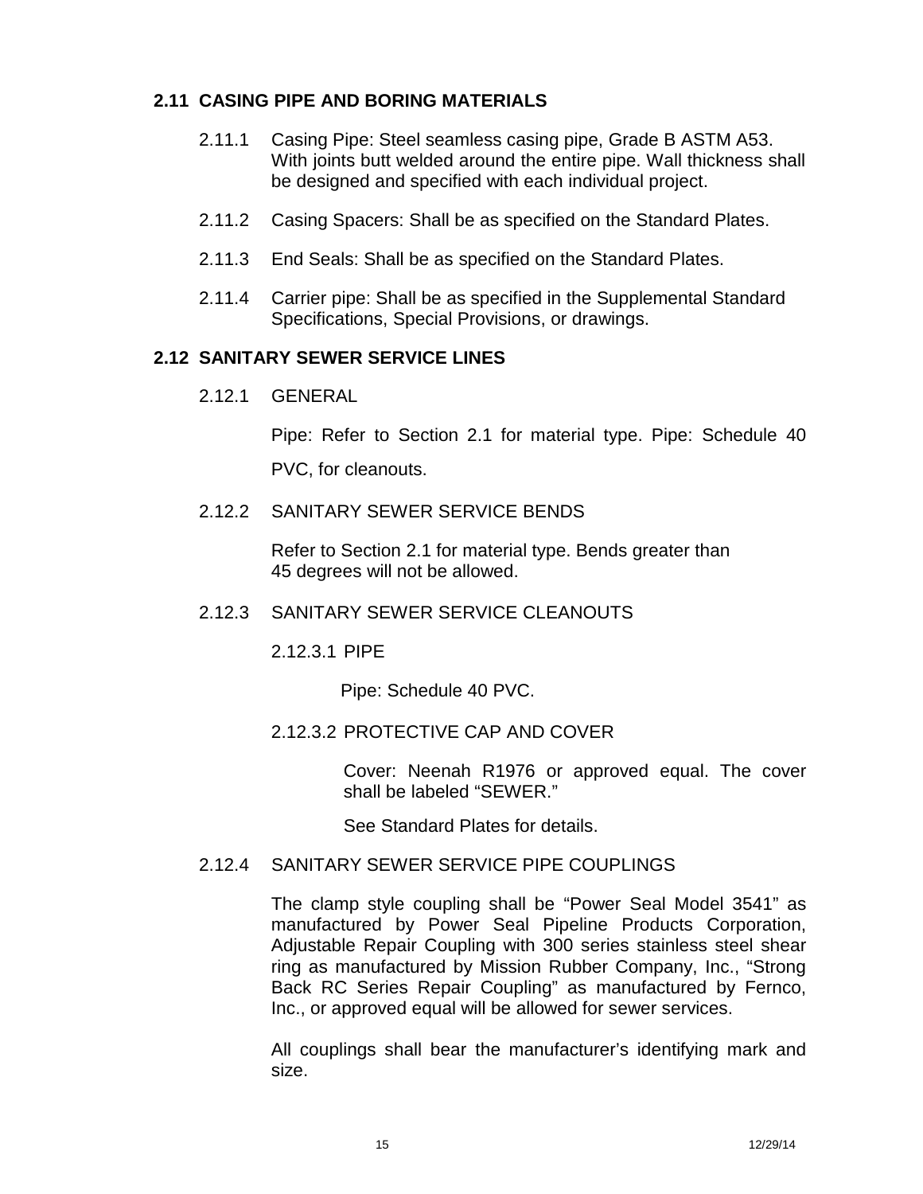## 2.11 CASING PIPE AND BORING MATERIALS

2.11.1 Casing Pipe: Steel seamless casing pipe, Grade B ASTM A53. With joints butt welded around the entire pipe. Wall thickness shall be designed and specified with each individual project.

2.11.2 Casing Spacers: Shall be as specified on the Standard Plates.

2.11.3 End Seals: Shall be as specified on the Standard Plates.

2.11.4 Carrier pipe: Shall be as specified in the Supplemental Standard Specifications, Special Provisions, or drawings.

## 2.12 SANITARY SEWER SERVICE LINES

### 2.12.1 GENERAL

Pipe: Refer to Section 2.1 for material type. Pipe: Schedule 40 PVC, for cleanouts.

### 2.12.2 SANITARY SEWER SERVICE BENDS

Refer to Section 2.1 for material type. Bends greater than 45 degrees will not be allowed.

### 2.12.3 SANITARY SEWER SERVICE CLEANOUTS

#### 2.12.3.1 PIPE

Pipe: Schedule 40 PVC.

#### 2.12.3.2 PROTECTIVE CAP AND COVER

Cover: Neenah R1976 or approved equal. The cover shall be labeled "SEWER."

See Standard Plates for details.

### 2.12.4 SANITARY SEWER SERVICE PIPE COUPLINGS

The clamp style coupling shall be "Power Seal Model 3541" as manufactured by Power Seal Pipeline Products Corporation, Adjustable Repair Coupling with 300 series stainless steel shear ring as manufactured by Mission Rubber Company, Inc., "Strong Back RC Series Repair Coupling" as manufactured by Fernco, Inc., or approved equal will be allowed for sewer services.

All couplings shall bear the manufacturer's identifying mark and size.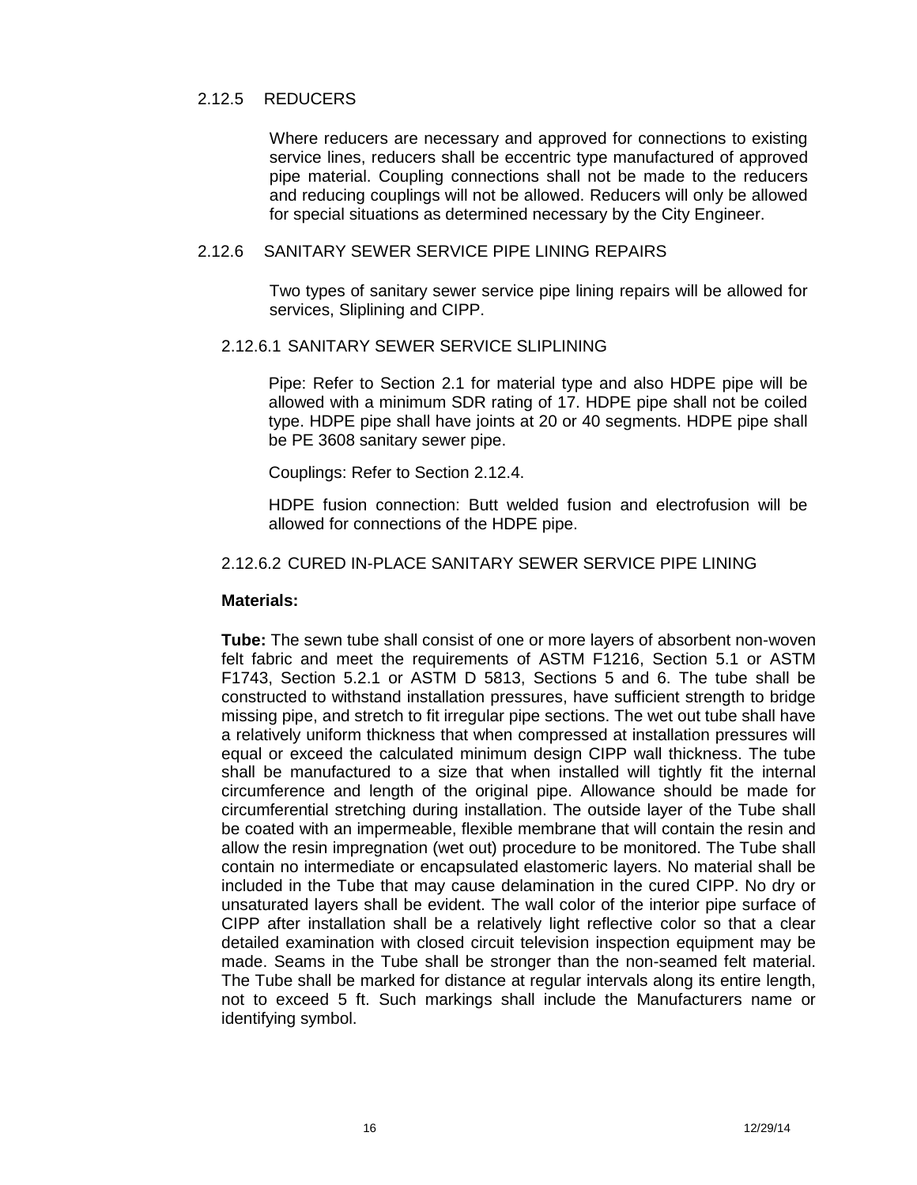### 2.12.5 REDUCERS

Where reducers are necessary and approved for connections to existing service lines, reducers shall be eccentric type manufactured of approved pipe material. Coupling connections shall not be made to the reducers and reducing couplings will not be allowed. Reducers will only be allowed for special situations as determined necessary by the City Engineer.

### 2.12.6 SANITARY SEWER SERVICE PIPE LINING REPAIRS

Two types of sanitary sewer service pipe lining repairs will be allowed for services, Sliplining and CIPP.

#### 2.12.6.1 SANITARY SEWER SERVICE SLIPLINING

Pipe: Refer to Section 2.1 for material type and also HDPE pipe will be allowed with a minimum SDR rating of 17. HDPE pipe shall not be coiled type. HDPE pipe shall have joints at 20 or 40 segments. HDPE pipe shall be PE 3608 sanitary sewer pipe.

Couplings: Refer to Section 2.12.4.

HDPE fusion connection: Butt welded fusion and electrofusion will be allowed for connections of the HDPE pipe.

#### 2.12.6.2 CURED IN-PLACE SANITARY SEWER SERVICE PIPE LINING

**Materials:**

**Tube:** The sewn tube shall consist of one or more layers of absorbent non-woven felt fabric and meet the requirements of ASTM F1216, Section 5.1 or ASTM F1743, Section 5.2.1 or ASTM D 5813, Sections 5 and 6. The tube shall be constructed to withstand installation pressures, have sufficient strength to bridge missing pipe, and stretch to fit irregular pipe sections. The wet out tube shall have a relatively uniform thickness that when compressed at installation pressures will equal or exceed the calculated minimum design CIPP wall thickness. The tube shall be manufactured to a size that when installed will tightly fit the internal circumference and length of the original pipe. Allowance should be made for circumferential stretching during installation. The outside layer of the Tube shall be coated with an impermeable, flexible membrane that will contain the resin and allow the resin impregnation (wet out) procedure to be monitored. The Tube shall contain no intermediate or encapsulated elastomeric layers. No material shall be included in the Tube that may cause delamination in the cured CIPP. No dry or unsaturated layers shall be evident. The wall color of the interior pipe surface of CIPP after installation shall be a relatively light reflective color so that a clear detailed examination with closed circuit television inspection equipment may be made. Seams in the Tube shall be stronger than the non-seamed felt material. The Tube shall be marked for distance at regular intervals along its entire length, not to exceed 5 ft. Such markings shall include the Manufacturers name or identifying symbol.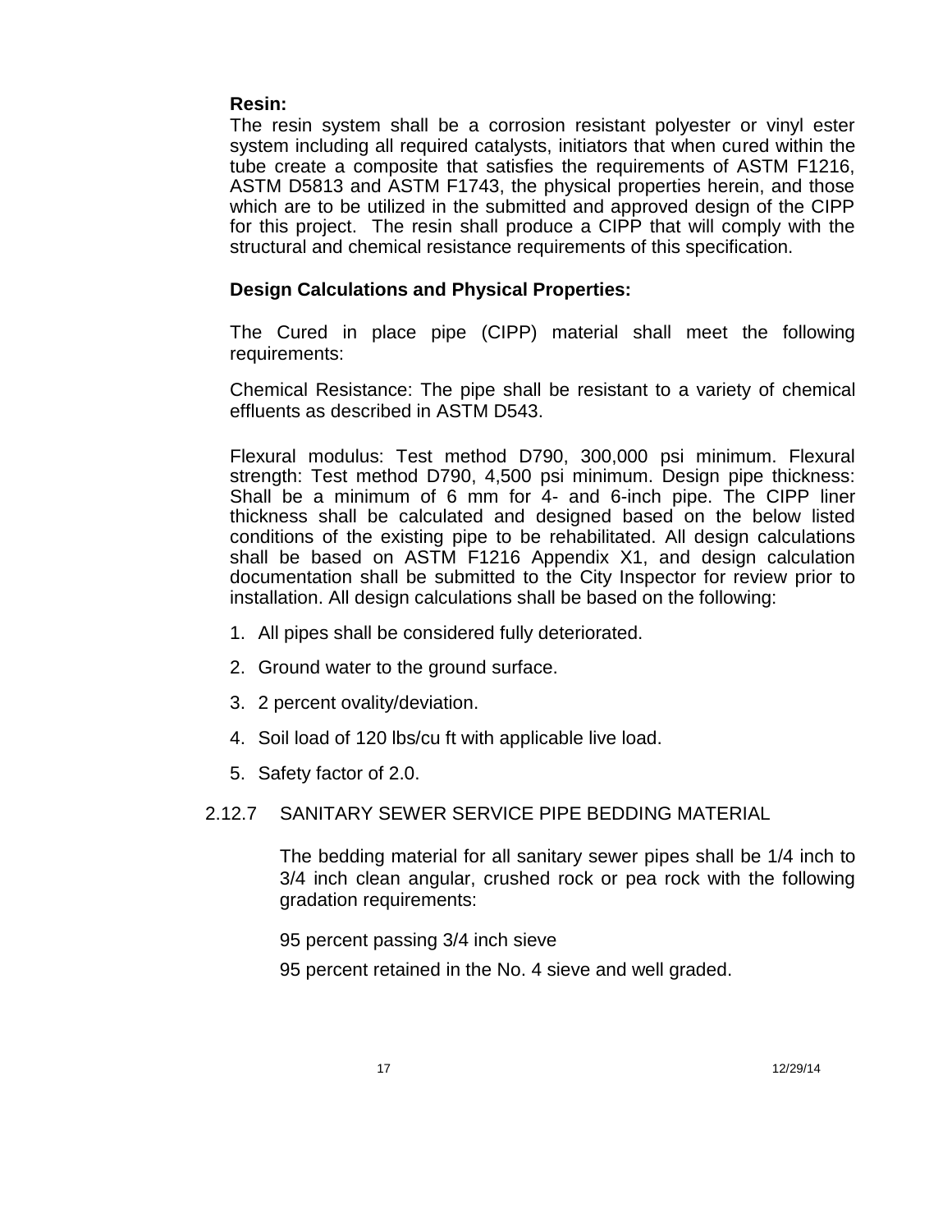**Resin:**

The resin system shall be a corrosion resistant polyester or vinyl ester system including all required catalysts, initiators that when cured within the tube create a composite that satisfies the requirements of ASTM F1216, ASTM D5813 and ASTM F1743, the physical properties herein, and those which are to be utilized in the submitted and approved design of the CIPP for this project. The resin shall produce a CIPP that will comply with the structural and chemical resistance requirements of this specification.

**Design Calculations and Physical Properties:**

The Cured in place pipe (CIPP) material shall meet the following requirements:

Chemical Resistance: The pipe shall be resistant to a variety of chemical effluents as described in ASTM D543.

Flexural modulus: Test method D790, 300,000 psi minimum. Flexural strength: Test method D790, 4,500 psi minimum. Design pipe thickness: Shall be a minimum of 6 mm for 4- and 6-inch pipe. The CIPP liner thickness shall be calculated and designed based on the below listed conditions of the existing pipe to be rehabilitated. All design calculations shall be based on ASTM F1216 Appendix X1, and design calculation documentation shall be submitted to the City Inspector for review prior to installation. All design calculations shall be based on the following:

1. All pipes shall be considered fully deteriorated.
2. Ground water to the ground surface.
3. 2 percent ovality/deviation.
4. Soil load of 120 lbs/cu ft with applicable live load.
5. Safety factor of 2.0.

2.12.7 SANITARY SEWER SERVICE PIPE BEDDING MATERIAL

The bedding material for all sanitary sewer pipes shall be 1/4 inch to 3/4 inch clean angular, crushed rock or pea rock with the following gradation requirements:

95 percent passing 3/4 inch sieve

95 percent retained in the No. 4 sieve and well graded.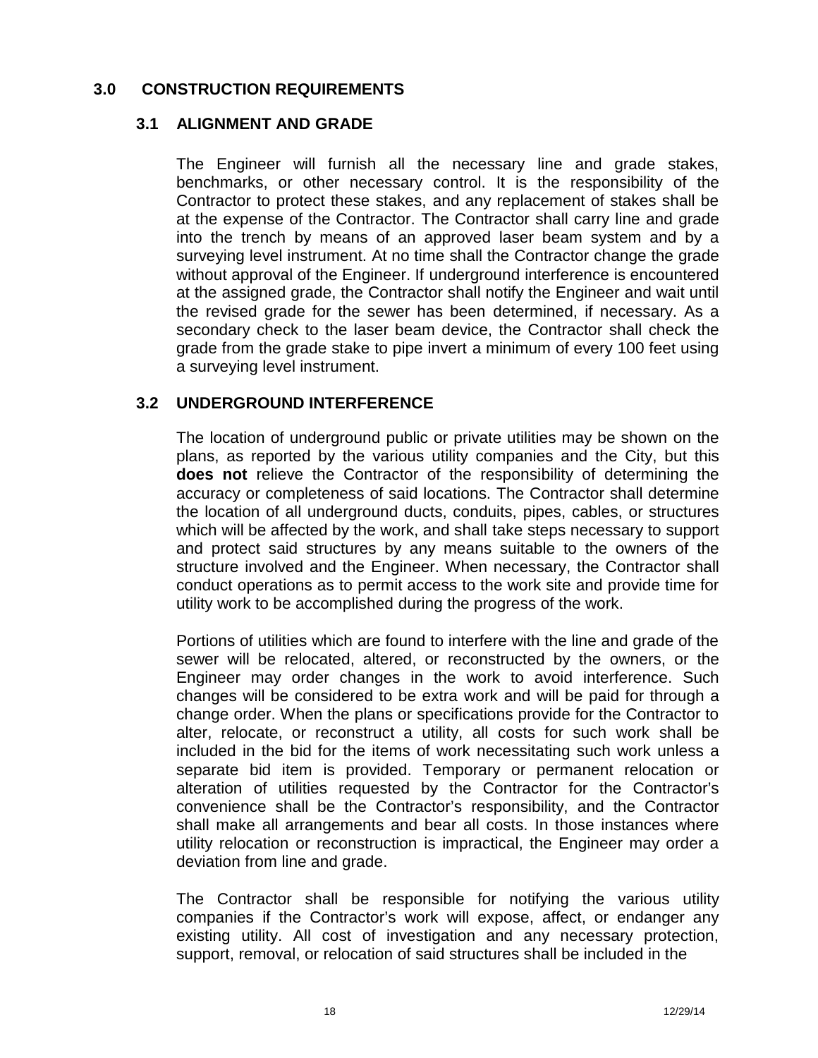## 3.0 CONSTRUCTION REQUIREMENTS

### 3.1 ALIGNMENT AND GRADE

The Engineer will furnish all the necessary line and grade stakes, benchmarks, or other necessary control. It is the responsibility of the Contractor to protect these stakes, and any replacement of stakes shall be at the expense of the Contractor. The Contractor shall carry line and grade into the trench by means of an approved laser beam system and by a surveying level instrument. At no time shall the Contractor change the grade without approval of the Engineer. If underground interference is encountered at the assigned grade, the Contractor shall notify the Engineer and wait until the revised grade for the sewer has been determined, if necessary. As a secondary check to the laser beam device, the Contractor shall check the grade from the grade stake to pipe invert a minimum of every 100 feet using a surveying level instrument.

### 3.2 UNDERGROUND INTERFERENCE

The location of underground public or private utilities may be shown on the plans, as reported by the various utility companies and the City, but this **does not** relieve the Contractor of the responsibility of determining the accuracy or completeness of said locations. The Contractor shall determine the location of all underground ducts, conduits, pipes, cables, or structures which will be affected by the work, and shall take steps necessary to support and protect said structures by any means suitable to the owners of the structure involved and the Engineer. When necessary, the Contractor shall conduct operations as to permit access to the work site and provide time for utility work to be accomplished during the progress of the work.

Portions of utilities which are found to interfere with the line and grade of the sewer will be relocated, altered, or reconstructed by the owners, or the Engineer may order changes in the work to avoid interference. Such changes will be considered to be extra work and will be paid for through a change order. When the plans or specifications provide for the Contractor to alter, relocate, or reconstruct a utility, all costs for such work shall be included in the bid for the items of work necessitating such work unless a separate bid item is provided. Temporary or permanent relocation or alteration of utilities requested by the Contractor for the Contractor's convenience shall be the Contractor's responsibility, and the Contractor shall make all arrangements and bear all costs. In those instances where utility relocation or reconstruction is impractical, the Engineer may order a deviation from line and grade.

The Contractor shall be responsible for notifying the various utility companies if the Contractor's work will expose, affect, or endanger any existing utility. All cost of investigation and any necessary protection, support, removal, or relocation of said structures shall be included in the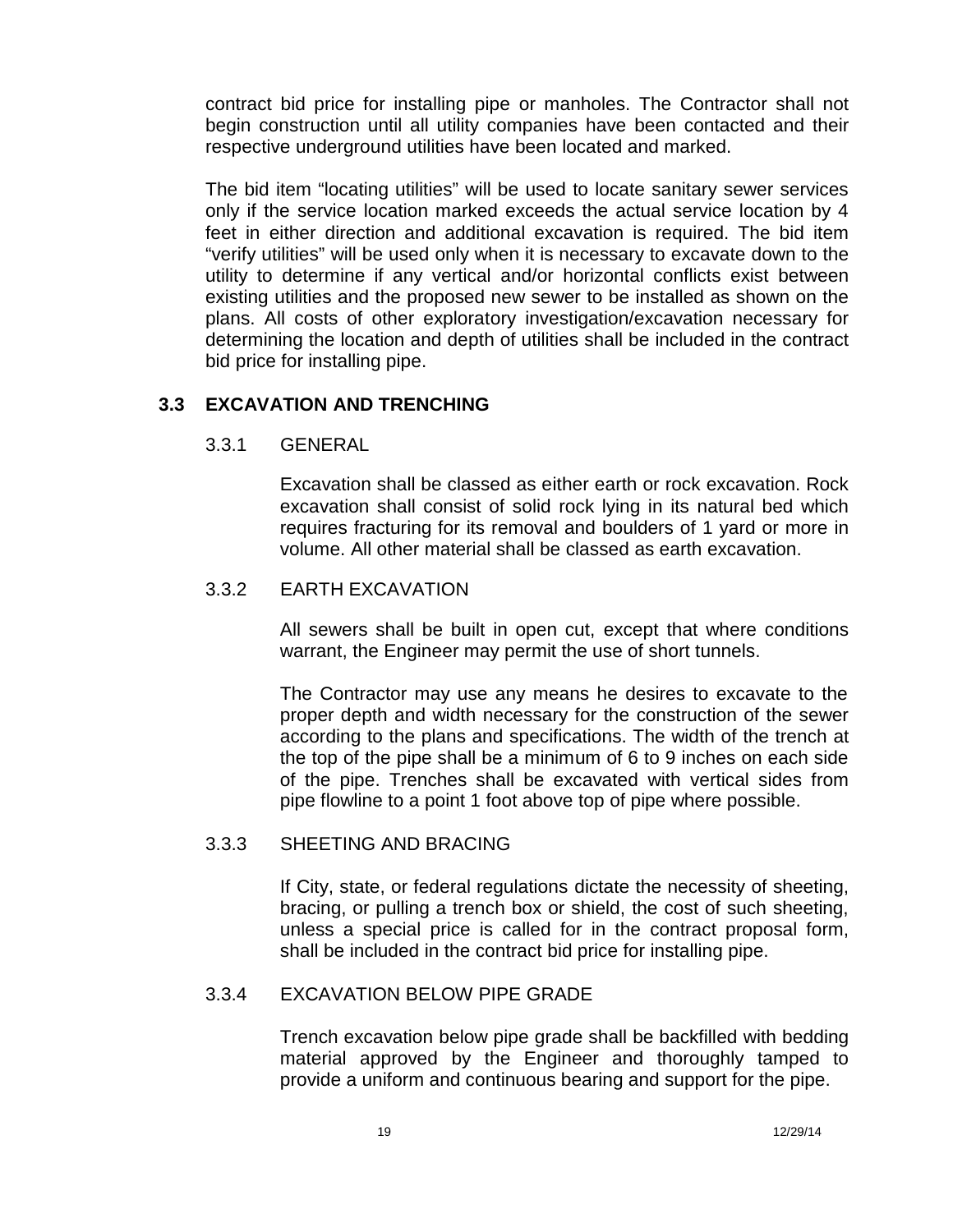contract bid price for installing pipe or manholes. The Contractor shall not begin construction until all utility companies have been contacted and their respective underground utilities have been located and marked.

The bid item "locating utilities" will be used to locate sanitary sewer services only if the service location marked exceeds the actual service location by 4 feet in either direction and additional excavation is required. The bid item "verify utilities" will be used only when it is necessary to excavate down to the utility to determine if any vertical and/or horizontal conflicts exist between existing utilities and the proposed new sewer to be installed as shown on the plans. All costs of other exploratory investigation/excavation necessary for determining the location and depth of utilities shall be included in the contract bid price for installing pipe.

## 3.3 EXCAVATION AND TRENCHING

### 3.3.1 GENERAL

Excavation shall be classed as either earth or rock excavation. Rock excavation shall consist of solid rock lying in its natural bed which requires fracturing for its removal and boulders of 1 yard or more in volume. All other material shall be classed as earth excavation.

### 3.3.2 EARTH EXCAVATION

All sewers shall be built in open cut, except that where conditions warrant, the Engineer may permit the use of short tunnels.

The Contractor may use any means he desires to excavate to the proper depth and width necessary for the construction of the sewer according to the plans and specifications. The width of the trench at the top of the pipe shall be a minimum of 6 to 9 inches on each side of the pipe. Trenches shall be excavated with vertical sides from pipe flowline to a point 1 foot above top of pipe where possible.

### 3.3.3 SHEETING AND BRACING

If City, state, or federal regulations dictate the necessity of sheeting, bracing, or pulling a trench box or shield, the cost of such sheeting, unless a special price is called for in the contract proposal form, shall be included in the contract bid price for installing pipe.

### 3.3.4 EXCAVATION BELOW PIPE GRADE

Trench excavation below pipe grade shall be backfilled with bedding material approved by the Engineer and thoroughly tamped to provide a uniform and continuous bearing and support for the pipe.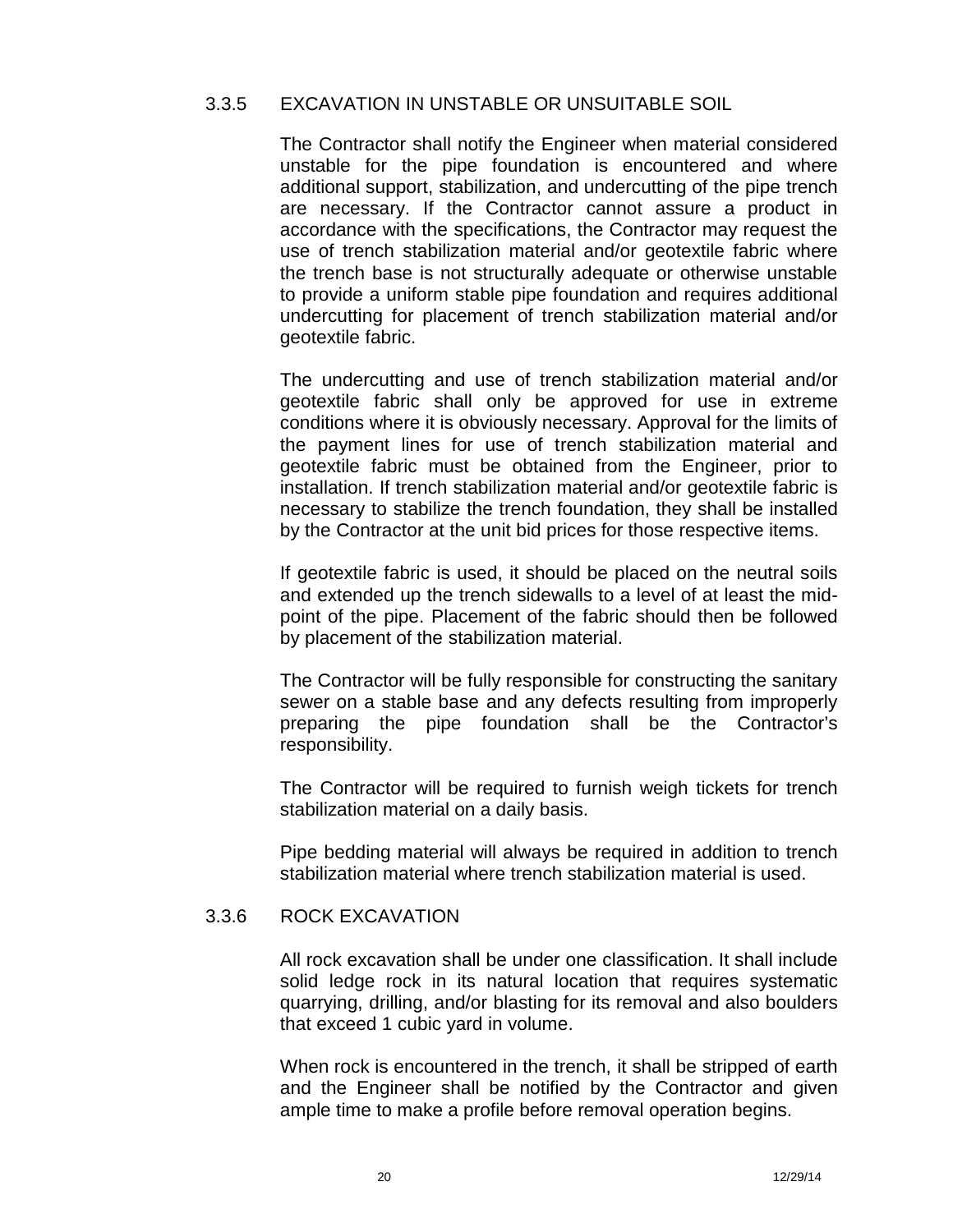### 3.3.5 EXCAVATION IN UNSTABLE OR UNSUITABLE SOIL

The Contractor shall notify the Engineer when material considered unstable for the pipe foundation is encountered and where additional support, stabilization, and undercutting of the pipe trench are necessary. If the Contractor cannot assure a product in accordance with the specifications, the Contractor may request the use of trench stabilization material and/or geotextile fabric where the trench base is not structurally adequate or otherwise unstable to provide a uniform stable pipe foundation and requires additional undercutting for placement of trench stabilization material and/or geotextile fabric.

The undercutting and use of trench stabilization material and/or geotextile fabric shall only be approved for use in extreme conditions where it is obviously necessary. Approval for the limits of the payment lines for use of trench stabilization material and geotextile fabric must be obtained from the Engineer, prior to installation. If trench stabilization material and/or geotextile fabric is necessary to stabilize the trench foundation, they shall be installed by the Contractor at the unit bid prices for those respective items.

If geotextile fabric is used, it should be placed on the neutral soils and extended up the trench sidewalls to a level of at least the mid-point of the pipe. Placement of the fabric should then be followed by placement of the stabilization material.

The Contractor will be fully responsible for constructing the sanitary sewer on a stable base and any defects resulting from improperly preparing the pipe foundation shall be the Contractor's responsibility.

The Contractor will be required to furnish weigh tickets for trench stabilization material on a daily basis.

Pipe bedding material will always be required in addition to trench stabilization material where trench stabilization material is used.

### 3.3.6 ROCK EXCAVATION

All rock excavation shall be under one classification. It shall include solid ledge rock in its natural location that requires systematic quarrying, drilling, and/or blasting for its removal and also boulders that exceed 1 cubic yard in volume.

When rock is encountered in the trench, it shall be stripped of earth and the Engineer shall be notified by the Contractor and given ample time to make a profile before removal operation begins.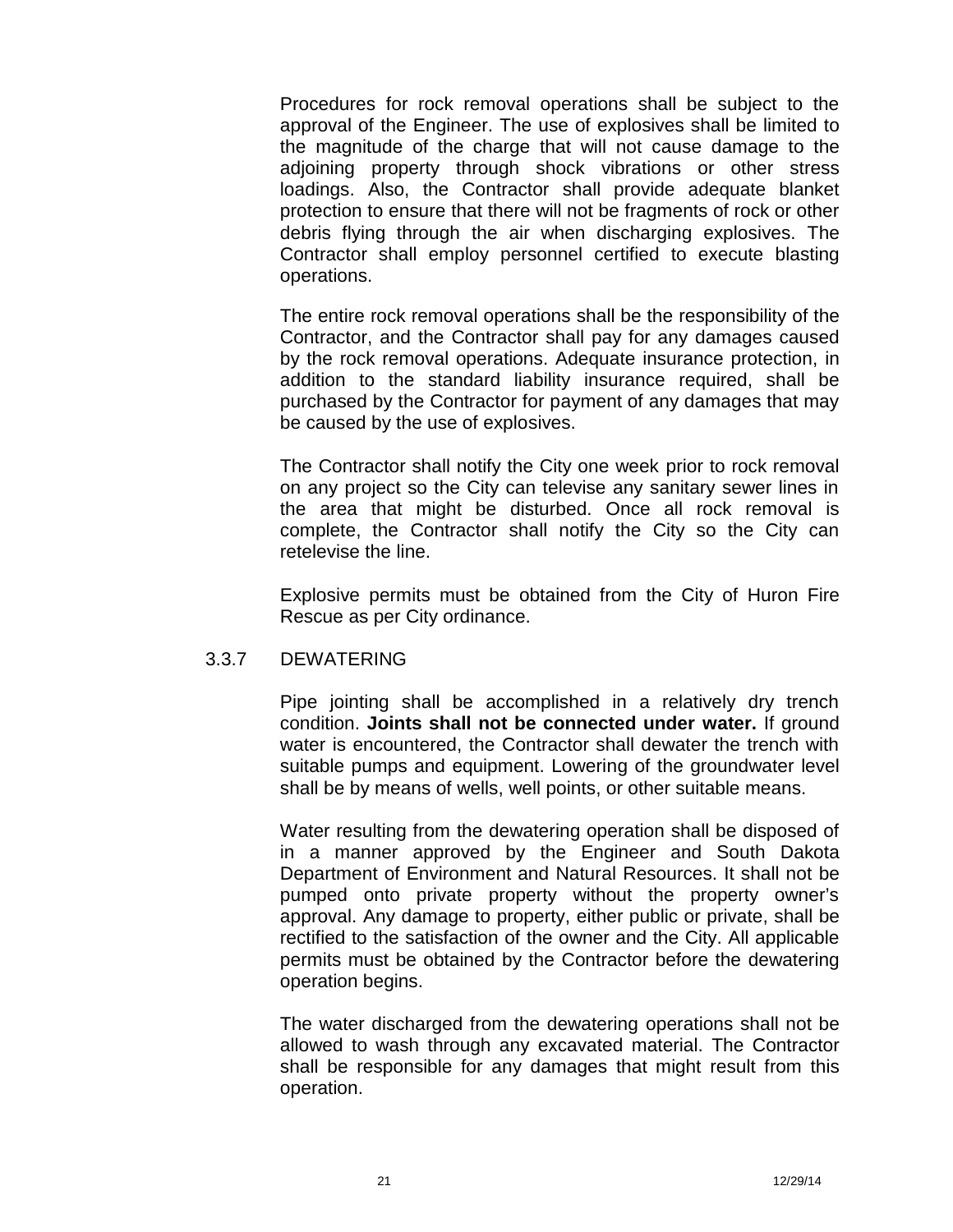Procedures for rock removal operations shall be subject to the approval of the Engineer. The use of explosives shall be limited to the magnitude of the charge that will not cause damage to the adjoining property through shock vibrations or other stress loadings. Also, the Contractor shall provide adequate blanket protection to ensure that there will not be fragments of rock or other debris flying through the air when discharging explosives. The Contractor shall employ personnel certified to execute blasting operations.

The entire rock removal operations shall be the responsibility of the Contractor, and the Contractor shall pay for any damages caused by the rock removal operations. Adequate insurance protection, in addition to the standard liability insurance required, shall be purchased by the Contractor for payment of any damages that may be caused by the use of explosives.

The Contractor shall notify the City one week prior to rock removal on any project so the City can televise any sanitary sewer lines in the area that might be disturbed. Once all rock removal is complete, the Contractor shall notify the City so the City can retelevise the line.

Explosive permits must be obtained from the City of Huron Fire Rescue as per City ordinance.

### 3.3.7 DEWATERING

Pipe jointing shall be accomplished in a relatively dry trench condition. **Joints shall not be connected under water.** If ground water is encountered, the Contractor shall dewater the trench with suitable pumps and equipment. Lowering of the groundwater level shall be by means of wells, well points, or other suitable means.

Water resulting from the dewatering operation shall be disposed of in a manner approved by the Engineer and South Dakota Department of Environment and Natural Resources. It shall not be pumped onto private property without the property owner's approval. Any damage to property, either public or private, shall be rectified to the satisfaction of the owner and the City. All applicable permits must be obtained by the Contractor before the dewatering operation begins.

The water discharged from the dewatering operations shall not be allowed to wash through any excavated material. The Contractor shall be responsible for any damages that might result from this operation.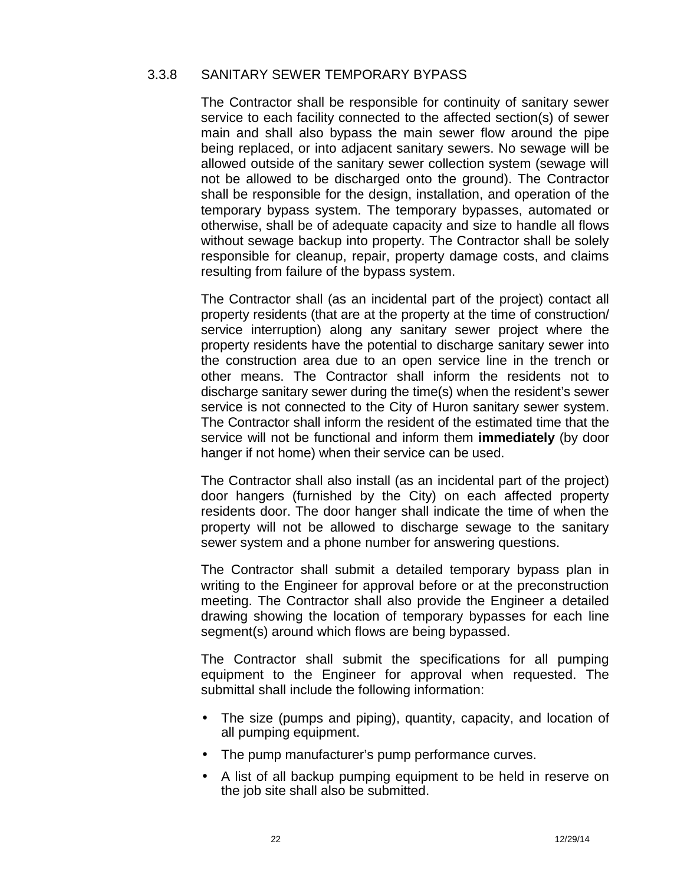### 3.3.8 SANITARY SEWER TEMPORARY BYPASS

The Contractor shall be responsible for continuity of sanitary sewer service to each facility connected to the affected section(s) of sewer main and shall also bypass the main sewer flow around the pipe being replaced, or into adjacent sanitary sewers. No sewage will be allowed outside of the sanitary sewer collection system (sewage will not be allowed to be discharged onto the ground). The Contractor shall be responsible for the design, installation, and operation of the temporary bypass system. The temporary bypasses, automated or otherwise, shall be of adequate capacity and size to handle all flows without sewage backup into property. The Contractor shall be solely responsible for cleanup, repair, property damage costs, and claims resulting from failure of the bypass system.

The Contractor shall (as an incidental part of the project) contact all property residents (that are at the property at the time of construction/ service interruption) along any sanitary sewer project where the property residents have the potential to discharge sanitary sewer into the construction area due to an open service line in the trench or other means. The Contractor shall inform the residents not to discharge sanitary sewer during the time(s) when the resident's sewer service is not connected to the City of Huron sanitary sewer system. The Contractor shall inform the resident of the estimated time that the service will not be functional and inform them **immediately** (by door hanger if not home) when their service can be used.

The Contractor shall also install (as an incidental part of the project) door hangers (furnished by the City) on each affected property residents door. The door hanger shall indicate the time of when the property will not be allowed to discharge sewage to the sanitary sewer system and a phone number for answering questions.

The Contractor shall submit a detailed temporary bypass plan in writing to the Engineer for approval before or at the preconstruction meeting. The Contractor shall also provide the Engineer a detailed drawing showing the location of temporary bypasses for each line segment(s) around which flows are being bypassed.

The Contractor shall submit the specifications for all pumping equipment to the Engineer for approval when requested. The submittal shall include the following information:

- The size (pumps and piping), quantity, capacity, and location of all pumping equipment.
- The pump manufacturer's pump performance curves.
- A list of all backup pumping equipment to be held in reserve on the job site shall also be submitted.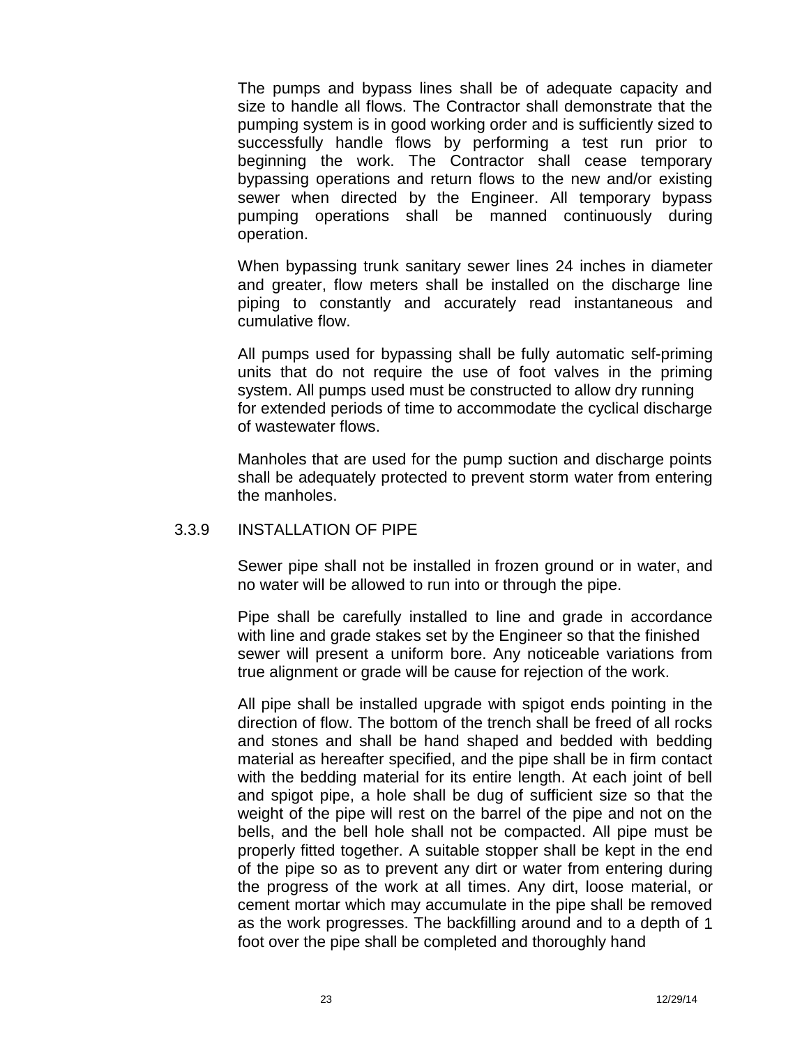The pumps and bypass lines shall be of adequate capacity and size to handle all flows. The Contractor shall demonstrate that the pumping system is in good working order and is sufficiently sized to successfully handle flows by performing a test run prior to beginning the work. The Contractor shall cease temporary bypassing operations and return flows to the new and/or existing sewer when directed by the Engineer. All temporary bypass pumping operations shall be manned continuously during operation.

When bypassing trunk sanitary sewer lines 24 inches in diameter and greater, flow meters shall be installed on the discharge line piping to constantly and accurately read instantaneous and cumulative flow.

All pumps used for bypassing shall be fully automatic self-priming units that do not require the use of foot valves in the priming system. All pumps used must be constructed to allow dry running for extended periods of time to accommodate the cyclical discharge of wastewater flows.

Manholes that are used for the pump suction and discharge points shall be adequately protected to prevent storm water from entering the manholes.

### 3.3.9 INSTALLATION OF PIPE

Sewer pipe shall not be installed in frozen ground or in water, and no water will be allowed to run into or through the pipe.

Pipe shall be carefully installed to line and grade in accordance with line and grade stakes set by the Engineer so that the finished sewer will present a uniform bore. Any noticeable variations from true alignment or grade will be cause for rejection of the work.

All pipe shall be installed upgrade with spigot ends pointing in the direction of flow. The bottom of the trench shall be freed of all rocks and stones and shall be hand shaped and bedded with bedding material as hereafter specified, and the pipe shall be in firm contact with the bedding material for its entire length. At each joint of bell and spigot pipe, a hole shall be dug of sufficient size so that the weight of the pipe will rest on the barrel of the pipe and not on the bells, and the bell hole shall not be compacted. All pipe must be properly fitted together. A suitable stopper shall be kept in the end of the pipe so as to prevent any dirt or water from entering during the progress of the work at all times. Any dirt, loose material, or cement mortar which may accumulate in the pipe shall be removed as the work progresses. The backfilling around and to a depth of 1 foot over the pipe shall be completed and thoroughly hand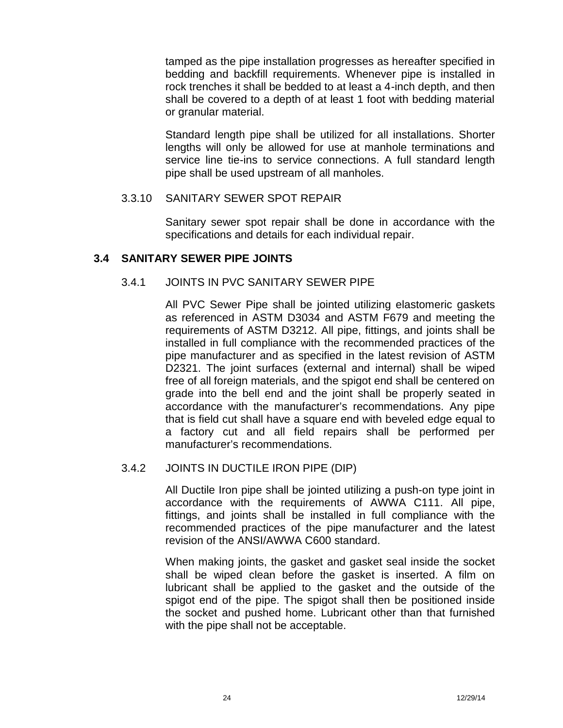tamped as the pipe installation progresses as hereafter specified in bedding and backfill requirements. Whenever pipe is installed in rock trenches it shall be bedded to at least a 4-inch depth, and then shall be covered to a depth of at least 1 foot with bedding material or granular material.

Standard length pipe shall be utilized for all installations. Shorter lengths will only be allowed for use at manhole terminations and service line tie-ins to service connections. A full standard length pipe shall be used upstream of all manholes.

#### 3.3.10 SANITARY SEWER SPOT REPAIR

Sanitary sewer spot repair shall be done in accordance with the specifications and details for each individual repair.

### 3.4 SANITARY SEWER PIPE JOINTS

#### 3.4.1 JOINTS IN PVC SANITARY SEWER PIPE

All PVC Sewer Pipe shall be jointed utilizing elastomeric gaskets as referenced in ASTM D3034 and ASTM F679 and meeting the requirements of ASTM D3212. All pipe, fittings, and joints shall be installed in full compliance with the recommended practices of the pipe manufacturer and as specified in the latest revision of ASTM D2321. The joint surfaces (external and internal) shall be wiped free of all foreign materials, and the spigot end shall be centered on grade into the bell end and the joint shall be properly seated in accordance with the manufacturer's recommendations. Any pipe that is field cut shall have a square end with beveled edge equal to a factory cut and all field repairs shall be performed per manufacturer's recommendations.

#### 3.4.2 JOINTS IN DUCTILE IRON PIPE (DIP)

All Ductile Iron pipe shall be jointed utilizing a push-on type joint in accordance with the requirements of AWWA C111. All pipe, fittings, and joints shall be installed in full compliance with the recommended practices of the pipe manufacturer and the latest revision of the ANSI/AWWA C600 standard.

When making joints, the gasket and gasket seal inside the socket shall be wiped clean before the gasket is inserted. A film on lubricant shall be applied to the gasket and the outside of the spigot end of the pipe. The spigot shall then be positioned inside the socket and pushed home. Lubricant other than that furnished with the pipe shall not be acceptable.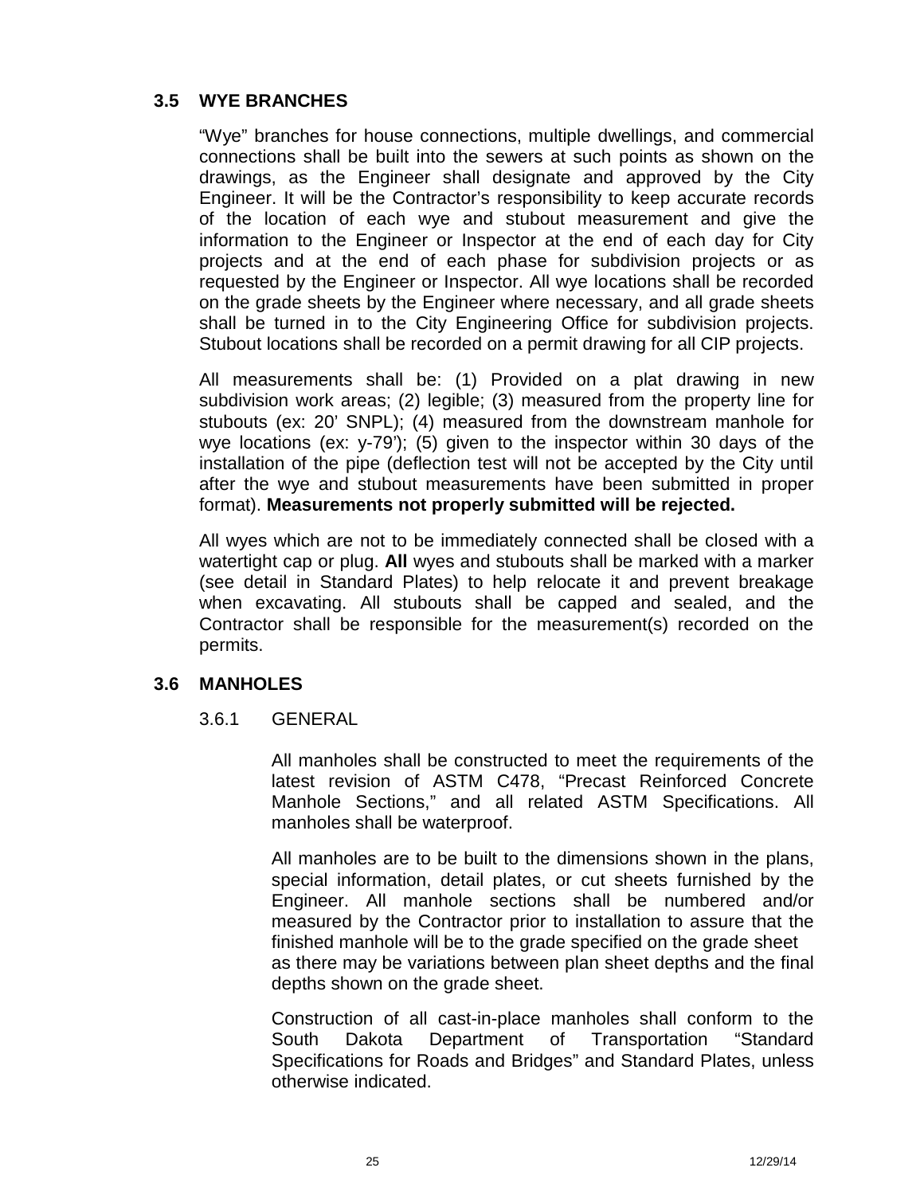## 3.5 WYE BRANCHES

"Wye" branches for house connections, multiple dwellings, and commercial connections shall be built into the sewers at such points as shown on the drawings, as the Engineer shall designate and approved by the City Engineer. It will be the Contractor's responsibility to keep accurate records of the location of each wye and stubout measurement and give the information to the Engineer or Inspector at the end of each day for City projects and at the end of each phase for subdivision projects or as requested by the Engineer or Inspector. All wye locations shall be recorded on the grade sheets by the Engineer where necessary, and all grade sheets shall be turned in to the City Engineering Office for subdivision projects. Stubout locations shall be recorded on a permit drawing for all CIP projects.

All measurements shall be: (1) Provided on a plat drawing in new subdivision work areas; (2) legible; (3) measured from the property line for stubouts (ex: 20' SNPL); (4) measured from the downstream manhole for wye locations (ex: y-79'); (5) given to the inspector within 30 days of the installation of the pipe (deflection test will not be accepted by the City until after the wye and stubout measurements have been submitted in proper format). **Measurements not properly submitted will be rejected.**

All wyes which are not to be immediately connected shall be closed with a watertight cap or plug. **All** wyes and stubouts shall be marked with a marker (see detail in Standard Plates) to help relocate it and prevent breakage when excavating. All stubouts shall be capped and sealed, and the Contractor shall be responsible for the measurement(s) recorded on the permits.

## 3.6 MANHOLES

### 3.6.1 GENERAL

All manholes shall be constructed to meet the requirements of the latest revision of ASTM C478, "Precast Reinforced Concrete Manhole Sections," and all related ASTM Specifications. All manholes shall be waterproof.

All manholes are to be built to the dimensions shown in the plans, special information, detail plates, or cut sheets furnished by the Engineer. All manhole sections shall be numbered and/or measured by the Contractor prior to installation to assure that the finished manhole will be to the grade specified on the grade sheet as there may be variations between plan sheet depths and the final depths shown on the grade sheet.

Construction of all cast-in-place manholes shall conform to the South Dakota Department of Transportation "Standard Specifications for Roads and Bridges" and Standard Plates, unless otherwise indicated.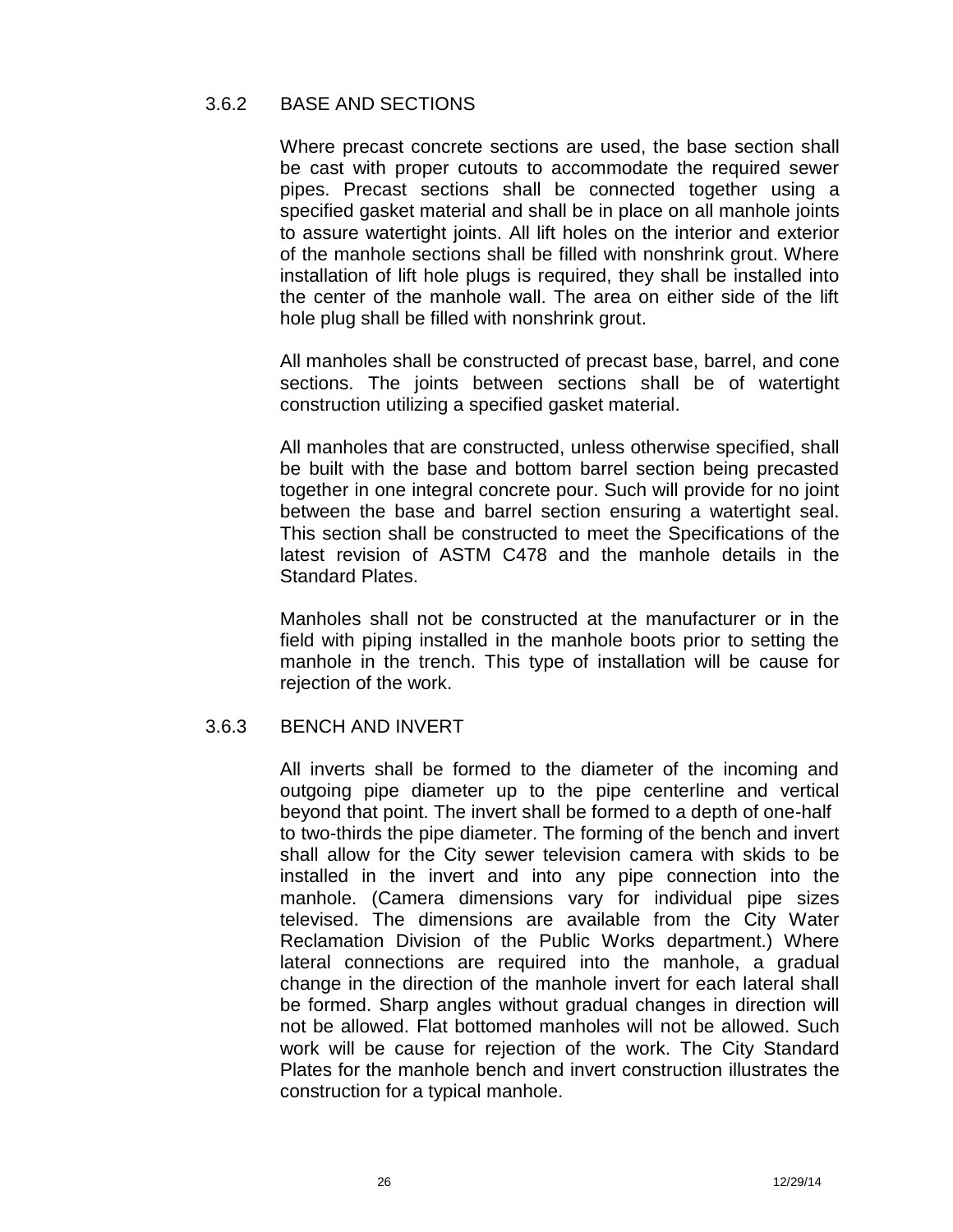### 3.6.2 BASE AND SECTIONS

Where precast concrete sections are used, the base section shall be cast with proper cutouts to accommodate the required sewer pipes. Precast sections shall be connected together using a specified gasket material and shall be in place on all manhole joints to assure watertight joints. All lift holes on the interior and exterior of the manhole sections shall be filled with nonshrink grout. Where installation of lift hole plugs is required, they shall be installed into the center of the manhole wall. The area on either side of the lift hole plug shall be filled with nonshrink grout.

All manholes shall be constructed of precast base, barrel, and cone sections. The joints between sections shall be of watertight construction utilizing a specified gasket material.

All manholes that are constructed, unless otherwise specified, shall be built with the base and bottom barrel section being precasted together in one integral concrete pour. Such will provide for no joint between the base and barrel section ensuring a watertight seal. This section shall be constructed to meet the Specifications of the latest revision of ASTM C478 and the manhole details in the Standard Plates.

Manholes shall not be constructed at the manufacturer or in the field with piping installed in the manhole boots prior to setting the manhole in the trench. This type of installation will be cause for rejection of the work.

### 3.6.3 BENCH AND INVERT

All inverts shall be formed to the diameter of the incoming and outgoing pipe diameter up to the pipe centerline and vertical beyond that point. The invert shall be formed to a depth of one-half to two-thirds the pipe diameter. The forming of the bench and invert shall allow for the City sewer television camera with skids to be installed in the invert and into any pipe connection into the manhole. (Camera dimensions vary for individual pipe sizes televised. The dimensions are available from the City Water Reclamation Division of the Public Works department.) Where lateral connections are required into the manhole, a gradual change in the direction of the manhole invert for each lateral shall be formed. Sharp angles without gradual changes in direction will not be allowed. Flat bottomed manholes will not be allowed. Such work will be cause for rejection of the work. The City Standard Plates for the manhole bench and invert construction illustrates the construction for a typical manhole.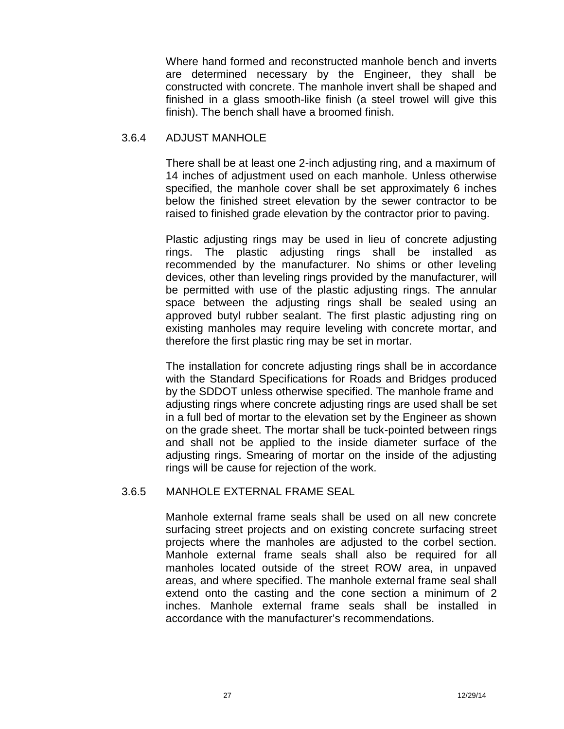Where hand formed and reconstructed manhole bench and inverts are determined necessary by the Engineer, they shall be constructed with concrete. The manhole invert shall be shaped and finished in a glass smooth-like finish (a steel trowel will give this finish). The bench shall have a broomed finish.

### 3.6.4 ADJUST MANHOLE

There shall be at least one 2-inch adjusting ring, and a maximum of 14 inches of adjustment used on each manhole. Unless otherwise specified, the manhole cover shall be set approximately 6 inches below the finished street elevation by the sewer contractor to be raised to finished grade elevation by the contractor prior to paving.

Plastic adjusting rings may be used in lieu of concrete adjusting rings. The plastic adjusting rings shall be installed as recommended by the manufacturer. No shims or other leveling devices, other than leveling rings provided by the manufacturer, will be permitted with use of the plastic adjusting rings. The annular space between the adjusting rings shall be sealed using an approved butyl rubber sealant. The first plastic adjusting ring on existing manholes may require leveling with concrete mortar, and therefore the first plastic ring may be set in mortar.

The installation for concrete adjusting rings shall be in accordance with the Standard Specifications for Roads and Bridges produced by the SDDOT unless otherwise specified. The manhole frame and adjusting rings where concrete adjusting rings are used shall be set in a full bed of mortar to the elevation set by the Engineer as shown on the grade sheet. The mortar shall be tuck-pointed between rings and shall not be applied to the inside diameter surface of the adjusting rings. Smearing of mortar on the inside of the adjusting rings will be cause for rejection of the work.

### 3.6.5 MANHOLE EXTERNAL FRAME SEAL

Manhole external frame seals shall be used on all new concrete surfacing street projects and on existing concrete surfacing street projects where the manholes are adjusted to the corbel section. Manhole external frame seals shall also be required for all manholes located outside of the street ROW area, in unpaved areas, and where specified. The manhole external frame seal shall extend onto the casting and the cone section a minimum of 2 inches. Manhole external frame seals shall be installed in accordance with the manufacturer's recommendations.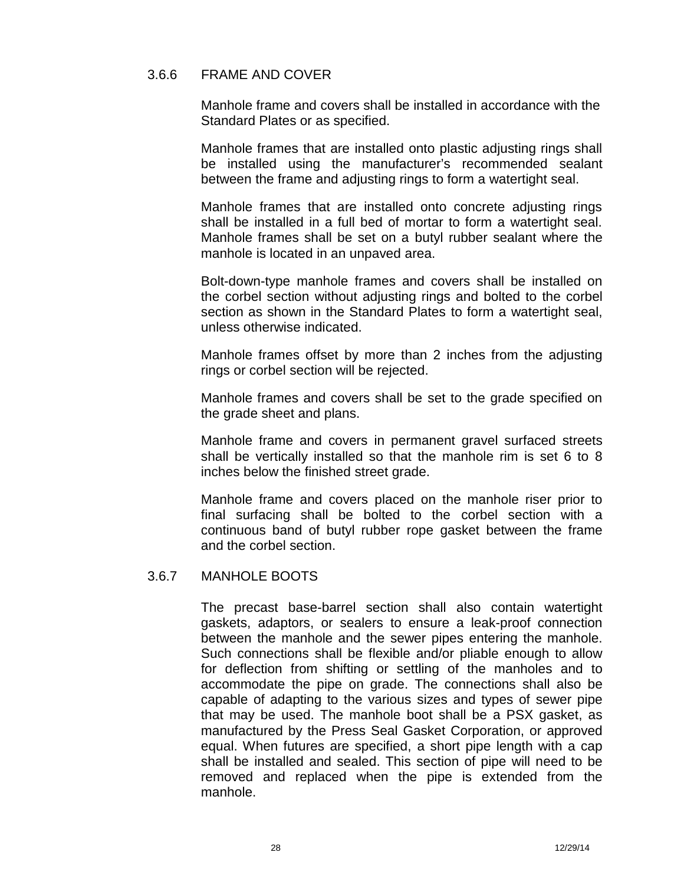### 3.6.6 FRAME AND COVER

Manhole frame and covers shall be installed in accordance with the Standard Plates or as specified.

Manhole frames that are installed onto plastic adjusting rings shall be installed using the manufacturer's recommended sealant between the frame and adjusting rings to form a watertight seal.

Manhole frames that are installed onto concrete adjusting rings shall be installed in a full bed of mortar to form a watertight seal. Manhole frames shall be set on a butyl rubber sealant where the manhole is located in an unpaved area.

Bolt-down-type manhole frames and covers shall be installed on the corbel section without adjusting rings and bolted to the corbel section as shown in the Standard Plates to form a watertight seal, unless otherwise indicated.

Manhole frames offset by more than 2 inches from the adjusting rings or corbel section will be rejected.

Manhole frames and covers shall be set to the grade specified on the grade sheet and plans.

Manhole frame and covers in permanent gravel surfaced streets shall be vertically installed so that the manhole rim is set 6 to 8 inches below the finished street grade.

Manhole frame and covers placed on the manhole riser prior to final surfacing shall be bolted to the corbel section with a continuous band of butyl rubber rope gasket between the frame and the corbel section.

### 3.6.7 MANHOLE BOOTS

The precast base-barrel section shall also contain watertight gaskets, adaptors, or sealers to ensure a leak-proof connection between the manhole and the sewer pipes entering the manhole. Such connections shall be flexible and/or pliable enough to allow for deflection from shifting or settling of the manholes and to accommodate the pipe on grade. The connections shall also be capable of adapting to the various sizes and types of sewer pipe that may be used. The manhole boot shall be a PSX gasket, as manufactured by the Press Seal Gasket Corporation, or approved equal. When futures are specified, a short pipe length with a cap shall be installed and sealed. This section of pipe will need to be removed and replaced when the pipe is extended from the manhole.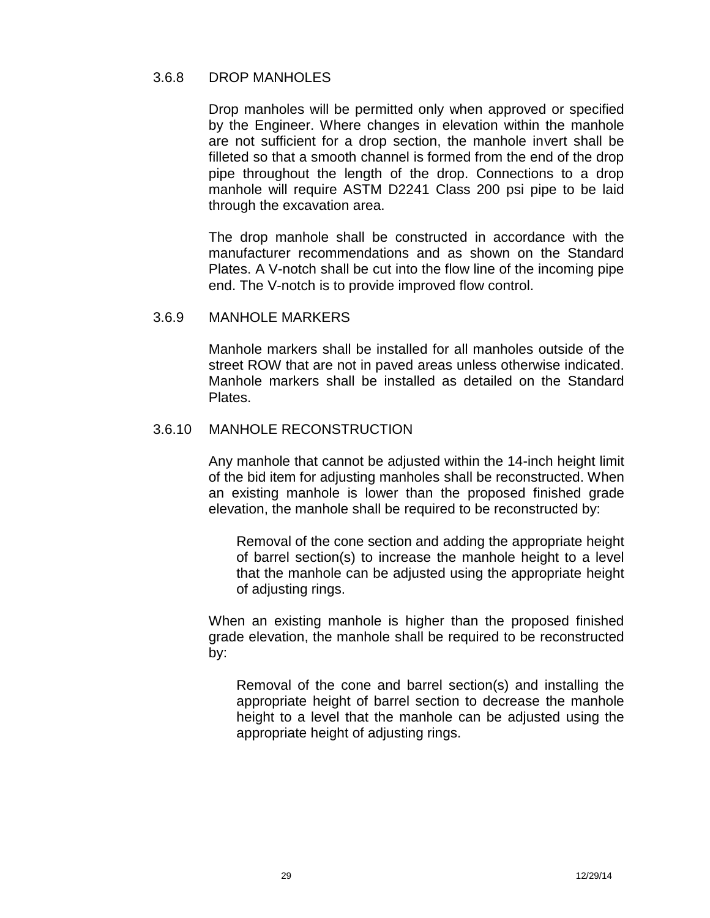### 3.6.8 DROP MANHOLES

Drop manholes will be permitted only when approved or specified by the Engineer. Where changes in elevation within the manhole are not sufficient for a drop section, the manhole invert shall be filleted so that a smooth channel is formed from the end of the drop pipe throughout the length of the drop. Connections to a drop manhole will require ASTM D2241 Class 200 psi pipe to be laid through the excavation area.

The drop manhole shall be constructed in accordance with the manufacturer recommendations and as shown on the Standard Plates. A V-notch shall be cut into the flow line of the incoming pipe end. The V-notch is to provide improved flow control.

### 3.6.9 MANHOLE MARKERS

Manhole markers shall be installed for all manholes outside of the street ROW that are not in paved areas unless otherwise indicated. Manhole markers shall be installed as detailed on the Standard Plates.

### 3.6.10 MANHOLE RECONSTRUCTION

Any manhole that cannot be adjusted within the 14-inch height limit of the bid item for adjusting manholes shall be reconstructed. When an existing manhole is lower than the proposed finished grade elevation, the manhole shall be required to be reconstructed by:

> Removal of the cone section and adding the appropriate height of barrel section(s) to increase the manhole height to a level that the manhole can be adjusted using the appropriate height of adjusting rings.

When an existing manhole is higher than the proposed finished grade elevation, the manhole shall be required to be reconstructed by:

> Removal of the cone and barrel section(s) and installing the appropriate height of barrel section to decrease the manhole height to a level that the manhole can be adjusted using the appropriate height of adjusting rings.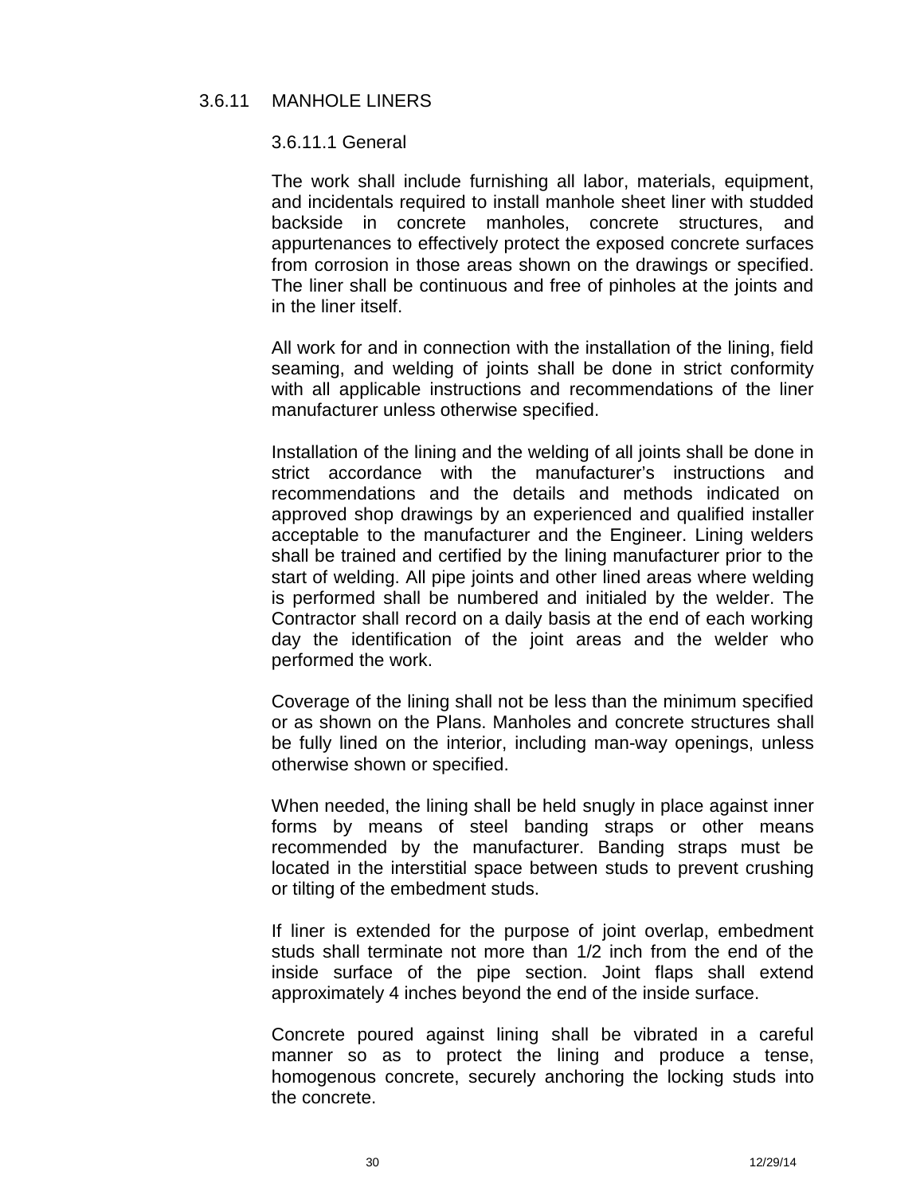### 3.6.11 MANHOLE LINERS

#### 3.6.11.1 General

The work shall include furnishing all labor, materials, equipment, and incidentals required to install manhole sheet liner with studded backside in concrete manholes, concrete structures, and appurtenances to effectively protect the exposed concrete surfaces from corrosion in those areas shown on the drawings or specified. The liner shall be continuous and free of pinholes at the joints and in the liner itself.

All work for and in connection with the installation of the lining, field seaming, and welding of joints shall be done in strict conformity with all applicable instructions and recommendations of the liner manufacturer unless otherwise specified.

Installation of the lining and the welding of all joints shall be done in strict accordance with the manufacturer's instructions and recommendations and the details and methods indicated on approved shop drawings by an experienced and qualified installer acceptable to the manufacturer and the Engineer. Lining welders shall be trained and certified by the lining manufacturer prior to the start of welding. All pipe joints and other lined areas where welding is performed shall be numbered and initialed by the welder. The Contractor shall record on a daily basis at the end of each working day the identification of the joint areas and the welder who performed the work.

Coverage of the lining shall not be less than the minimum specified or as shown on the Plans. Manholes and concrete structures shall be fully lined on the interior, including man-way openings, unless otherwise shown or specified.

When needed, the lining shall be held snugly in place against inner forms by means of steel banding straps or other means recommended by the manufacturer. Banding straps must be located in the interstitial space between studs to prevent crushing or tilting of the embedment studs.

If liner is extended for the purpose of joint overlap, embedment studs shall terminate not more than 1/2 inch from the end of the inside surface of the pipe section. Joint flaps shall extend approximately 4 inches beyond the end of the inside surface.

Concrete poured against lining shall be vibrated in a careful manner so as to protect the lining and produce a tense, homogenous concrete, securely anchoring the locking studs into the concrete.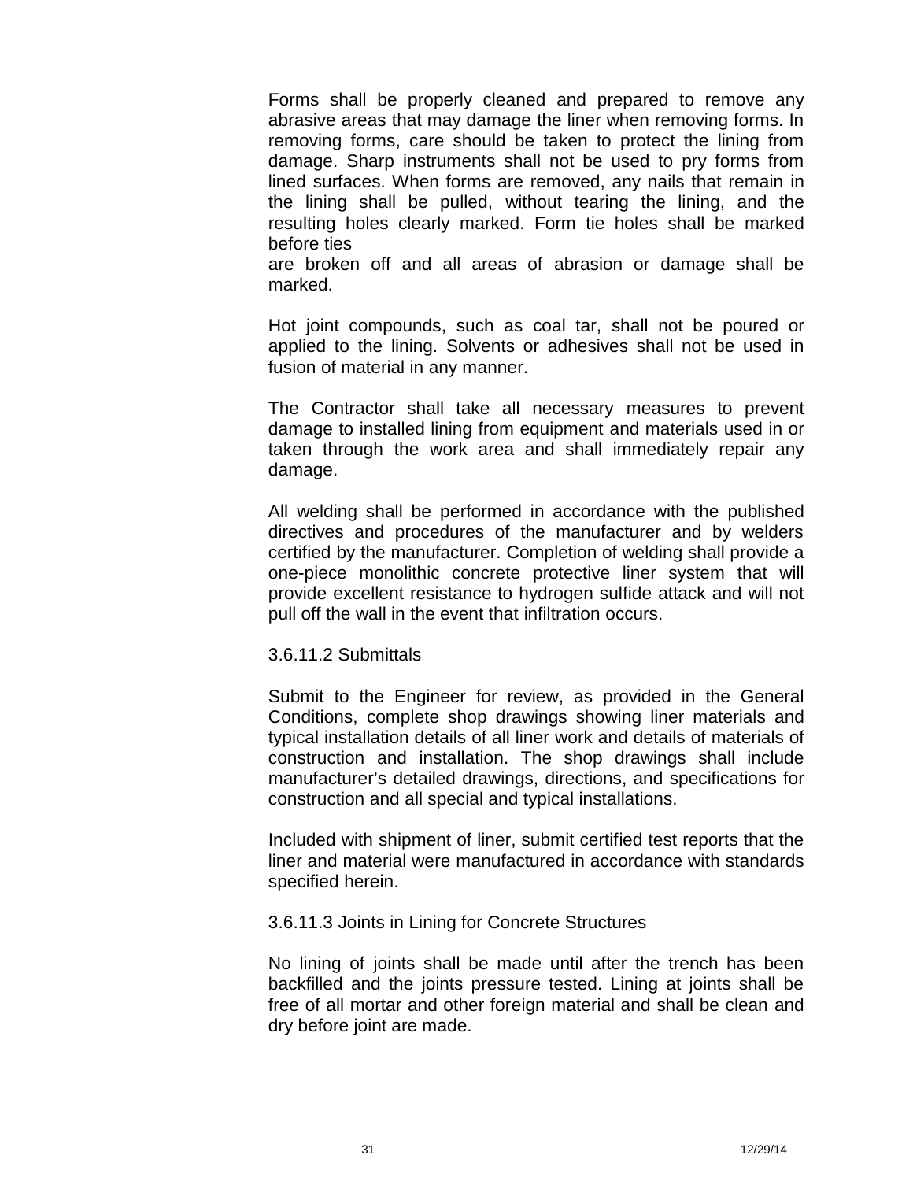Forms shall be properly cleaned and prepared to remove any abrasive areas that may damage the liner when removing forms. In removing forms, care should be taken to protect the lining from damage. Sharp instruments shall not be used to pry forms from lined surfaces. When forms are removed, any nails that remain in the lining shall be pulled, without tearing the lining, and the resulting holes clearly marked. Form tie holes shall be marked before ties are broken off and all areas of abrasion or damage shall be marked.

Hot joint compounds, such as coal tar, shall not be poured or applied to the lining. Solvents or adhesives shall not be used in fusion of material in any manner.

The Contractor shall take all necessary measures to prevent damage to installed lining from equipment and materials used in or taken through the work area and shall immediately repair any damage.

All welding shall be performed in accordance with the published directives and procedures of the manufacturer and by welders certified by the manufacturer. Completion of welding shall provide a one-piece monolithic concrete protective liner system that will provide excellent resistance to hydrogen sulfide attack and will not pull off the wall in the event that infiltration occurs.

3.6.11.2 Submittals

Submit to the Engineer for review, as provided in the General Conditions, complete shop drawings showing liner materials and typical installation details of all liner work and details of materials of construction and installation. The shop drawings shall include manufacturer's detailed drawings, directions, and specifications for construction and all special and typical installations.

Included with shipment of liner, submit certified test reports that the liner and material were manufactured in accordance with standards specified herein.

3.6.11.3 Joints in Lining for Concrete Structures

No lining of joints shall be made until after the trench has been backfilled and the joints pressure tested. Lining at joints shall be free of all mortar and other foreign material and shall be clean and dry before joint are made.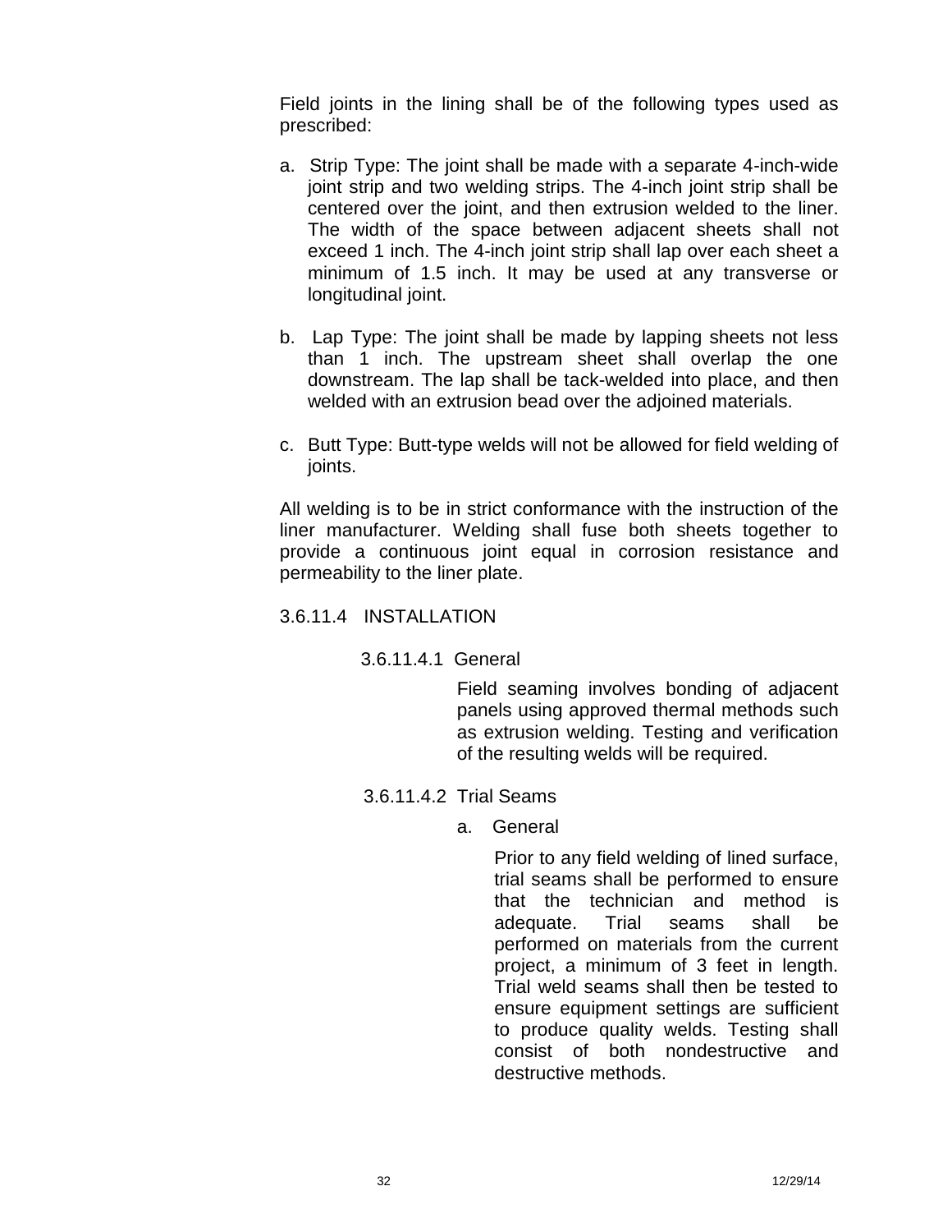Field joints in the lining shall be of the following types used as prescribed:

a. Strip Type: The joint shall be made with a separate 4-inch-wide joint strip and two welding strips. The 4-inch joint strip shall be centered over the joint, and then extrusion welded to the liner. The width of the space between adjacent sheets shall not exceed 1 inch. The 4-inch joint strip shall lap over each sheet a minimum of 1.5 inch. It may be used at any transverse or longitudinal joint.

b. Lap Type: The joint shall be made by lapping sheets not less than 1 inch. The upstream sheet shall overlap the one downstream. The lap shall be tack-welded into place, and then welded with an extrusion bead over the adjoined materials.

c. Butt Type: Butt-type welds will not be allowed for field welding of joints.

All welding is to be in strict conformance with the instruction of the liner manufacturer. Welding shall fuse both sheets together to provide a continuous joint equal in corrosion resistance and permeability to the liner plate.

### 3.6.11.4 INSTALLATION

#### 3.6.11.4.1 General

Field seaming involves bonding of adjacent panels using approved thermal methods such as extrusion welding. Testing and verification of the resulting welds will be required.

#### 3.6.11.4.2 Trial Seams

a. General

Prior to any field welding of lined surface, trial seams shall be performed to ensure that the technician and method is adequate. Trial seams shall be performed on materials from the current project, a minimum of 3 feet in length. Trial weld seams shall then be tested to ensure equipment settings are sufficient to produce quality welds. Testing shall consist of both nondestructive and destructive methods.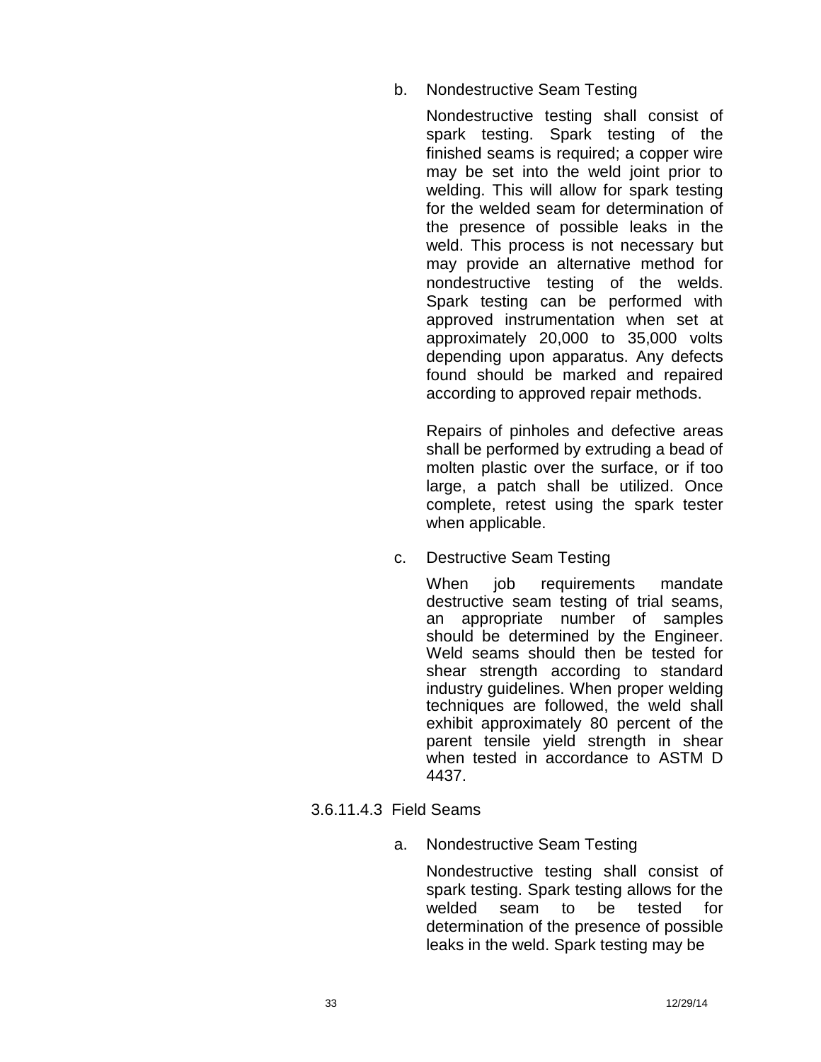b. Nondestructive Seam Testing

Nondestructive testing shall consist of spark testing. Spark testing of the finished seams is required; a copper wire may be set into the weld joint prior to welding. This will allow for spark testing for the welded seam for determination of the presence of possible leaks in the weld. This process is not necessary but may provide an alternative method for nondestructive testing of the welds. Spark testing can be performed with approved instrumentation when set at approximately 20,000 to 35,000 volts depending upon apparatus. Any defects found should be marked and repaired according to approved repair methods.

Repairs of pinholes and defective areas shall be performed by extruding a bead of molten plastic over the surface, or if too large, a patch shall be utilized. Once complete, retest using the spark tester when applicable.

c. Destructive Seam Testing

When job requirements mandate destructive seam testing of trial seams, an appropriate number of samples should be determined by the Engineer. Weld seams should then be tested for shear strength according to standard industry guidelines. When proper welding techniques are followed, the weld shall exhibit approximately 80 percent of the parent tensile yield strength in shear when tested in accordance to ASTM D 4437.

3.6.11.4.3 Field Seams

a. Nondestructive Seam Testing

Nondestructive testing shall consist of spark testing. Spark testing allows for the welded seam to be tested for determination of the presence of possible leaks in the weld. Spark testing may be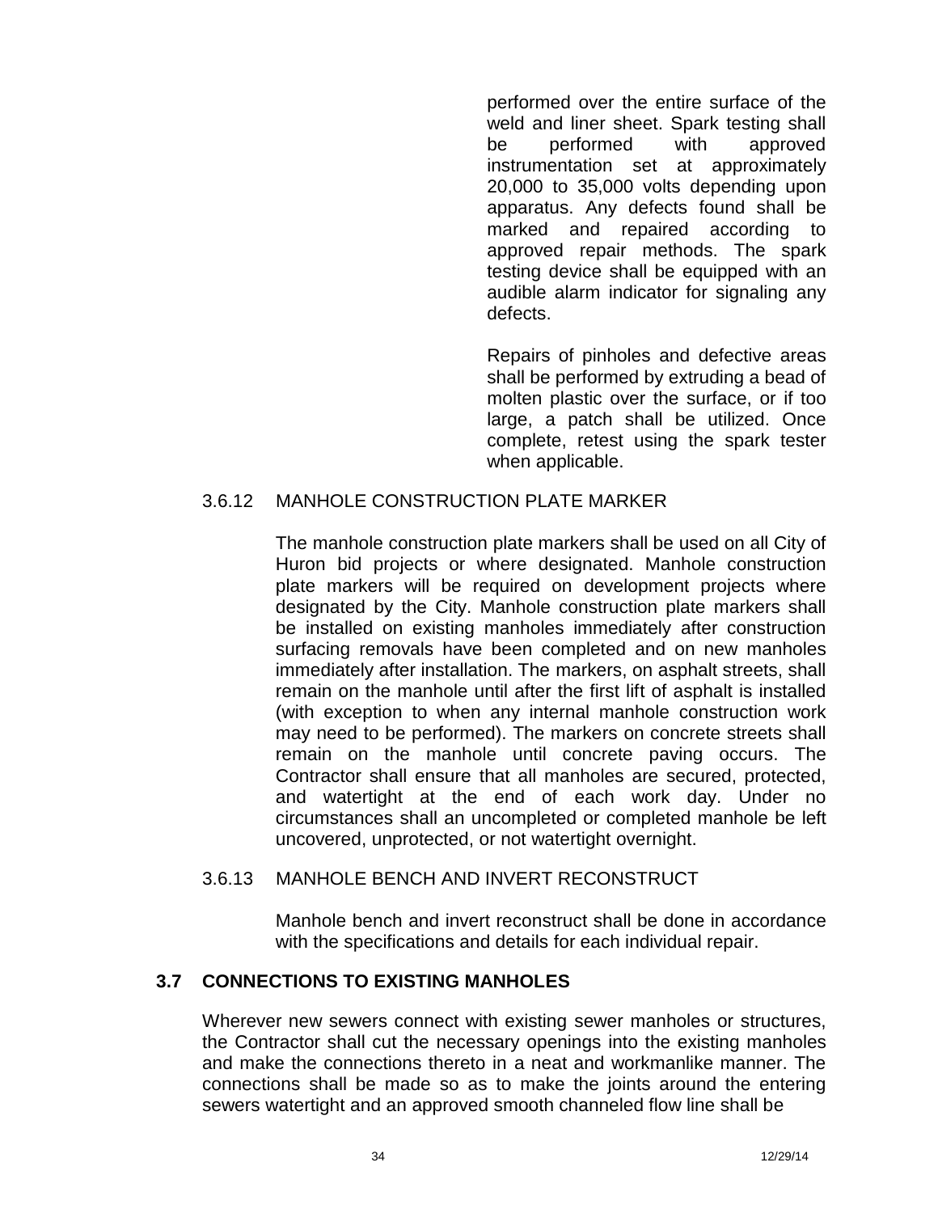performed over the entire surface of the weld and liner sheet. Spark testing shall be performed with approved instrumentation set at approximately 20,000 to 35,000 volts depending upon apparatus. Any defects found shall be marked and repaired according to approved repair methods. The spark testing device shall be equipped with an audible alarm indicator for signaling any defects.

Repairs of pinholes and defective areas shall be performed by extruding a bead of molten plastic over the surface, or if too large, a patch shall be utilized. Once complete, retest using the spark tester when applicable.

#### 3.6.12 MANHOLE CONSTRUCTION PLATE MARKER

The manhole construction plate markers shall be used on all City of Huron bid projects or where designated. Manhole construction plate markers will be required on development projects where designated by the City. Manhole construction plate markers shall be installed on existing manholes immediately after construction surfacing removals have been completed and on new manholes immediately after installation. The markers, on asphalt streets, shall remain on the manhole until after the first lift of asphalt is installed (with exception to when any internal manhole construction work may need to be performed). The markers on concrete streets shall remain on the manhole until concrete paving occurs. The Contractor shall ensure that all manholes are secured, protected, and watertight at the end of each work day. Under no circumstances shall an uncompleted or completed manhole be left uncovered, unprotected, or not watertight overnight.

#### 3.6.13 MANHOLE BENCH AND INVERT RECONSTRUCT

Manhole bench and invert reconstruct shall be done in accordance with the specifications and details for each individual repair.

### 3.7 CONNECTIONS TO EXISTING MANHOLES

Wherever new sewers connect with existing sewer manholes or structures, the Contractor shall cut the necessary openings into the existing manholes and make the connections thereto in a neat and workmanlike manner. The connections shall be made so as to make the joints around the entering sewers watertight and an approved smooth channeled flow line shall be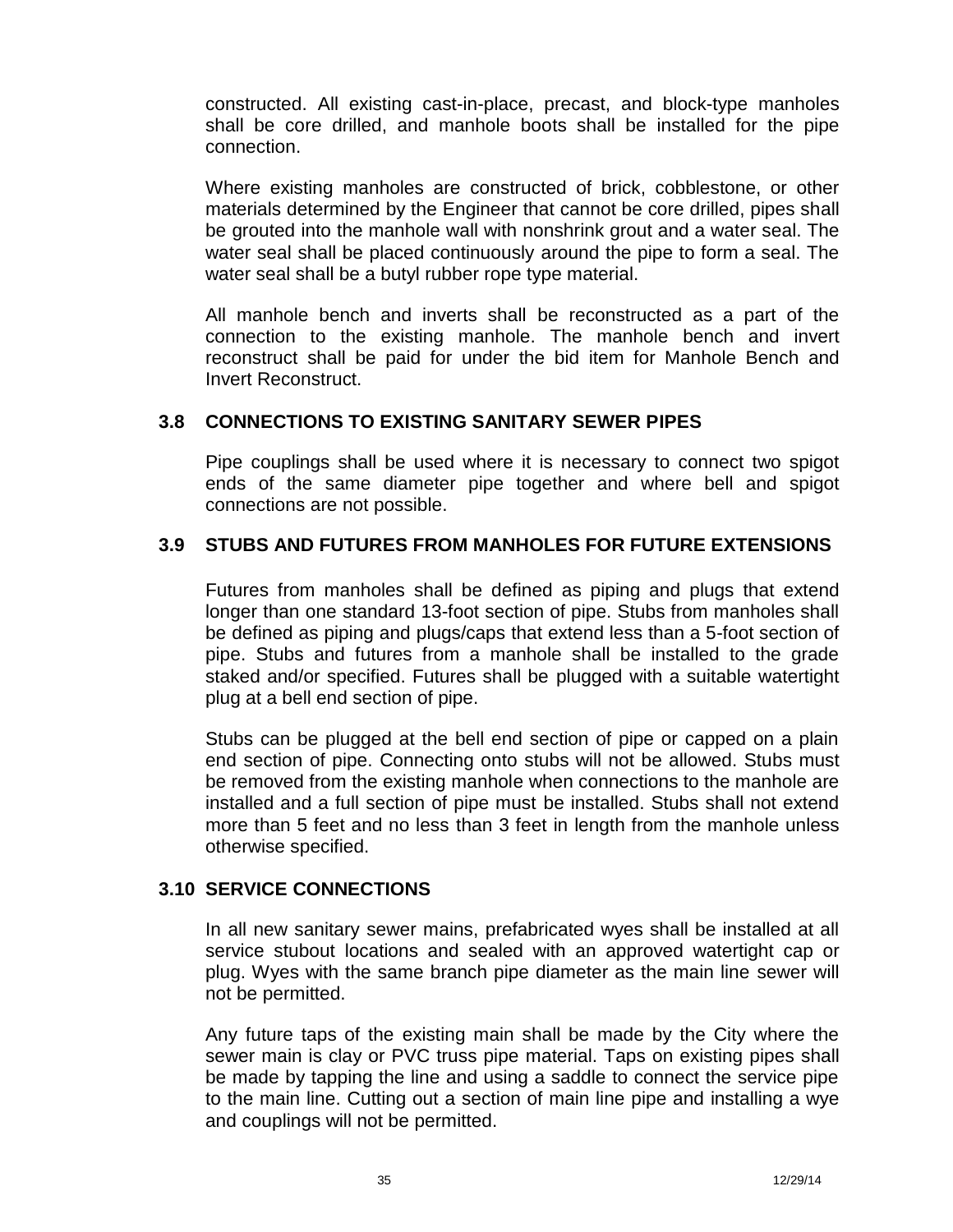constructed. All existing cast-in-place, precast, and block-type manholes shall be core drilled, and manhole boots shall be installed for the pipe connection.

Where existing manholes are constructed of brick, cobblestone, or other materials determined by the Engineer that cannot be core drilled, pipes shall be grouted into the manhole wall with nonshrink grout and a water seal. The water seal shall be placed continuously around the pipe to form a seal. The water seal shall be a butyl rubber rope type material.

All manhole bench and inverts shall be reconstructed as a part of the connection to the existing manhole. The manhole bench and invert reconstruct shall be paid for under the bid item for Manhole Bench and Invert Reconstruct.

### 3.8 CONNECTIONS TO EXISTING SANITARY SEWER PIPES

Pipe couplings shall be used where it is necessary to connect two spigot ends of the same diameter pipe together and where bell and spigot connections are not possible.

### 3.9 STUBS AND FUTURES FROM MANHOLES FOR FUTURE EXTENSIONS

Futures from manholes shall be defined as piping and plugs that extend longer than one standard 13-foot section of pipe. Stubs from manholes shall be defined as piping and plugs/caps that extend less than a 5-foot section of pipe. Stubs and futures from a manhole shall be installed to the grade staked and/or specified. Futures shall be plugged with a suitable watertight plug at a bell end section of pipe.

Stubs can be plugged at the bell end section of pipe or capped on a plain end section of pipe. Connecting onto stubs will not be allowed. Stubs must be removed from the existing manhole when connections to the manhole are installed and a full section of pipe must be installed. Stubs shall not extend more than 5 feet and no less than 3 feet in length from the manhole unless otherwise specified.

### 3.10 SERVICE CONNECTIONS

In all new sanitary sewer mains, prefabricated wyes shall be installed at all service stubout locations and sealed with an approved watertight cap or plug. Wyes with the same branch pipe diameter as the main line sewer will not be permitted.

Any future taps of the existing main shall be made by the City where the sewer main is clay or PVC truss pipe material. Taps on existing pipes shall be made by tapping the line and using a saddle to connect the service pipe to the main line. Cutting out a section of main line pipe and installing a wye and couplings will not be permitted.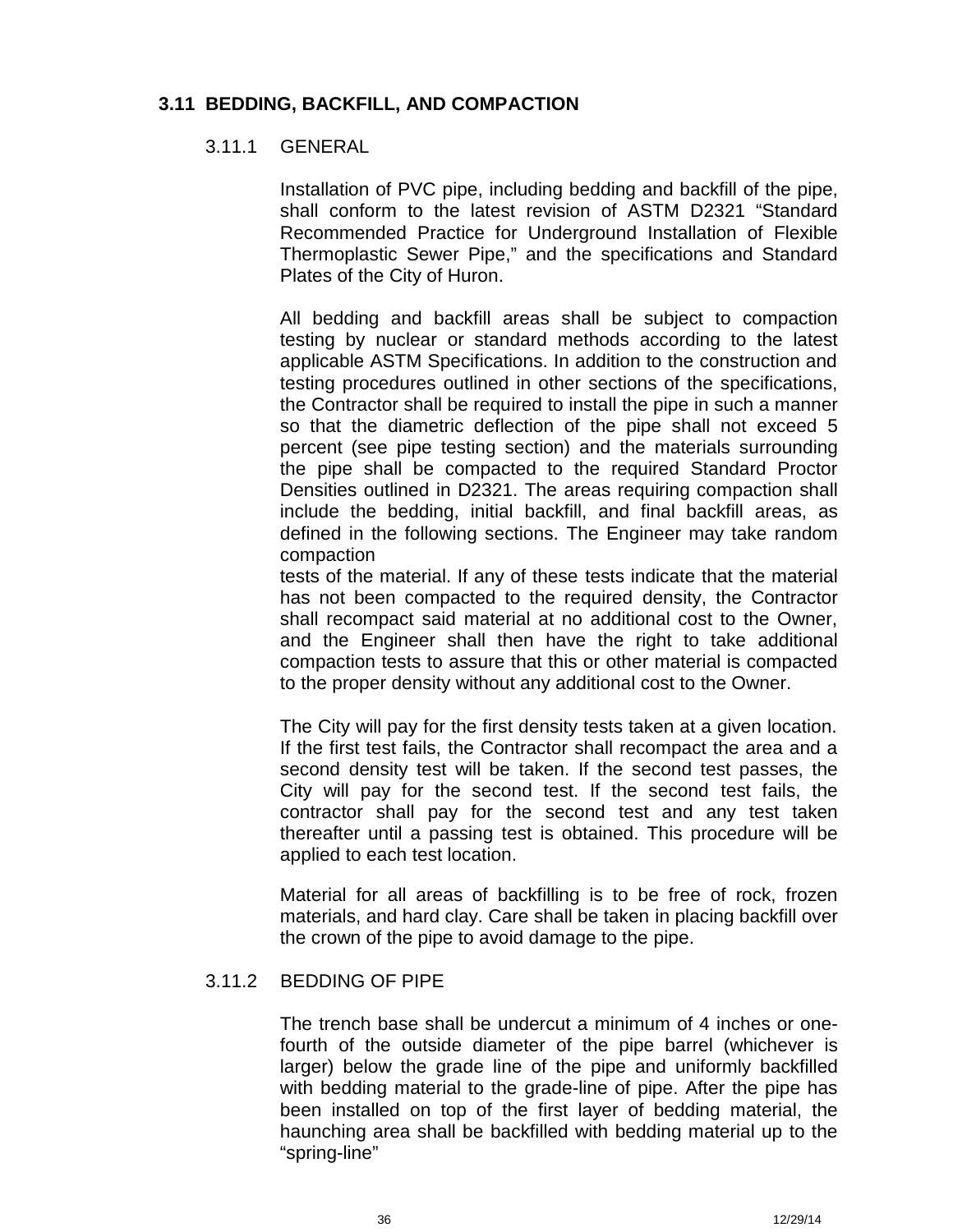## 3.11 BEDDING, BACKFILL, AND COMPACTION

### 3.11.1 GENERAL

Installation of PVC pipe, including bedding and backfill of the pipe, shall conform to the latest revision of ASTM D2321 “Standard Recommended Practice for Underground Installation of Flexible Thermoplastic Sewer Pipe,” and the specifications and Standard Plates of the City of Huron.

All bedding and backfill areas shall be subject to compaction testing by nuclear or standard methods according to the latest applicable ASTM Specifications. In addition to the construction and testing procedures outlined in other sections of the specifications, the Contractor shall be required to install the pipe in such a manner so that the diametric deflection of the pipe shall not exceed 5 percent (see pipe testing section) and the materials surrounding the pipe shall be compacted to the required Standard Proctor Densities outlined in D2321. The areas requiring compaction shall include the bedding, initial backfill, and final backfill areas, as defined in the following sections. The Engineer may take random compaction tests of the material. If any of these tests indicate that the material has not been compacted to the required density, the Contractor shall recompact said material at no additional cost to the Owner, and the Engineer shall then have the right to take additional compaction tests to assure that this or other material is compacted to the proper density without any additional cost to the Owner.

The City will pay for the first density tests taken at a given location. If the first test fails, the Contractor shall recompact the area and a second density test will be taken. If the second test passes, the City will pay for the second test. If the second test fails, the contractor shall pay for the second test and any test taken thereafter until a passing test is obtained. This procedure will be applied to each test location.

Material for all areas of backfilling is to be free of rock, frozen materials, and hard clay. Care shall be taken in placing backfill over the crown of the pipe to avoid damage to the pipe.

### 3.11.2 BEDDING OF PIPE

The trench base shall be undercut a minimum of 4 inches or one-fourth of the outside diameter of the pipe barrel (whichever is larger) below the grade line of the pipe and uniformly backfilled with bedding material to the grade-line of pipe. After the pipe has been installed on top of the first layer of bedding material, the haunching area shall be backfilled with bedding material up to the “spring-line”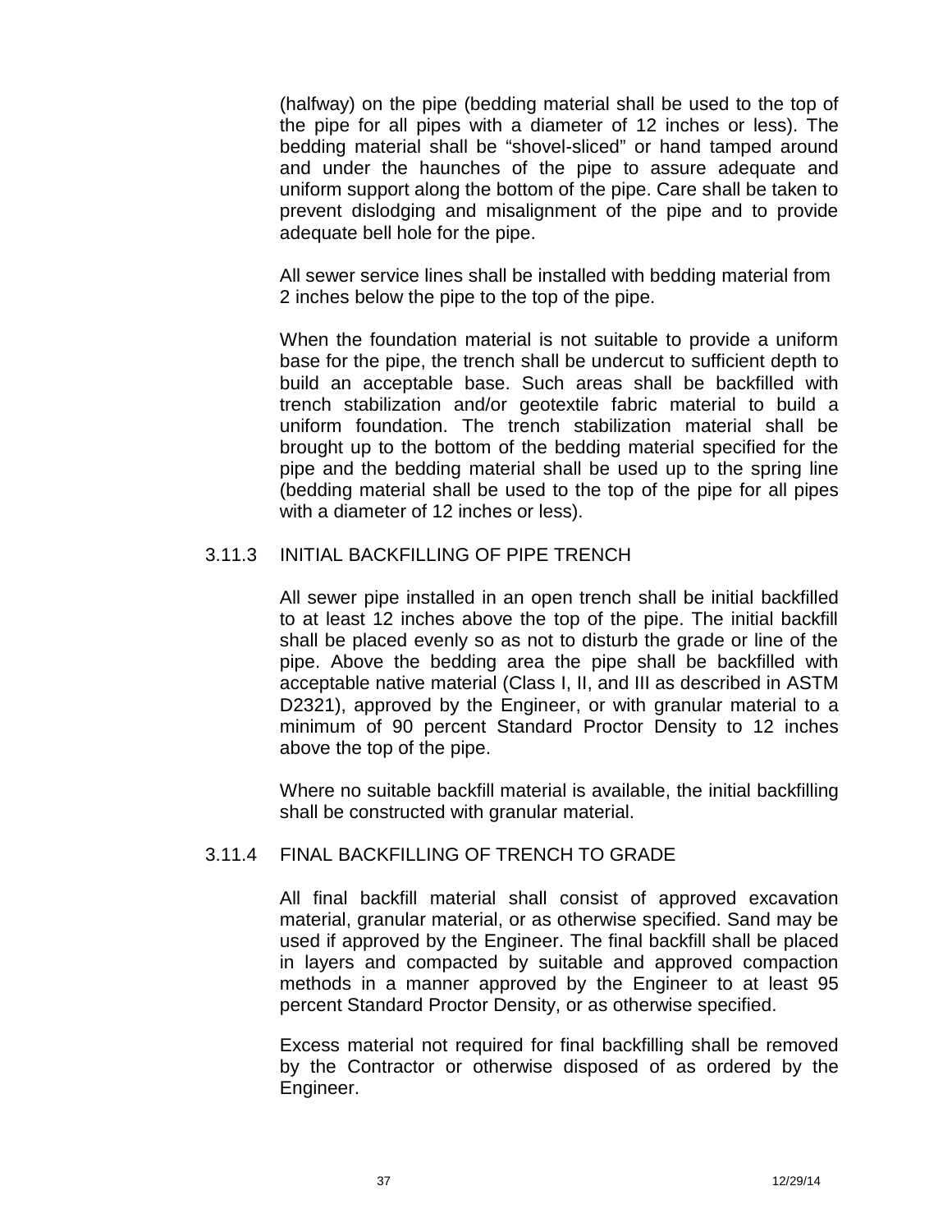(halfway) on the pipe (bedding material shall be used to the top of the pipe for all pipes with a diameter of 12 inches or less). The bedding material shall be "shovel-sliced" or hand tamped around and under the haunches of the pipe to assure adequate and uniform support along the bottom of the pipe. Care shall be taken to prevent dislodging and misalignment of the pipe and to provide adequate bell hole for the pipe.

All sewer service lines shall be installed with bedding material from 2 inches below the pipe to the top of the pipe.

When the foundation material is not suitable to provide a uniform base for the pipe, the trench shall be undercut to sufficient depth to build an acceptable base. Such areas shall be backfilled with trench stabilization and/or geotextile fabric material to build a uniform foundation. The trench stabilization material shall be brought up to the bottom of the bedding material specified for the pipe and the bedding material shall be used up to the spring line (bedding material shall be used to the top of the pipe for all pipes with a diameter of 12 inches or less).

### 3.11.3 INITIAL BACKFILLING OF PIPE TRENCH

All sewer pipe installed in an open trench shall be initial backfilled to at least 12 inches above the top of the pipe. The initial backfill shall be placed evenly so as not to disturb the grade or line of the pipe. Above the bedding area the pipe shall be backfilled with acceptable native material (Class I, II, and III as described in ASTM D2321), approved by the Engineer, or with granular material to a minimum of 90 percent Standard Proctor Density to 12 inches above the top of the pipe.

Where no suitable backfill material is available, the initial backfilling shall be constructed with granular material.

### 3.11.4 FINAL BACKFILLING OF TRENCH TO GRADE

All final backfill material shall consist of approved excavation material, granular material, or as otherwise specified. Sand may be used if approved by the Engineer. The final backfill shall be placed in layers and compacted by suitable and approved compaction methods in a manner approved by the Engineer to at least 95 percent Standard Proctor Density, or as otherwise specified.

Excess material not required for final backfilling shall be removed by the Contractor or otherwise disposed of as ordered by the Engineer.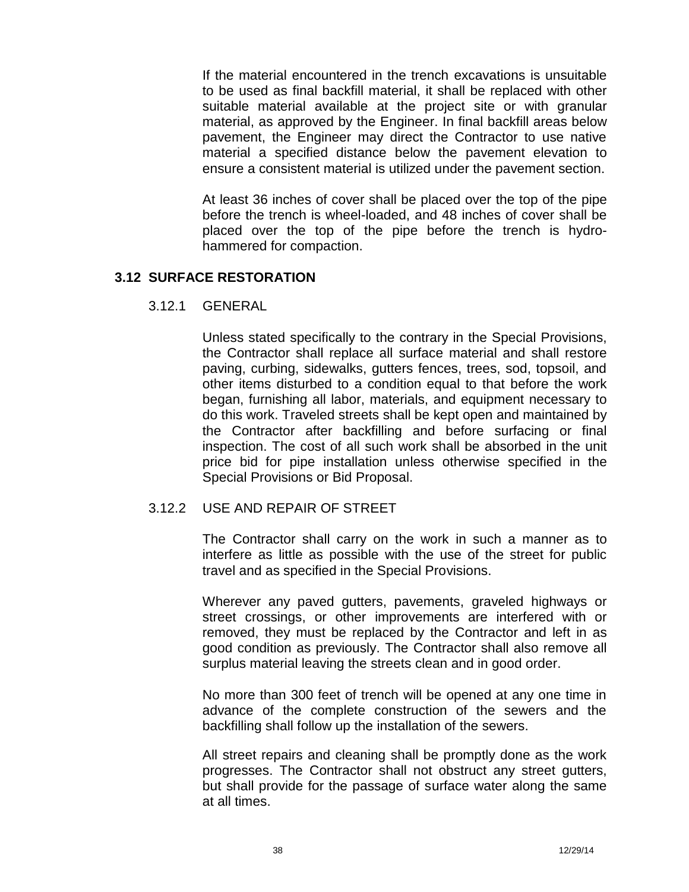If the material encountered in the trench excavations is unsuitable to be used as final backfill material, it shall be replaced with other suitable material available at the project site or with granular material, as approved by the Engineer. In final backfill areas below pavement, the Engineer may direct the Contractor to use native material a specified distance below the pavement elevation to ensure a consistent material is utilized under the pavement section.

At least 36 inches of cover shall be placed over the top of the pipe before the trench is wheel-loaded, and 48 inches of cover shall be placed over the top of the pipe before the trench is hydro-hammered for compaction.

## 3.12 SURFACE RESTORATION

### 3.12.1 GENERAL

Unless stated specifically to the contrary in the Special Provisions, the Contractor shall replace all surface material and shall restore paving, curbing, sidewalks, gutters fences, trees, sod, topsoil, and other items disturbed to a condition equal to that before the work began, furnishing all labor, materials, and equipment necessary to do this work. Traveled streets shall be kept open and maintained by the Contractor after backfilling and before surfacing or final inspection. The cost of all such work shall be absorbed in the unit price bid for pipe installation unless otherwise specified in the Special Provisions or Bid Proposal.

### 3.12.2 USE AND REPAIR OF STREET

The Contractor shall carry on the work in such a manner as to interfere as little as possible with the use of the street for public travel and as specified in the Special Provisions.

Wherever any paved gutters, pavements, graveled highways or street crossings, or other improvements are interfered with or removed, they must be replaced by the Contractor and left in as good condition as previously. The Contractor shall also remove all surplus material leaving the streets clean and in good order.

No more than 300 feet of trench will be opened at any one time in advance of the complete construction of the sewers and the backfilling shall follow up the installation of the sewers.

All street repairs and cleaning shall be promptly done as the work progresses. The Contractor shall not obstruct any street gutters, but shall provide for the passage of surface water along the same at all times.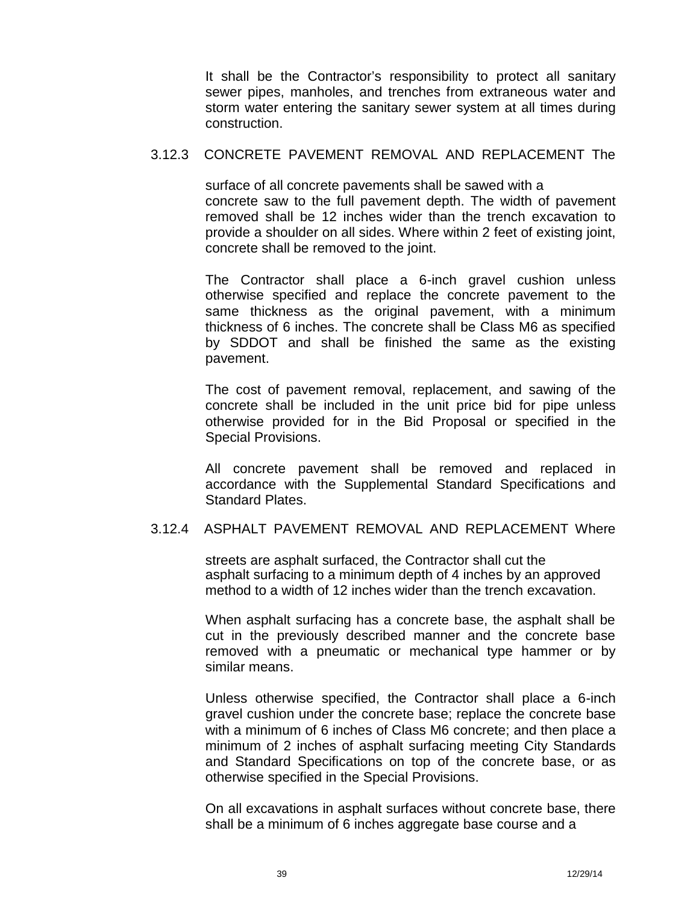It shall be the Contractor's responsibility to protect all sanitary sewer pipes, manholes, and trenches from extraneous water and storm water entering the sanitary sewer system at all times during construction.

3.12.3 CONCRETE PAVEMENT REMOVAL AND REPLACEMENT The surface of all concrete pavements shall be sawed with a concrete saw to the full pavement depth. The width of pavement removed shall be 12 inches wider than the trench excavation to provide a shoulder on all sides. Where within 2 feet of existing joint, concrete shall be removed to the joint.

The Contractor shall place a 6-inch gravel cushion unless otherwise specified and replace the concrete pavement to the same thickness as the original pavement, with a minimum thickness of 6 inches. The concrete shall be Class M6 as specified by SDDOT and shall be finished the same as the existing pavement.

The cost of pavement removal, replacement, and sawing of the concrete shall be included in the unit price bid for pipe unless otherwise provided for in the Bid Proposal or specified in the Special Provisions.

All concrete pavement shall be removed and replaced in accordance with the Supplemental Standard Specifications and Standard Plates.

3.12.4 ASPHALT PAVEMENT REMOVAL AND REPLACEMENT Where streets are asphalt surfaced, the Contractor shall cut the asphalt surfacing to a minimum depth of 4 inches by an approved method to a width of 12 inches wider than the trench excavation.

When asphalt surfacing has a concrete base, the asphalt shall be cut in the previously described manner and the concrete base removed with a pneumatic or mechanical type hammer or by similar means.

Unless otherwise specified, the Contractor shall place a 6-inch gravel cushion under the concrete base; replace the concrete base with a minimum of 6 inches of Class M6 concrete; and then place a minimum of 2 inches of asphalt surfacing meeting City Standards and Standard Specifications on top of the concrete base, or as otherwise specified in the Special Provisions.

On all excavations in asphalt surfaces without concrete base, there shall be a minimum of 6 inches aggregate base course and a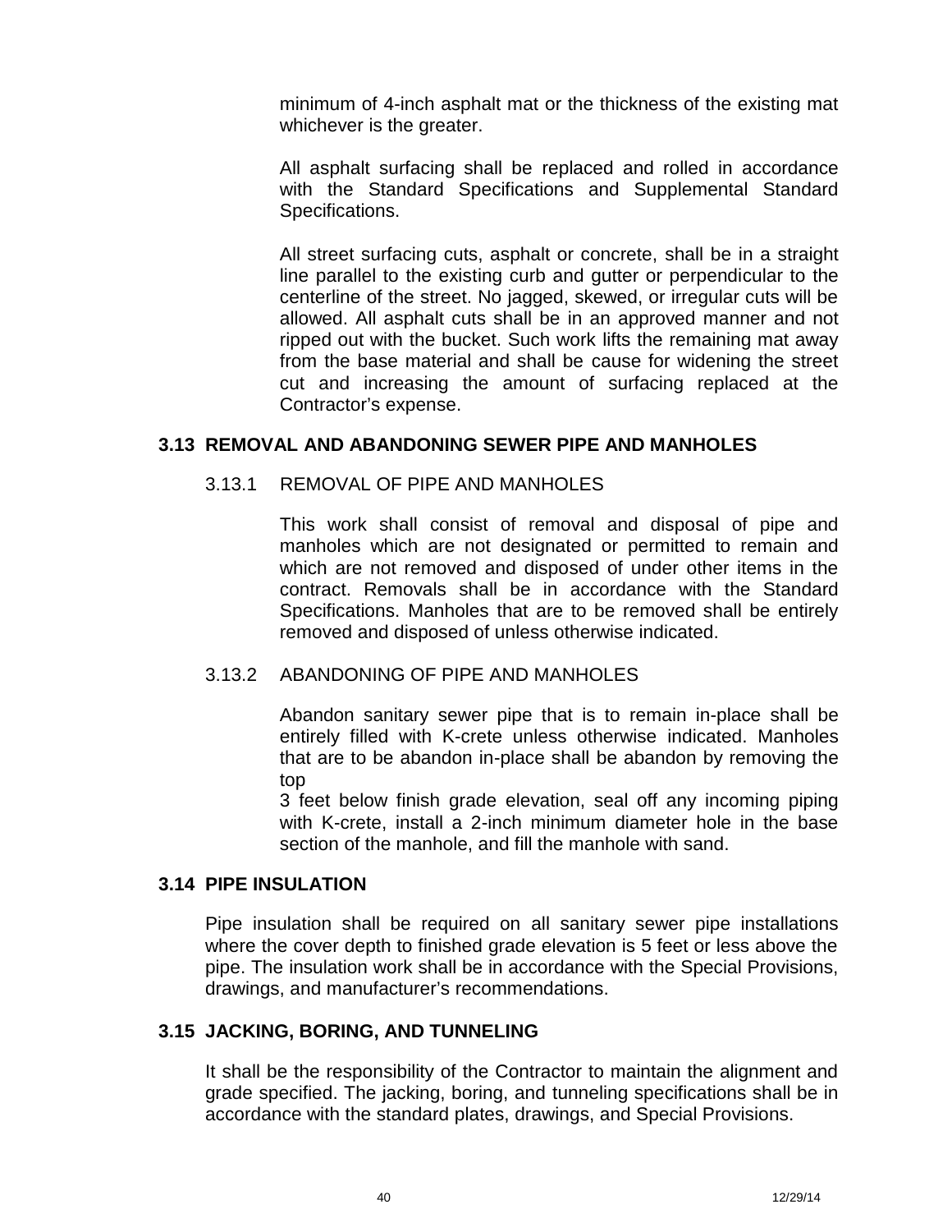minimum of 4-inch asphalt mat or the thickness of the existing mat whichever is the greater.

All asphalt surfacing shall be replaced and rolled in accordance with the Standard Specifications and Supplemental Standard Specifications.

All street surfacing cuts, asphalt or concrete, shall be in a straight line parallel to the existing curb and gutter or perpendicular to the centerline of the street. No jagged, skewed, or irregular cuts will be allowed. All asphalt cuts shall be in an approved manner and not ripped out with the bucket. Such work lifts the remaining mat away from the base material and shall be cause for widening the street cut and increasing the amount of surfacing replaced at the Contractor's expense.

## 3.13 REMOVAL AND ABANDONING SEWER PIPE AND MANHOLES

### 3.13.1 REMOVAL OF PIPE AND MANHOLES

This work shall consist of removal and disposal of pipe and manholes which are not designated or permitted to remain and which are not removed and disposed of under other items in the contract. Removals shall be in accordance with the Standard Specifications. Manholes that are to be removed shall be entirely removed and disposed of unless otherwise indicated.

### 3.13.2 ABANDONING OF PIPE AND MANHOLES

Abandon sanitary sewer pipe that is to remain in-place shall be entirely filled with K-crete unless otherwise indicated. Manholes that are to be abandon in-place shall be abandon by removing the top
3 feet below finish grade elevation, seal off any incoming piping with K-crete, install a 2-inch minimum diameter hole in the base section of the manhole, and fill the manhole with sand.

## 3.14 PIPE INSULATION

Pipe insulation shall be required on all sanitary sewer pipe installations where the cover depth to finished grade elevation is 5 feet or less above the pipe. The insulation work shall be in accordance with the Special Provisions, drawings, and manufacturer's recommendations.

## 3.15 JACKING, BORING, AND TUNNELING

It shall be the responsibility of the Contractor to maintain the alignment and grade specified. The jacking, boring, and tunneling specifications shall be in accordance with the standard plates, drawings, and Special Provisions.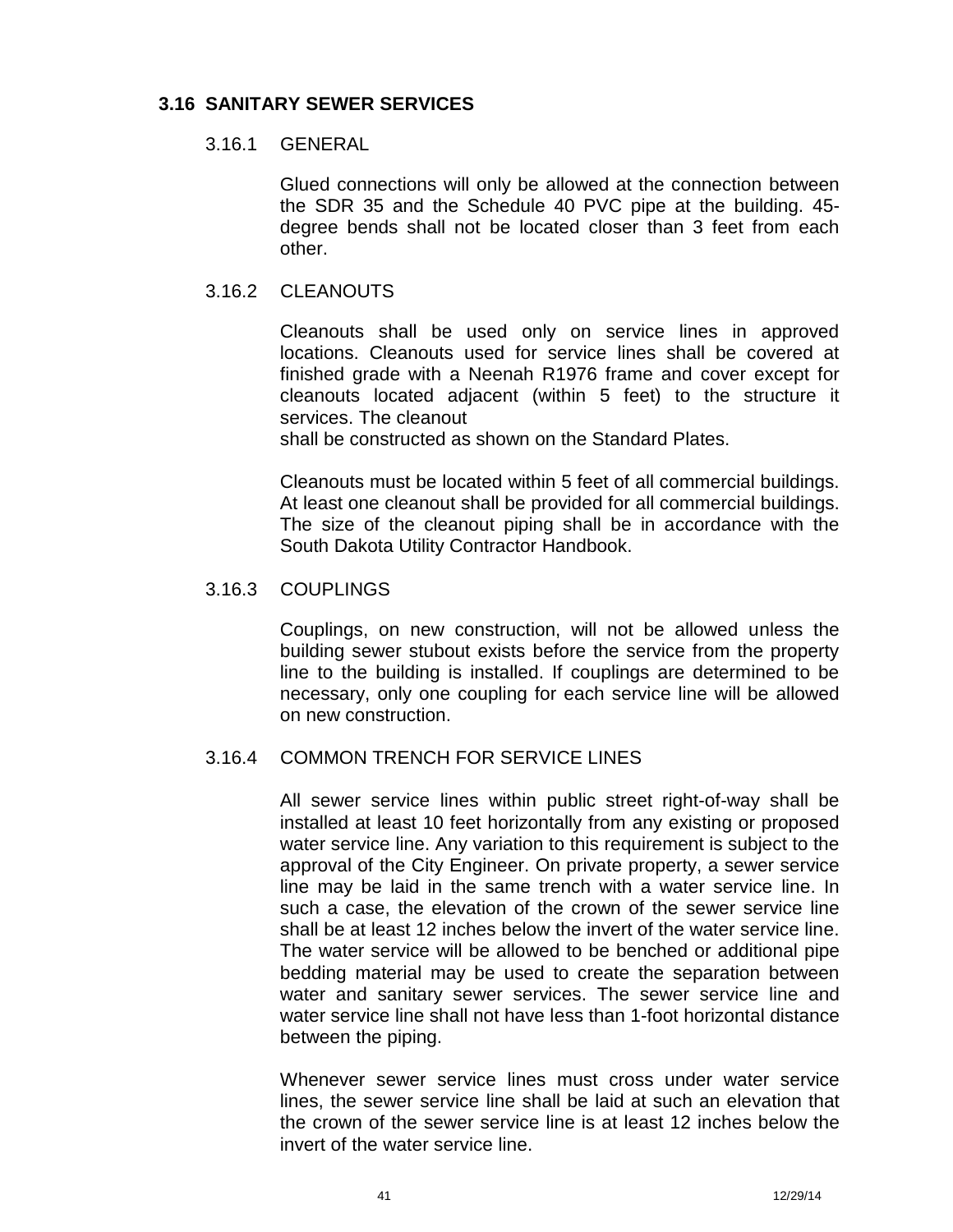## 3.16 SANITARY SEWER SERVICES

### 3.16.1 GENERAL

Glued connections will only be allowed at the connection between the SDR 35 and the Schedule 40 PVC pipe at the building. 45-degree bends shall not be located closer than 3 feet from each other.

### 3.16.2 CLEANOUTS

Cleanouts shall be used only on service lines in approved locations. Cleanouts used for service lines shall be covered at finished grade with a Neenah R1976 frame and cover except for cleanouts located adjacent (within 5 feet) to the structure it services. The cleanout shall be constructed as shown on the Standard Plates.

Cleanouts must be located within 5 feet of all commercial buildings. At least one cleanout shall be provided for all commercial buildings. The size of the cleanout piping shall be in accordance with the South Dakota Utility Contractor Handbook.

### 3.16.3 COUPLINGS

Couplings, on new construction, will not be allowed unless the building sewer stubout exists before the service from the property line to the building is installed. If couplings are determined to be necessary, only one coupling for each service line will be allowed on new construction.

### 3.16.4 COMMON TRENCH FOR SERVICE LINES

All sewer service lines within public street right-of-way shall be installed at least 10 feet horizontally from any existing or proposed water service line. Any variation to this requirement is subject to the approval of the City Engineer. On private property, a sewer service line may be laid in the same trench with a water service line. In such a case, the elevation of the crown of the sewer service line shall be at least 12 inches below the invert of the water service line. The water service will be allowed to be benched or additional pipe bedding material may be used to create the separation between water and sanitary sewer services. The sewer service line and water service line shall not have less than 1-foot horizontal distance between the piping.

Whenever sewer service lines must cross under water service lines, the sewer service line shall be laid at such an elevation that the crown of the sewer service line is at least 12 inches below the invert of the water service line.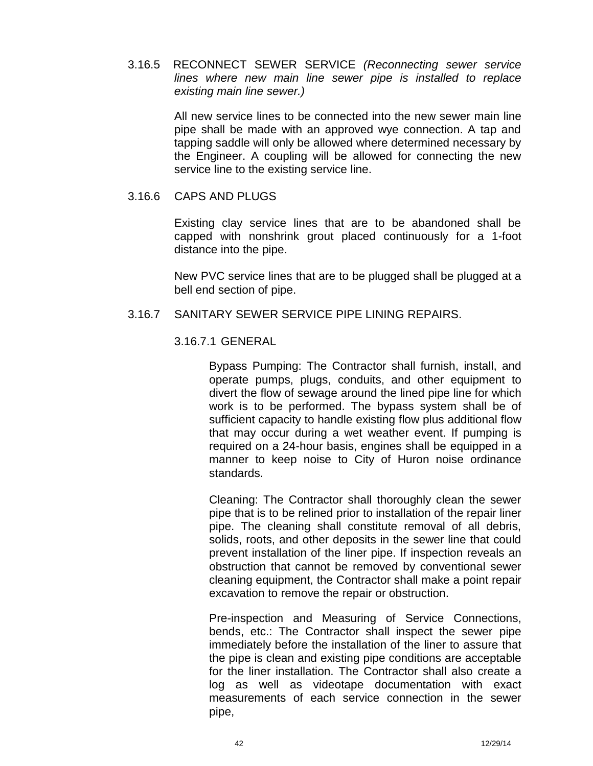3.16.5 RECONNECT SEWER SERVICE *(Reconnecting sewer service lines where new main line sewer pipe is installed to replace existing main line sewer.)*

All new service lines to be connected into the new sewer main line pipe shall be made with an approved wye connection. A tap and tapping saddle will only be allowed where determined necessary by the Engineer. A coupling will be allowed for connecting the new service line to the existing service line.

3.16.6 CAPS AND PLUGS

Existing clay service lines that are to be abandoned shall be capped with nonshrink grout placed continuously for a 1-foot distance into the pipe.

New PVC service lines that are to be plugged shall be plugged at a bell end section of pipe.

3.16.7 SANITARY SEWER SERVICE PIPE LINING REPAIRS.

3.16.7.1 GENERAL

Bypass Pumping: The Contractor shall furnish, install, and operate pumps, plugs, conduits, and other equipment to divert the flow of sewage around the lined pipe line for which work is to be performed. The bypass system shall be of sufficient capacity to handle existing flow plus additional flow that may occur during a wet weather event. If pumping is required on a 24-hour basis, engines shall be equipped in a manner to keep noise to City of Huron noise ordinance standards.

Cleaning: The Contractor shall thoroughly clean the sewer pipe that is to be relined prior to installation of the repair liner pipe. The cleaning shall constitute removal of all debris, solids, roots, and other deposits in the sewer line that could prevent installation of the liner pipe. If inspection reveals an obstruction that cannot be removed by conventional sewer cleaning equipment, the Contractor shall make a point repair excavation to remove the repair or obstruction.

Pre-inspection and Measuring of Service Connections, bends, etc.: The Contractor shall inspect the sewer pipe immediately before the installation of the liner to assure that the pipe is clean and existing pipe conditions are acceptable for the liner installation. The Contractor shall also create a log as well as videotape documentation with exact measurements of each service connection in the sewer pipe,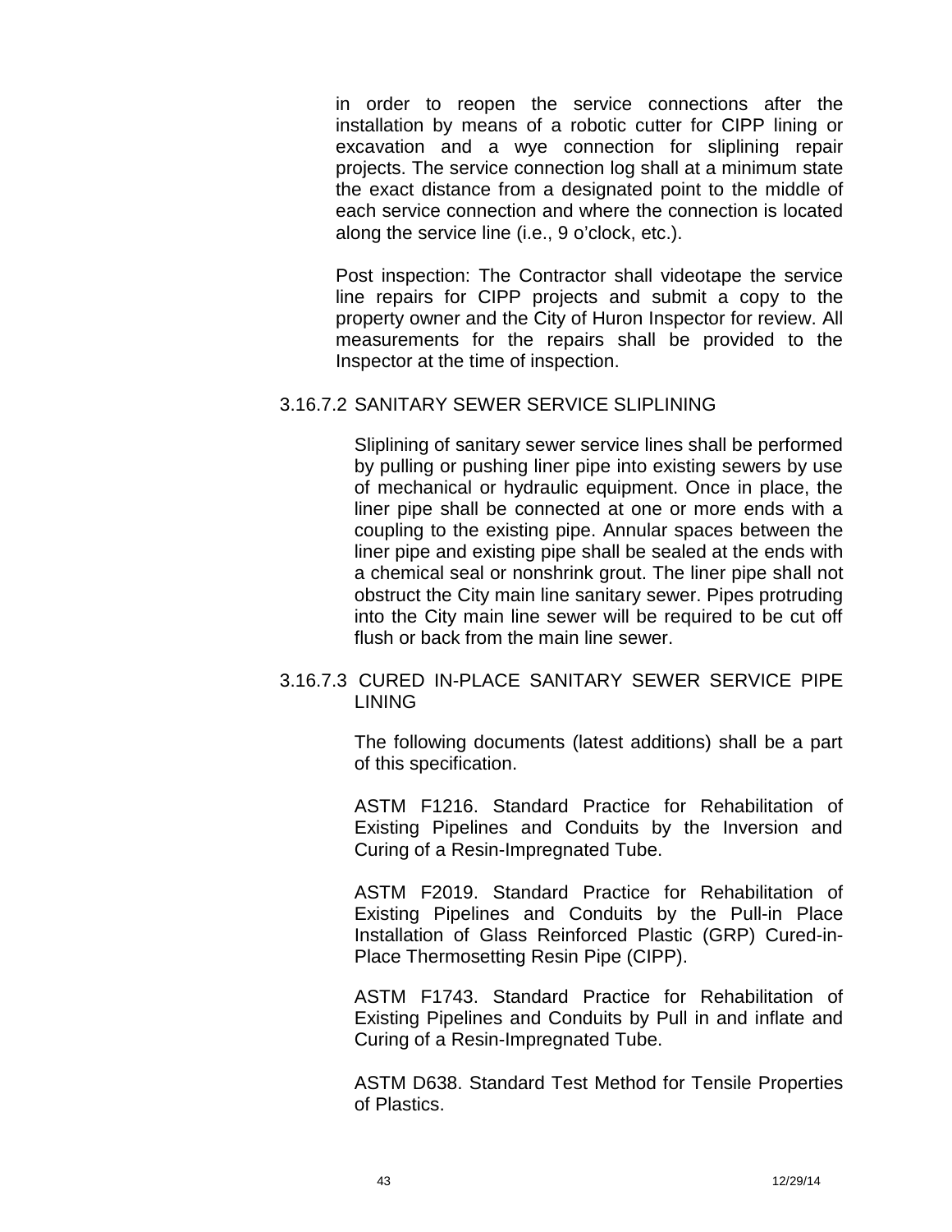in order to reopen the service connections after the installation by means of a robotic cutter for CIPP lining or excavation and a wye connection for sliplining repair projects. The service connection log shall at a minimum state the exact distance from a designated point to the middle of each service connection and where the connection is located along the service line (i.e., 9 o'clock, etc.).

Post inspection: The Contractor shall videotape the service line repairs for CIPP projects and submit a copy to the property owner and the City of Huron Inspector for review. All measurements for the repairs shall be provided to the Inspector at the time of inspection.

### 3.16.7.2 SANITARY SEWER SERVICE SLIPLINING

Sliplining of sanitary sewer service lines shall be performed by pulling or pushing liner pipe into existing sewers by use of mechanical or hydraulic equipment. Once in place, the liner pipe shall be connected at one or more ends with a coupling to the existing pipe. Annular spaces between the liner pipe and existing pipe shall be sealed at the ends with a chemical seal or nonshrink grout. The liner pipe shall not obstruct the City main line sanitary sewer. Pipes protruding into the City main line sewer will be required to be cut off flush or back from the main line sewer.

### 3.16.7.3 CURED IN-PLACE SANITARY SEWER SERVICE PIPE LINING

The following documents (latest additions) shall be a part of this specification.

ASTM F1216. Standard Practice for Rehabilitation of Existing Pipelines and Conduits by the Inversion and Curing of a Resin-Impregnated Tube.

ASTM F2019. Standard Practice for Rehabilitation of Existing Pipelines and Conduits by the Pull-in Place Installation of Glass Reinforced Plastic (GRP) Cured-in-Place Thermosetting Resin Pipe (CIPP).

ASTM F1743. Standard Practice for Rehabilitation of Existing Pipelines and Conduits by Pull in and inflate and Curing of a Resin-Impregnated Tube.

ASTM D638. Standard Test Method for Tensile Properties of Plastics.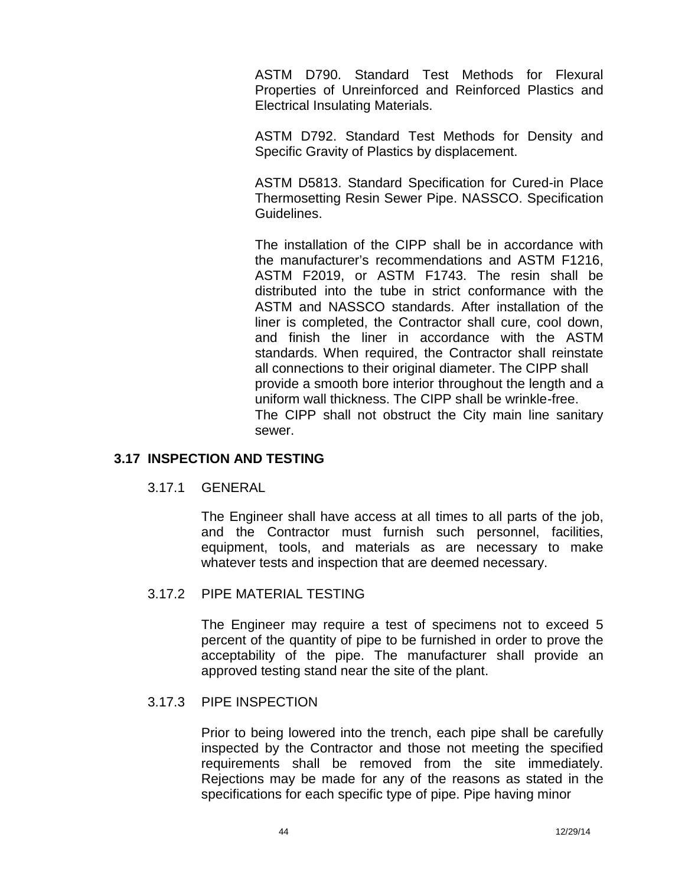ASTM D790. Standard Test Methods for Flexural Properties of Unreinforced and Reinforced Plastics and Electrical Insulating Materials.

ASTM D792. Standard Test Methods for Density and Specific Gravity of Plastics by displacement.

ASTM D5813. Standard Specification for Cured-in Place Thermosetting Resin Sewer Pipe. NASSCO. Specification Guidelines.

The installation of the CIPP shall be in accordance with the manufacturer's recommendations and ASTM F1216, ASTM F2019, or ASTM F1743. The resin shall be distributed into the tube in strict conformance with the ASTM and NASSCO standards. After installation of the liner is completed, the Contractor shall cure, cool down, and finish the liner in accordance with the ASTM standards. When required, the Contractor shall reinstate all connections to their original diameter. The CIPP shall provide a smooth bore interior throughout the length and a uniform wall thickness. The CIPP shall be wrinkle-free. The CIPP shall not obstruct the City main line sanitary sewer.

## 3.17 INSPECTION AND TESTING

### 3.17.1 GENERAL

The Engineer shall have access at all times to all parts of the job, and the Contractor must furnish such personnel, facilities, equipment, tools, and materials as are necessary to make whatever tests and inspection that are deemed necessary.

### 3.17.2 PIPE MATERIAL TESTING

The Engineer may require a test of specimens not to exceed 5 percent of the quantity of pipe to be furnished in order to prove the acceptability of the pipe. The manufacturer shall provide an approved testing stand near the site of the plant.

### 3.17.3 PIPE INSPECTION

Prior to being lowered into the trench, each pipe shall be carefully inspected by the Contractor and those not meeting the specified requirements shall be removed from the site immediately. Rejections may be made for any of the reasons as stated in the specifications for each specific type of pipe. Pipe having minor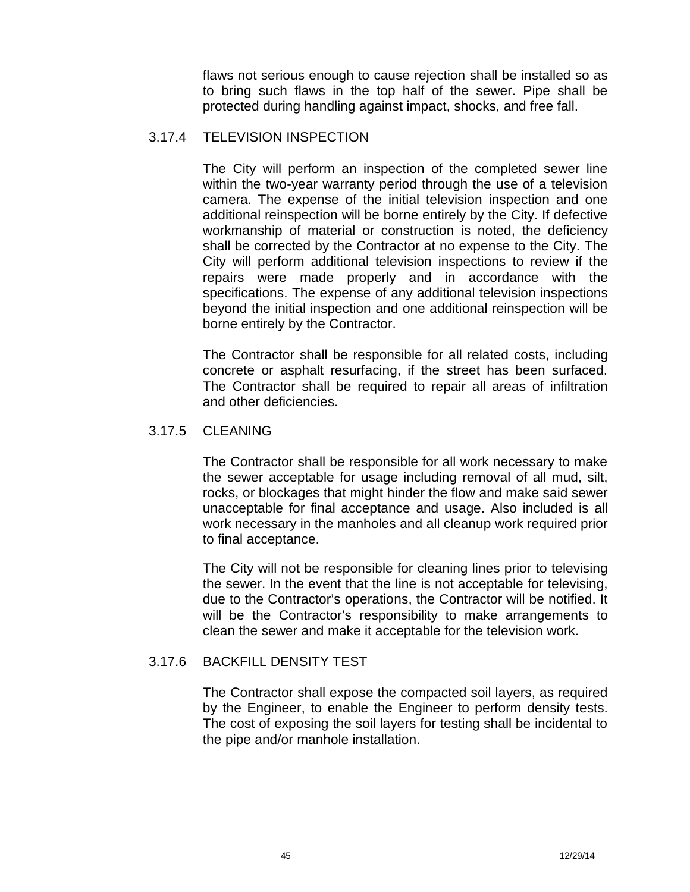flaws not serious enough to cause rejection shall be installed so as to bring such flaws in the top half of the sewer. Pipe shall be protected during handling against impact, shocks, and free fall.

### 3.17.4 TELEVISION INSPECTION

The City will perform an inspection of the completed sewer line within the two-year warranty period through the use of a television camera. The expense of the initial television inspection and one additional reinspection will be borne entirely by the City. If defective workmanship of material or construction is noted, the deficiency shall be corrected by the Contractor at no expense to the City. The City will perform additional television inspections to review if the repairs were made properly and in accordance with the specifications. The expense of any additional television inspections beyond the initial inspection and one additional reinspection will be borne entirely by the Contractor.

The Contractor shall be responsible for all related costs, including concrete or asphalt resurfacing, if the street has been surfaced. The Contractor shall be required to repair all areas of infiltration and other deficiencies.

### 3.17.5 CLEANING

The Contractor shall be responsible for all work necessary to make the sewer acceptable for usage including removal of all mud, silt, rocks, or blockages that might hinder the flow and make said sewer unacceptable for final acceptance and usage. Also included is all work necessary in the manholes and all cleanup work required prior to final acceptance.

The City will not be responsible for cleaning lines prior to televising the sewer. In the event that the line is not acceptable for televising, due to the Contractor's operations, the Contractor will be notified. It will be the Contractor's responsibility to make arrangements to clean the sewer and make it acceptable for the television work.

### 3.17.6 BACKFILL DENSITY TEST

The Contractor shall expose the compacted soil layers, as required by the Engineer, to enable the Engineer to perform density tests. The cost of exposing the soil layers for testing shall be incidental to the pipe and/or manhole installation.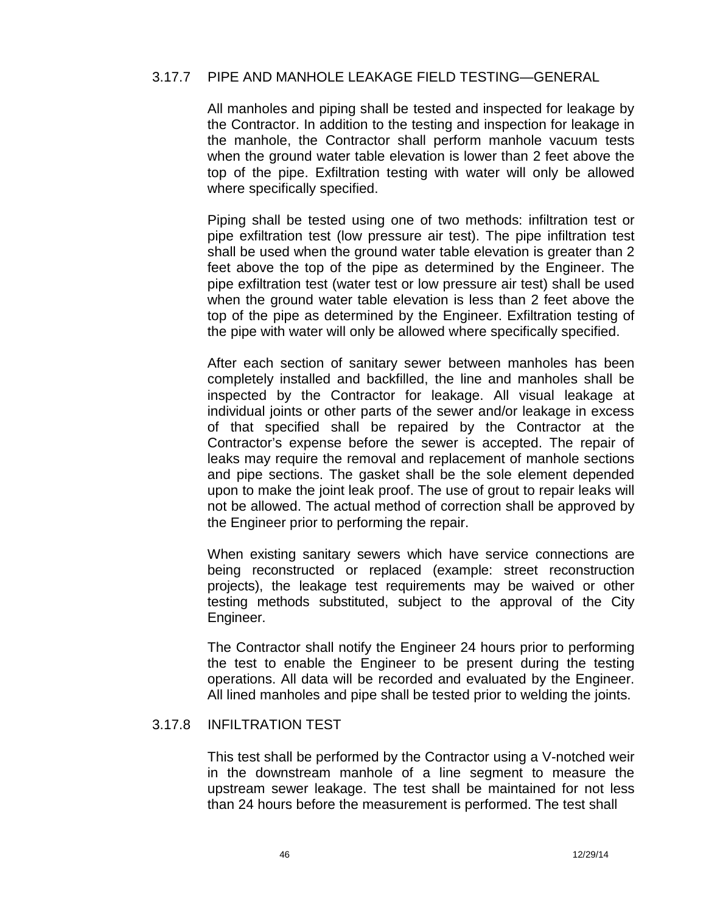### 3.17.7 PIPE AND MANHOLE LEAKAGE FIELD TESTING—GENERAL

All manholes and piping shall be tested and inspected for leakage by the Contractor. In addition to the testing and inspection for leakage in the manhole, the Contractor shall perform manhole vacuum tests when the ground water table elevation is lower than 2 feet above the top of the pipe. Exfiltration testing with water will only be allowed where specifically specified.

Piping shall be tested using one of two methods: infiltration test or pipe exfiltration test (low pressure air test). The pipe infiltration test shall be used when the ground water table elevation is greater than 2 feet above the top of the pipe as determined by the Engineer. The pipe exfiltration test (water test or low pressure air test) shall be used when the ground water table elevation is less than 2 feet above the top of the pipe as determined by the Engineer. Exfiltration testing of the pipe with water will only be allowed where specifically specified.

After each section of sanitary sewer between manholes has been completely installed and backfilled, the line and manholes shall be inspected by the Contractor for leakage. All visual leakage at individual joints or other parts of the sewer and/or leakage in excess of that specified shall be repaired by the Contractor at the Contractor's expense before the sewer is accepted. The repair of leaks may require the removal and replacement of manhole sections and pipe sections. The gasket shall be the sole element depended upon to make the joint leak proof. The use of grout to repair leaks will not be allowed. The actual method of correction shall be approved by the Engineer prior to performing the repair.

When existing sanitary sewers which have service connections are being reconstructed or replaced (example: street reconstruction projects), the leakage test requirements may be waived or other testing methods substituted, subject to the approval of the City Engineer.

The Contractor shall notify the Engineer 24 hours prior to performing the test to enable the Engineer to be present during the testing operations. All data will be recorded and evaluated by the Engineer. All lined manholes and pipe shall be tested prior to welding the joints.

### 3.17.8 INFILTRATION TEST

This test shall be performed by the Contractor using a V-notched weir in the downstream manhole of a line segment to measure the upstream sewer leakage. The test shall be maintained for not less than 24 hours before the measurement is performed. The test shall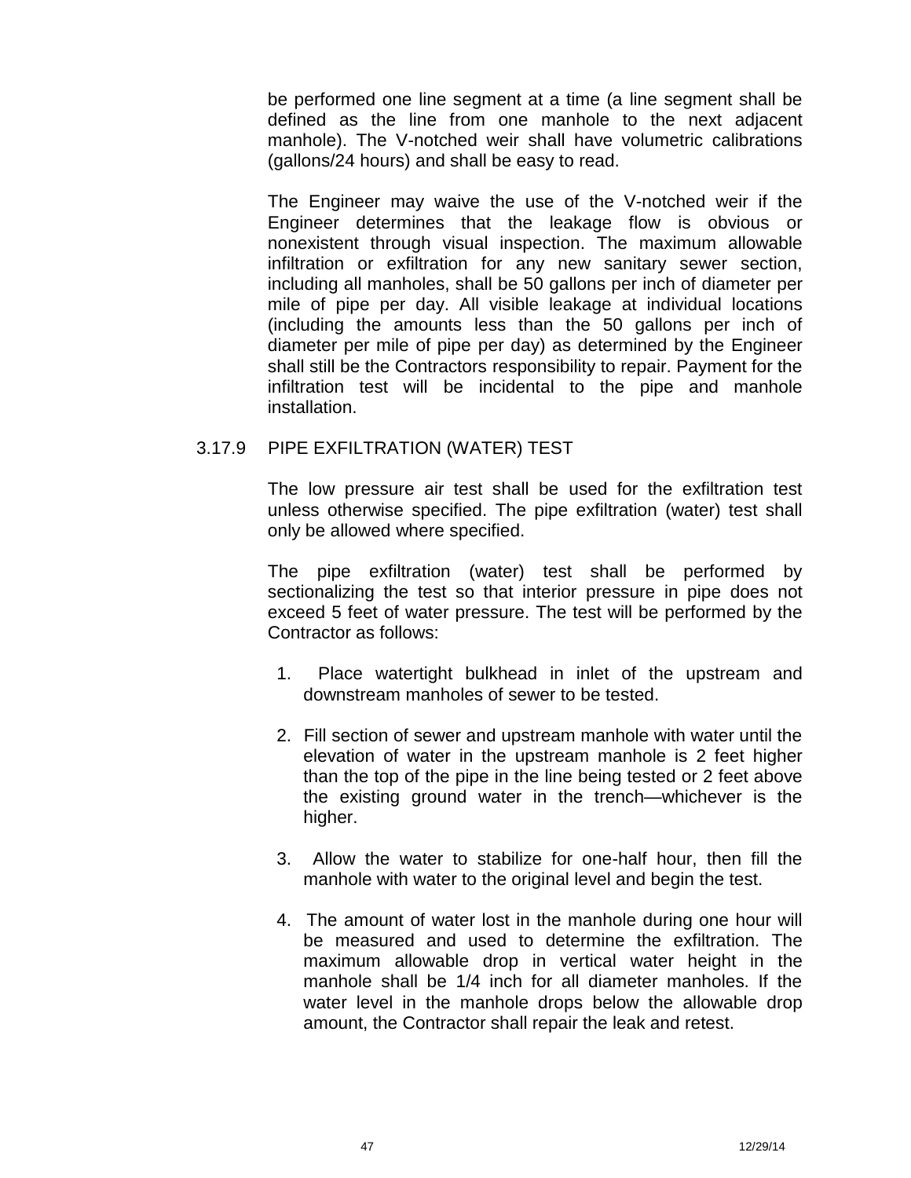be performed one line segment at a time (a line segment shall be defined as the line from one manhole to the next adjacent manhole). The V-notched weir shall have volumetric calibrations (gallons/24 hours) and shall be easy to read.

The Engineer may waive the use of the V-notched weir if the Engineer determines that the leakage flow is obvious or nonexistent through visual inspection. The maximum allowable infiltration or exfiltration for any new sanitary sewer section, including all manholes, shall be 50 gallons per inch of diameter per mile of pipe per day. All visible leakage at individual locations (including the amounts less than the 50 gallons per inch of diameter per mile of pipe per day) as determined by the Engineer shall still be the Contractors responsibility to repair. Payment for the infiltration test will be incidental to the pipe and manhole installation.

### 3.17.9 PIPE EXFILTRATION (WATER) TEST

The low pressure air test shall be used for the exfiltration test unless otherwise specified. The pipe exfiltration (water) test shall only be allowed where specified.

The pipe exfiltration (water) test shall be performed by sectionalizing the test so that interior pressure in pipe does not exceed 5 feet of water pressure. The test will be performed by the Contractor as follows:

1. Place watertight bulkhead in inlet of the upstream and downstream manholes of sewer to be tested.

2. Fill section of sewer and upstream manhole with water until the elevation of water in the upstream manhole is 2 feet higher than the top of the pipe in the line being tested or 2 feet above the existing ground water in the trench—whichever is the higher.

3. Allow the water to stabilize for one-half hour, then fill the manhole with water to the original level and begin the test.

4. The amount of water lost in the manhole during one hour will be measured and used to determine the exfiltration. The maximum allowable drop in vertical water height in the manhole shall be 1/4 inch for all diameter manholes. If the water level in the manhole drops below the allowable drop amount, the Contractor shall repair the leak and retest.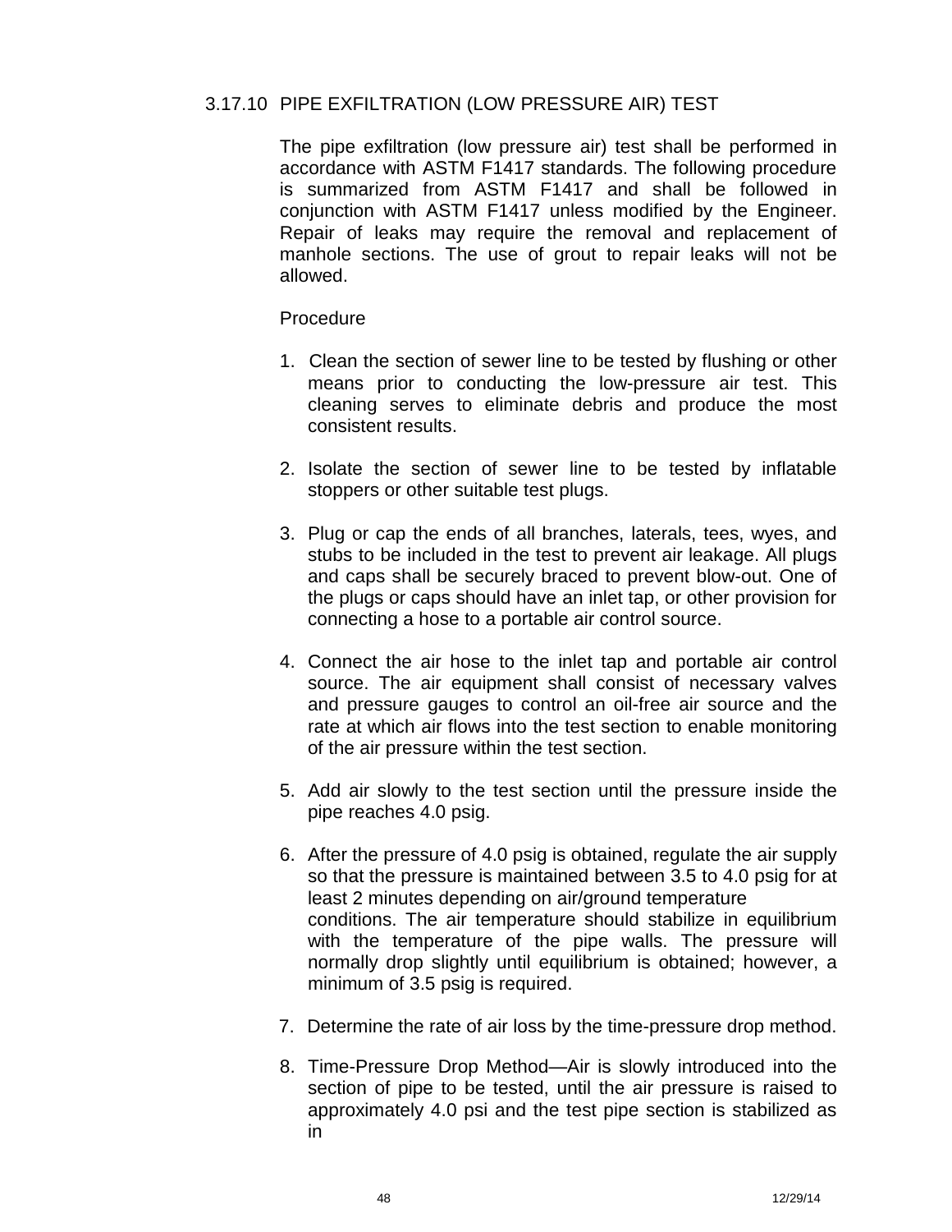### 3.17.10 PIPE EXFILTRATION (LOW PRESSURE AIR) TEST

The pipe exfiltration (low pressure air) test shall be performed in accordance with ASTM F1417 standards. The following procedure is summarized from ASTM F1417 and shall be followed in conjunction with ASTM F1417 unless modified by the Engineer. Repair of leaks may require the removal and replacement of manhole sections. The use of grout to repair leaks will not be allowed.

Procedure

1. Clean the section of sewer line to be tested by flushing or other means prior to conducting the low-pressure air test. This cleaning serves to eliminate debris and produce the most consistent results.

2. Isolate the section of sewer line to be tested by inflatable stoppers or other suitable test plugs.

3. Plug or cap the ends of all branches, laterals, tees, wyes, and stubs to be included in the test to prevent air leakage. All plugs and caps shall be securely braced to prevent blow-out. One of the plugs or caps should have an inlet tap, or other provision for connecting a hose to a portable air control source.

4. Connect the air hose to the inlet tap and portable air control source. The air equipment shall consist of necessary valves and pressure gauges to control an oil-free air source and the rate at which air flows into the test section to enable monitoring of the air pressure within the test section.

5. Add air slowly to the test section until the pressure inside the pipe reaches 4.0 psig.

6. After the pressure of 4.0 psig is obtained, regulate the air supply so that the pressure is maintained between 3.5 to 4.0 psig for at least 2 minutes depending on air/ground temperature conditions. The air temperature should stabilize in equilibrium with the temperature of the pipe walls. The pressure will normally drop slightly until equilibrium is obtained; however, a minimum of 3.5 psig is required.

7. Determine the rate of air loss by the time-pressure drop method.

8. Time-Pressure Drop Method—Air is slowly introduced into the section of pipe to be tested, until the air pressure is raised to approximately 4.0 psi and the test pipe section is stabilized as in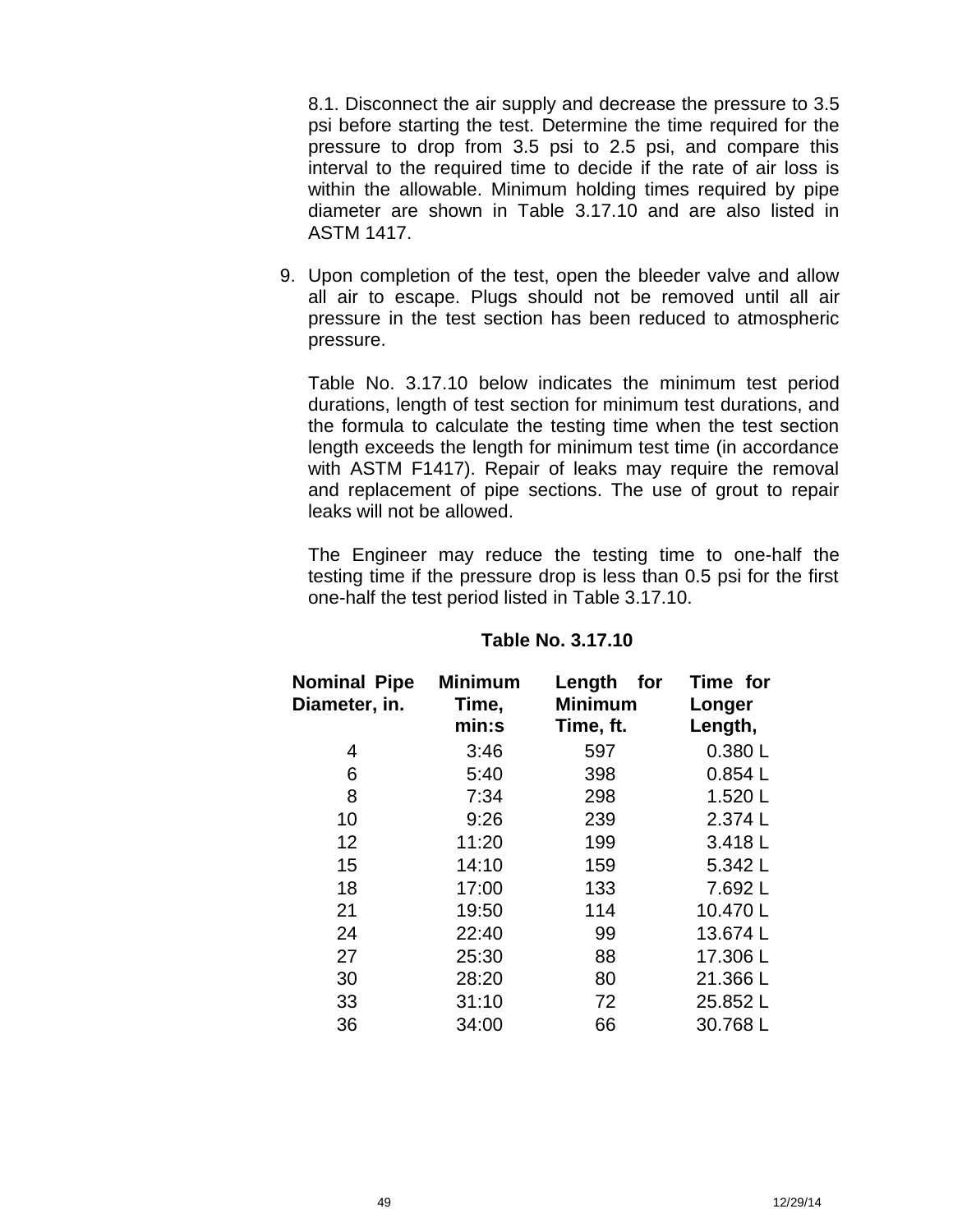8.1. Disconnect the air supply and decrease the pressure to 3.5 psi before starting the test. Determine the time required for the pressure to drop from 3.5 psi to 2.5 psi, and compare this interval to the required time to decide if the rate of air loss is within the allowable. Minimum holding times required by pipe diameter are shown in Table 3.17.10 and are also listed in ASTM 1417.

9. Upon completion of the test, open the bleeder valve and allow all air to escape. Plugs should not be removed until all air pressure in the test section has been reduced to atmospheric pressure.

   Table No. 3.17.10 below indicates the minimum test period durations, length of test section for minimum test durations, and the formula to calculate the testing time when the test section length exceeds the length for minimum test time (in accordance with ASTM F1417). Repair of leaks may require the removal and replacement of pipe sections. The use of grout to repair leaks will not be allowed.

   The Engineer may reduce the testing time to one-half the testing time if the pressure drop is less than 0.5 psi for the first one-half the test period listed in Table 3.17.10.

**Table No. 3.17.10**

| Nominal Pipe Diameter, in. | Minimum Time, min:s | Length for Minimum Time, ft. | Time for Longer Length, |
|---|---|---|---|
| 4 | 3:46 | 597 | 0.380 L |
| 6 | 5:40 | 398 | 0.854 L |
| 8 | 7:34 | 298 | 1.520 L |
| 10 | 9:26 | 239 | 2.374 L |
| 12 | 11:20 | 199 | 3.418 L |
| 15 | 14:10 | 159 | 5.342 L |
| 18 | 17:00 | 133 | 7.692 L |
| 21 | 19:50 | 114 | 10.470 L |
| 24 | 22:40 | 99 | 13.674 L |
| 27 | 25:30 | 88 | 17.306 L |
| 30 | 28:20 | 80 | 21.366 L |
| 33 | 31:10 | 72 | 25.852 L |
| 36 | 34:00 | 66 | 30.768 L |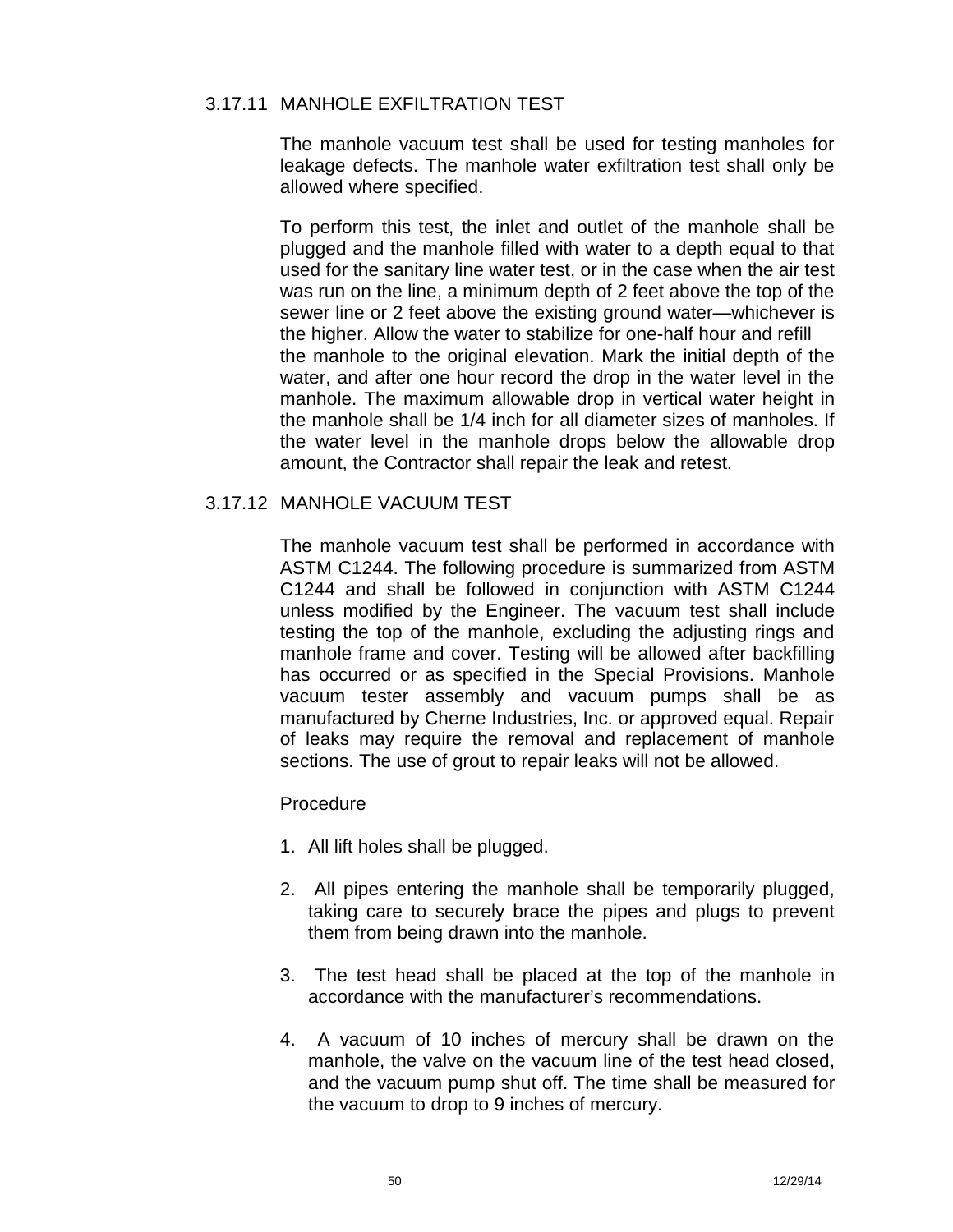### 3.17.11 MANHOLE EXFILTRATION TEST

The manhole vacuum test shall be used for testing manholes for leakage defects. The manhole water exfiltration test shall only be allowed where specified.

To perform this test, the inlet and outlet of the manhole shall be plugged and the manhole filled with water to a depth equal to that used for the sanitary line water test, or in the case when the air test was run on the line, a minimum depth of 2 feet above the top of the sewer line or 2 feet above the existing ground water—whichever is the higher. Allow the water to stabilize for one-half hour and refill the manhole to the original elevation. Mark the initial depth of the water, and after one hour record the drop in the water level in the manhole. The maximum allowable drop in vertical water height in the manhole shall be 1/4 inch for all diameter sizes of manholes. If the water level in the manhole drops below the allowable drop amount, the Contractor shall repair the leak and retest.

### 3.17.12 MANHOLE VACUUM TEST

The manhole vacuum test shall be performed in accordance with ASTM C1244. The following procedure is summarized from ASTM C1244 and shall be followed in conjunction with ASTM C1244 unless modified by the Engineer. The vacuum test shall include testing the top of the manhole, excluding the adjusting rings and manhole frame and cover. Testing will be allowed after backfilling has occurred or as specified in the Special Provisions. Manhole vacuum tester assembly and vacuum pumps shall be as manufactured by Cherne Industries, Inc. or approved equal. Repair of leaks may require the removal and replacement of manhole sections. The use of grout to repair leaks will not be allowed.

Procedure

1. All lift holes shall be plugged.
2. All pipes entering the manhole shall be temporarily plugged, taking care to securely brace the pipes and plugs to prevent them from being drawn into the manhole.
3. The test head shall be placed at the top of the manhole in accordance with the manufacturer's recommendations.
4. A vacuum of 10 inches of mercury shall be drawn on the manhole, the valve on the vacuum line of the test head closed, and the vacuum pump shut off. The time shall be measured for the vacuum to drop to 9 inches of mercury.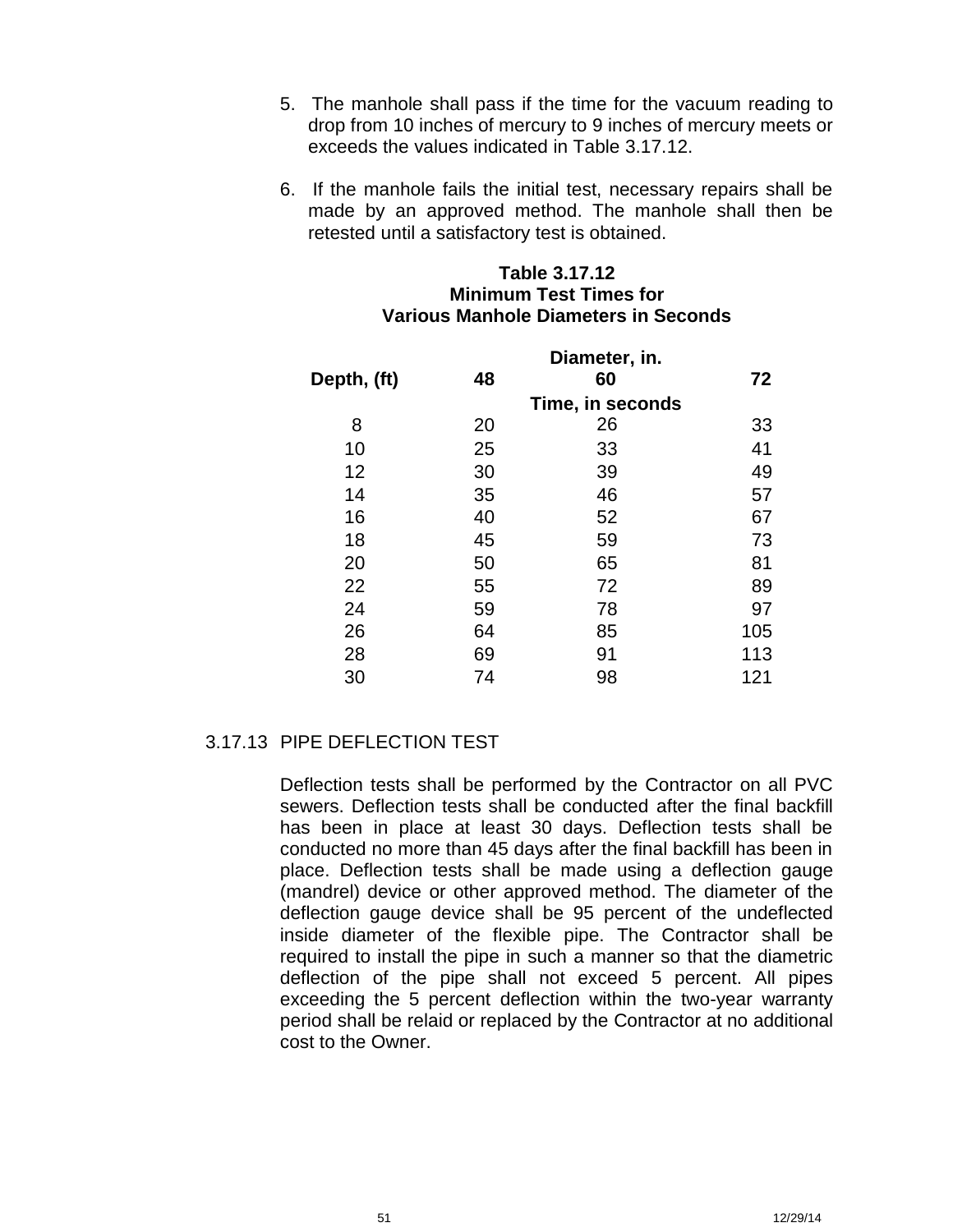5. The manhole shall pass if the time for the vacuum reading to drop from 10 inches of mercury to 9 inches of mercury meets or exceeds the values indicated in Table 3.17.12.

6. If the manhole fails the initial test, necessary repairs shall be made by an approved method. The manhole shall then be retested until a satisfactory test is obtained.

**Table 3.17.12**
**Minimum Test Times for**
**Various Manhole Diameters in Seconds**

| | Diameter, in. | | |
|---|---|---|---|
| **Depth, (ft)** | **48** | **60** | **72** |
| | | **Time, in seconds** | |
| 8 | 20 | 26 | 33 |
| 10 | 25 | 33 | 41 |
| 12 | 30 | 39 | 49 |
| 14 | 35 | 46 | 57 |
| 16 | 40 | 52 | 67 |
| 18 | 45 | 59 | 73 |
| 20 | 50 | 65 | 81 |
| 22 | 55 | 72 | 89 |
| 24 | 59 | 78 | 97 |
| 26 | 64 | 85 | 105 |
| 28 | 69 | 91 | 113 |
| 30 | 74 | 98 | 121 |

## 3.17.13 PIPE DEFLECTION TEST

Deflection tests shall be performed by the Contractor on all PVC sewers. Deflection tests shall be conducted after the final backfill has been in place at least 30 days. Deflection tests shall be conducted no more than 45 days after the final backfill has been in place. Deflection tests shall be made using a deflection gauge (mandrel) device or other approved method. The diameter of the deflection gauge device shall be 95 percent of the undeflected inside diameter of the flexible pipe. The Contractor shall be required to install the pipe in such a manner so that the diametric deflection of the pipe shall not exceed 5 percent. All pipes exceeding the 5 percent deflection within the two-year warranty period shall be relaid or replaced by the Contractor at no additional cost to the Owner.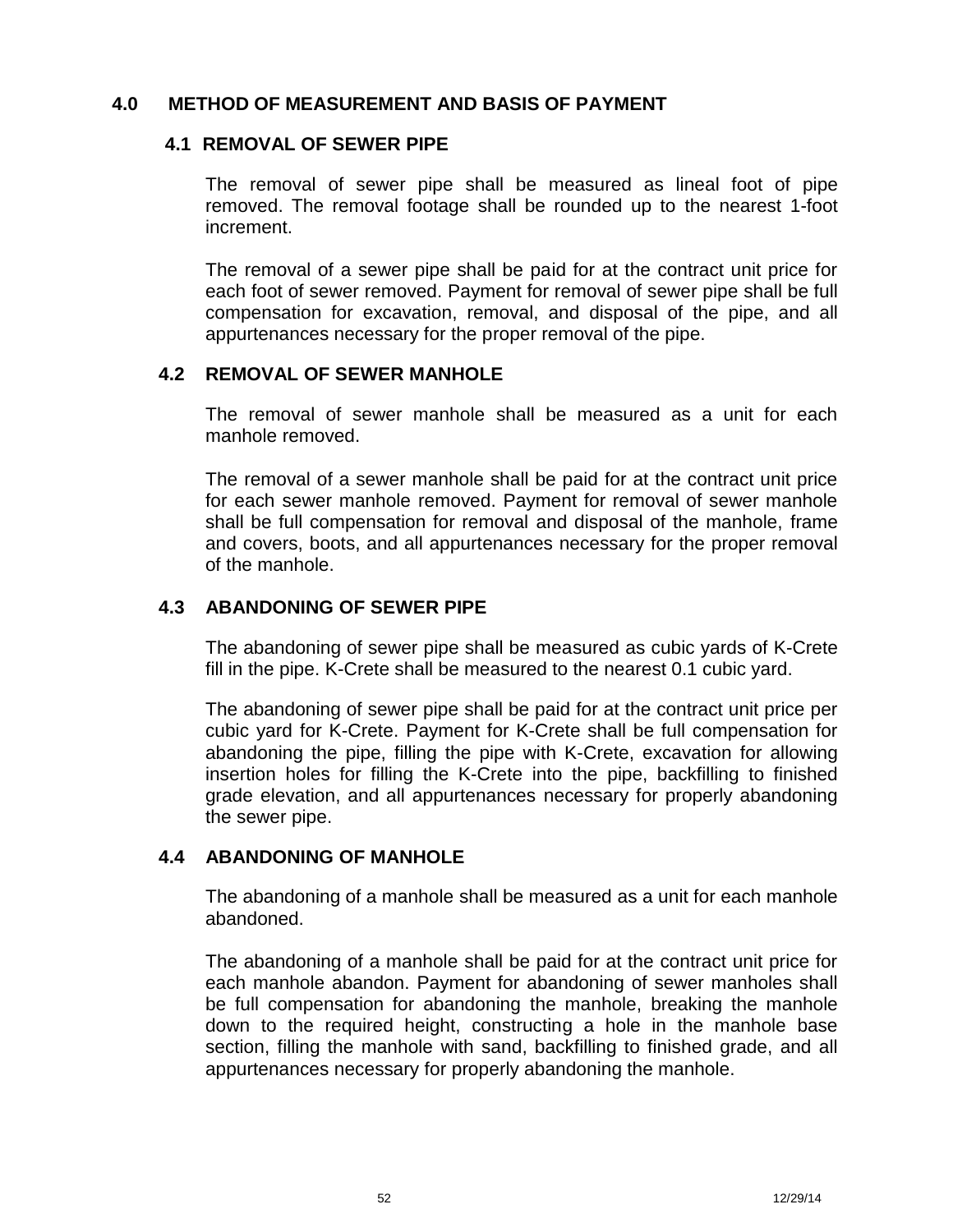## 4.0 METHOD OF MEASUREMENT AND BASIS OF PAYMENT

### 4.1 REMOVAL OF SEWER PIPE

The removal of sewer pipe shall be measured as lineal foot of pipe removed. The removal footage shall be rounded up to the nearest 1-foot increment.

The removal of a sewer pipe shall be paid for at the contract unit price for each foot of sewer removed. Payment for removal of sewer pipe shall be full compensation for excavation, removal, and disposal of the pipe, and all appurtenances necessary for the proper removal of the pipe.

### 4.2 REMOVAL OF SEWER MANHOLE

The removal of sewer manhole shall be measured as a unit for each manhole removed.

The removal of a sewer manhole shall be paid for at the contract unit price for each sewer manhole removed. Payment for removal of sewer manhole shall be full compensation for removal and disposal of the manhole, frame and covers, boots, and all appurtenances necessary for the proper removal of the manhole.

### 4.3 ABANDONING OF SEWER PIPE

The abandoning of sewer pipe shall be measured as cubic yards of K-Crete fill in the pipe. K-Crete shall be measured to the nearest 0.1 cubic yard.

The abandoning of sewer pipe shall be paid for at the contract unit price per cubic yard for K-Crete. Payment for K-Crete shall be full compensation for abandoning the pipe, filling the pipe with K-Crete, excavation for allowing insertion holes for filling the K-Crete into the pipe, backfilling to finished grade elevation, and all appurtenances necessary for properly abandoning the sewer pipe.

### 4.4 ABANDONING OF MANHOLE

The abandoning of a manhole shall be measured as a unit for each manhole abandoned.

The abandoning of a manhole shall be paid for at the contract unit price for each manhole abandon. Payment for abandoning of sewer manholes shall be full compensation for abandoning the manhole, breaking the manhole down to the required height, constructing a hole in the manhole base section, filling the manhole with sand, backfilling to finished grade, and all appurtenances necessary for properly abandoning the manhole.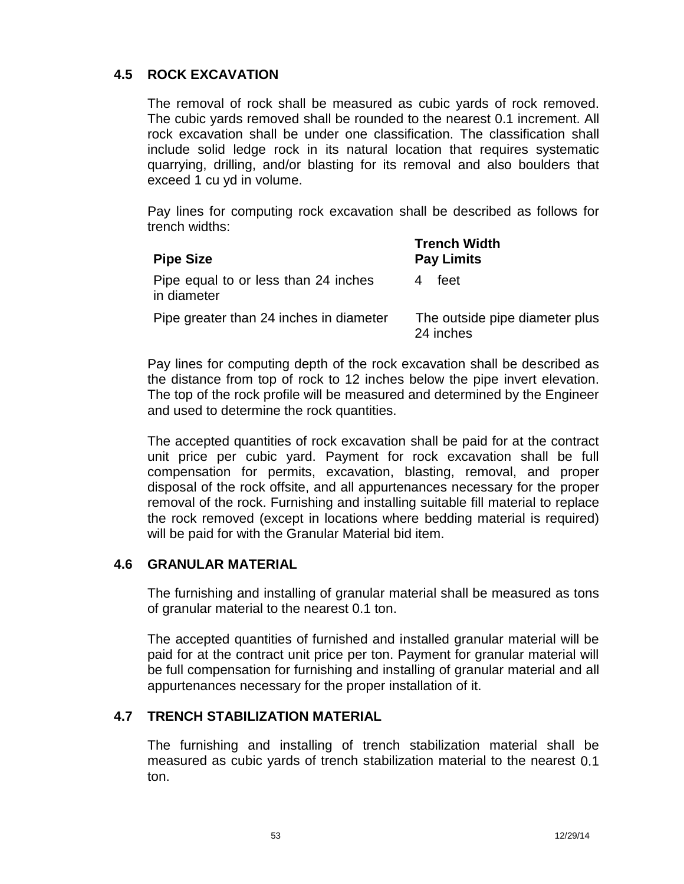## 4.5 ROCK EXCAVATION

The removal of rock shall be measured as cubic yards of rock removed. The cubic yards removed shall be rounded to the nearest 0.1 increment. All rock excavation shall be under one classification. The classification shall include solid ledge rock in its natural location that requires systematic quarrying, drilling, and/or blasting for its removal and also boulders that exceed 1 cu yd in volume.

Pay lines for computing rock excavation shall be described as follows for trench widths:

| Pipe Size | Trench Width Pay Limits |
|---|---|
| Pipe equal to or less than 24 inches in diameter | 4 feet |
| Pipe greater than 24 inches in diameter | The outside pipe diameter plus 24 inches |

Pay lines for computing depth of the rock excavation shall be described as the distance from top of rock to 12 inches below the pipe invert elevation. The top of the rock profile will be measured and determined by the Engineer and used to determine the rock quantities.

The accepted quantities of rock excavation shall be paid for at the contract unit price per cubic yard. Payment for rock excavation shall be full compensation for permits, excavation, blasting, removal, and proper disposal of the rock offsite, and all appurtenances necessary for the proper removal of the rock. Furnishing and installing suitable fill material to replace the rock removed (except in locations where bedding material is required) will be paid for with the Granular Material bid item.

## 4.6 GRANULAR MATERIAL

The furnishing and installing of granular material shall be measured as tons of granular material to the nearest 0.1 ton.

The accepted quantities of furnished and installed granular material will be paid for at the contract unit price per ton. Payment for granular material will be full compensation for furnishing and installing of granular material and all appurtenances necessary for the proper installation of it.

## 4.7 TRENCH STABILIZATION MATERIAL

The furnishing and installing of trench stabilization material shall be measured as cubic yards of trench stabilization material to the nearest 0.1 ton.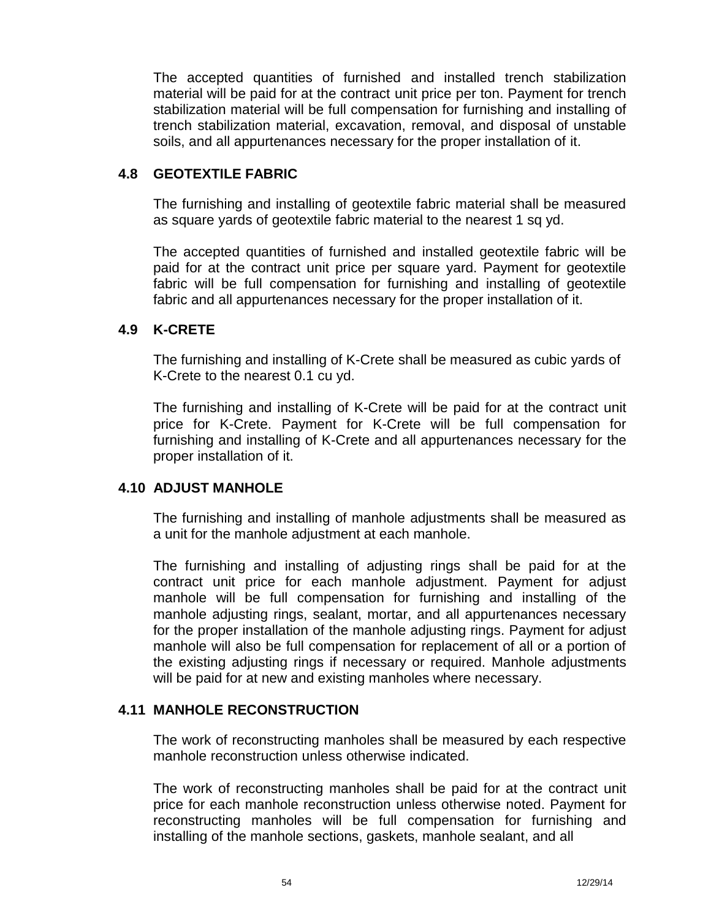The accepted quantities of furnished and installed trench stabilization material will be paid for at the contract unit price per ton. Payment for trench stabilization material will be full compensation for furnishing and installing of trench stabilization material, excavation, removal, and disposal of unstable soils, and all appurtenances necessary for the proper installation of it.

### 4.8 GEOTEXTILE FABRIC

The furnishing and installing of geotextile fabric material shall be measured as square yards of geotextile fabric material to the nearest 1 sq yd.

The accepted quantities of furnished and installed geotextile fabric will be paid for at the contract unit price per square yard. Payment for geotextile fabric will be full compensation for furnishing and installing of geotextile fabric and all appurtenances necessary for the proper installation of it.

### 4.9 K-CRETE

The furnishing and installing of K-Crete shall be measured as cubic yards of K-Crete to the nearest 0.1 cu yd.

The furnishing and installing of K-Crete will be paid for at the contract unit price for K-Crete. Payment for K-Crete will be full compensation for furnishing and installing of K-Crete and all appurtenances necessary for the proper installation of it.

### 4.10 ADJUST MANHOLE

The furnishing and installing of manhole adjustments shall be measured as a unit for the manhole adjustment at each manhole.

The furnishing and installing of adjusting rings shall be paid for at the contract unit price for each manhole adjustment. Payment for adjust manhole will be full compensation for furnishing and installing of the manhole adjusting rings, sealant, mortar, and all appurtenances necessary for the proper installation of the manhole adjusting rings. Payment for adjust manhole will also be full compensation for replacement of all or a portion of the existing adjusting rings if necessary or required. Manhole adjustments will be paid for at new and existing manholes where necessary.

### 4.11 MANHOLE RECONSTRUCTION

The work of reconstructing manholes shall be measured by each respective manhole reconstruction unless otherwise indicated.

The work of reconstructing manholes shall be paid for at the contract unit price for each manhole reconstruction unless otherwise noted. Payment for reconstructing manholes will be full compensation for furnishing and installing of the manhole sections, gaskets, manhole sealant, and all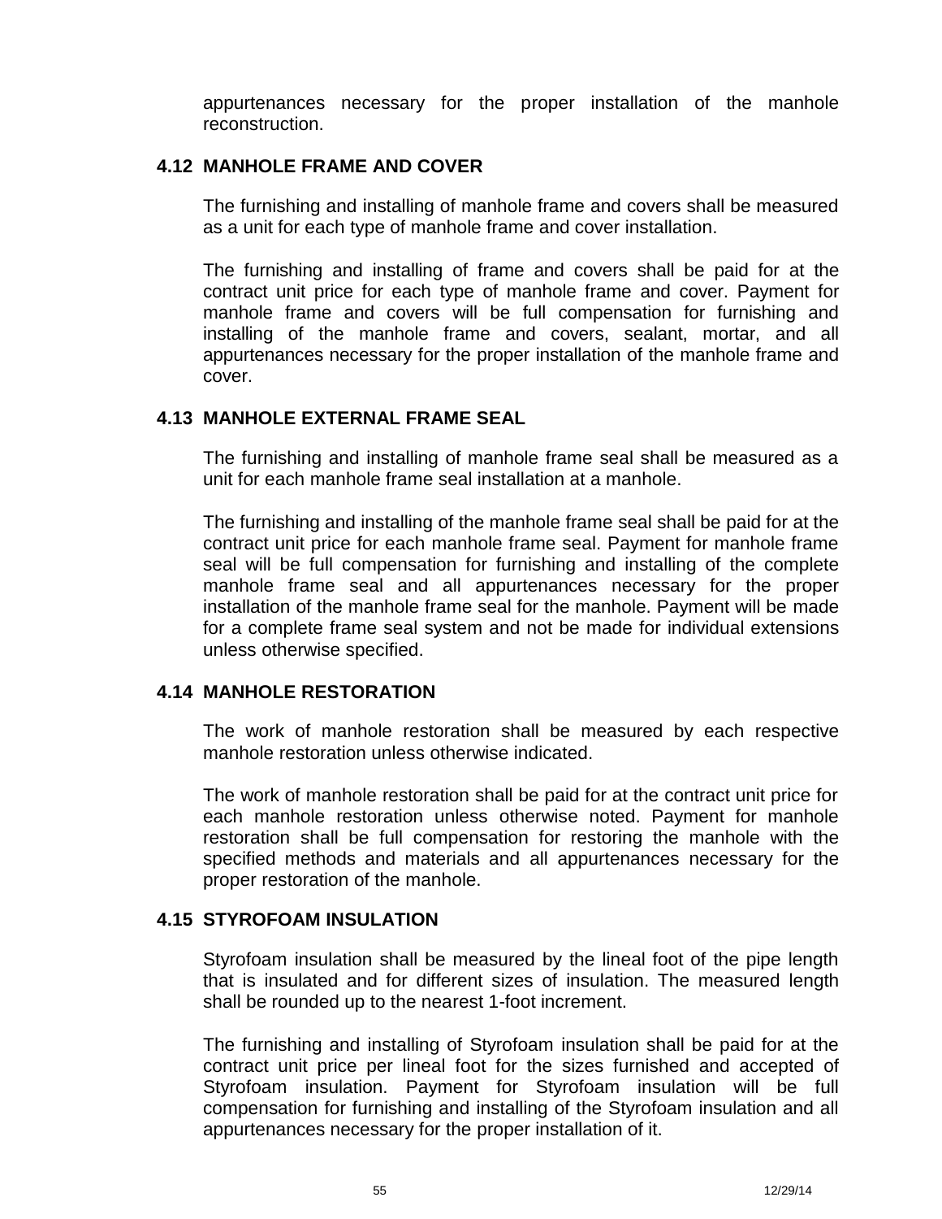appurtenances necessary for the proper installation of the manhole reconstruction.

## 4.12 MANHOLE FRAME AND COVER

The furnishing and installing of manhole frame and covers shall be measured as a unit for each type of manhole frame and cover installation.

The furnishing and installing of frame and covers shall be paid for at the contract unit price for each type of manhole frame and cover. Payment for manhole frame and covers will be full compensation for furnishing and installing of the manhole frame and covers, sealant, mortar, and all appurtenances necessary for the proper installation of the manhole frame and cover.

## 4.13 MANHOLE EXTERNAL FRAME SEAL

The furnishing and installing of manhole frame seal shall be measured as a unit for each manhole frame seal installation at a manhole.

The furnishing and installing of the manhole frame seal shall be paid for at the contract unit price for each manhole frame seal. Payment for manhole frame seal will be full compensation for furnishing and installing of the complete manhole frame seal and all appurtenances necessary for the proper installation of the manhole frame seal for the manhole. Payment will be made for a complete frame seal system and not be made for individual extensions unless otherwise specified.

## 4.14 MANHOLE RESTORATION

The work of manhole restoration shall be measured by each respective manhole restoration unless otherwise indicated.

The work of manhole restoration shall be paid for at the contract unit price for each manhole restoration unless otherwise noted. Payment for manhole restoration shall be full compensation for restoring the manhole with the specified methods and materials and all appurtenances necessary for the proper restoration of the manhole.

## 4.15 STYROFOAM INSULATION

Styrofoam insulation shall be measured by the lineal foot of the pipe length that is insulated and for different sizes of insulation. The measured length shall be rounded up to the nearest 1-foot increment.

The furnishing and installing of Styrofoam insulation shall be paid for at the contract unit price per lineal foot for the sizes furnished and accepted of Styrofoam insulation. Payment for Styrofoam insulation will be full compensation for furnishing and installing of the Styrofoam insulation and all appurtenances necessary for the proper installation of it.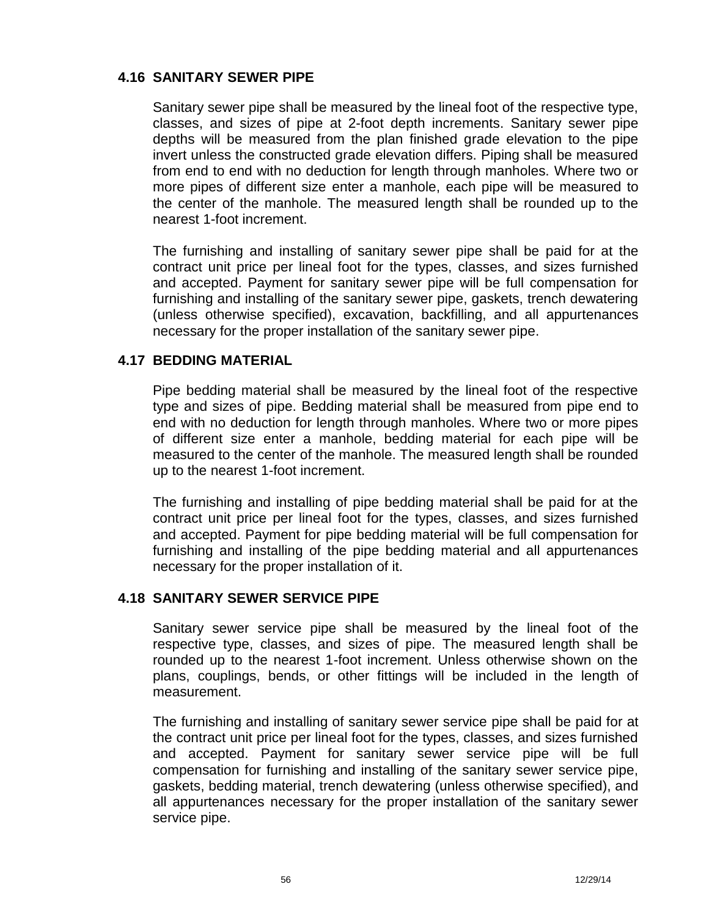## 4.16 SANITARY SEWER PIPE

Sanitary sewer pipe shall be measured by the lineal foot of the respective type, classes, and sizes of pipe at 2-foot depth increments. Sanitary sewer pipe depths will be measured from the plan finished grade elevation to the pipe invert unless the constructed grade elevation differs. Piping shall be measured from end to end with no deduction for length through manholes. Where two or more pipes of different size enter a manhole, each pipe will be measured to the center of the manhole. The measured length shall be rounded up to the nearest 1-foot increment.

The furnishing and installing of sanitary sewer pipe shall be paid for at the contract unit price per lineal foot for the types, classes, and sizes furnished and accepted. Payment for sanitary sewer pipe will be full compensation for furnishing and installing of the sanitary sewer pipe, gaskets, trench dewatering (unless otherwise specified), excavation, backfilling, and all appurtenances necessary for the proper installation of the sanitary sewer pipe.

## 4.17 BEDDING MATERIAL

Pipe bedding material shall be measured by the lineal foot of the respective type and sizes of pipe. Bedding material shall be measured from pipe end to end with no deduction for length through manholes. Where two or more pipes of different size enter a manhole, bedding material for each pipe will be measured to the center of the manhole. The measured length shall be rounded up to the nearest 1-foot increment.

The furnishing and installing of pipe bedding material shall be paid for at the contract unit price per lineal foot for the types, classes, and sizes furnished and accepted. Payment for pipe bedding material will be full compensation for furnishing and installing of the pipe bedding material and all appurtenances necessary for the proper installation of it.

## 4.18 SANITARY SEWER SERVICE PIPE

Sanitary sewer service pipe shall be measured by the lineal foot of the respective type, classes, and sizes of pipe. The measured length shall be rounded up to the nearest 1-foot increment. Unless otherwise shown on the plans, couplings, bends, or other fittings will be included in the length of measurement.

The furnishing and installing of sanitary sewer service pipe shall be paid for at the contract unit price per lineal foot for the types, classes, and sizes furnished and accepted. Payment for sanitary sewer service pipe will be full compensation for furnishing and installing of the sanitary sewer service pipe, gaskets, bedding material, trench dewatering (unless otherwise specified), and all appurtenances necessary for the proper installation of the sanitary sewer service pipe.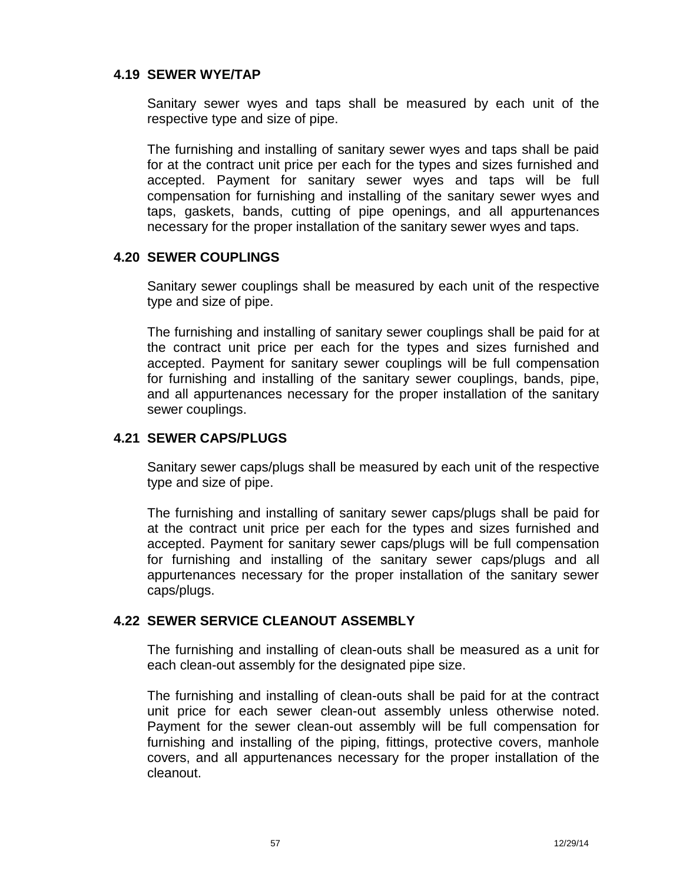### 4.19 SEWER WYE/TAP

Sanitary sewer wyes and taps shall be measured by each unit of the respective type and size of pipe.

The furnishing and installing of sanitary sewer wyes and taps shall be paid for at the contract unit price per each for the types and sizes furnished and accepted. Payment for sanitary sewer wyes and taps will be full compensation for furnishing and installing of the sanitary sewer wyes and taps, gaskets, bands, cutting of pipe openings, and all appurtenances necessary for the proper installation of the sanitary sewer wyes and taps.

### 4.20 SEWER COUPLINGS

Sanitary sewer couplings shall be measured by each unit of the respective type and size of pipe.

The furnishing and installing of sanitary sewer couplings shall be paid for at the contract unit price per each for the types and sizes furnished and accepted. Payment for sanitary sewer couplings will be full compensation for furnishing and installing of the sanitary sewer couplings, bands, pipe, and all appurtenances necessary for the proper installation of the sanitary sewer couplings.

### 4.21 SEWER CAPS/PLUGS

Sanitary sewer caps/plugs shall be measured by each unit of the respective type and size of pipe.

The furnishing and installing of sanitary sewer caps/plugs shall be paid for at the contract unit price per each for the types and sizes furnished and accepted. Payment for sanitary sewer caps/plugs will be full compensation for furnishing and installing of the sanitary sewer caps/plugs and all appurtenances necessary for the proper installation of the sanitary sewer caps/plugs.

### 4.22 SEWER SERVICE CLEANOUT ASSEMBLY

The furnishing and installing of clean-outs shall be measured as a unit for each clean-out assembly for the designated pipe size.

The furnishing and installing of clean-outs shall be paid for at the contract unit price for each sewer clean-out assembly unless otherwise noted. Payment for the sewer clean-out assembly will be full compensation for furnishing and installing of the piping, fittings, protective covers, manhole covers, and all appurtenances necessary for the proper installation of the cleanout.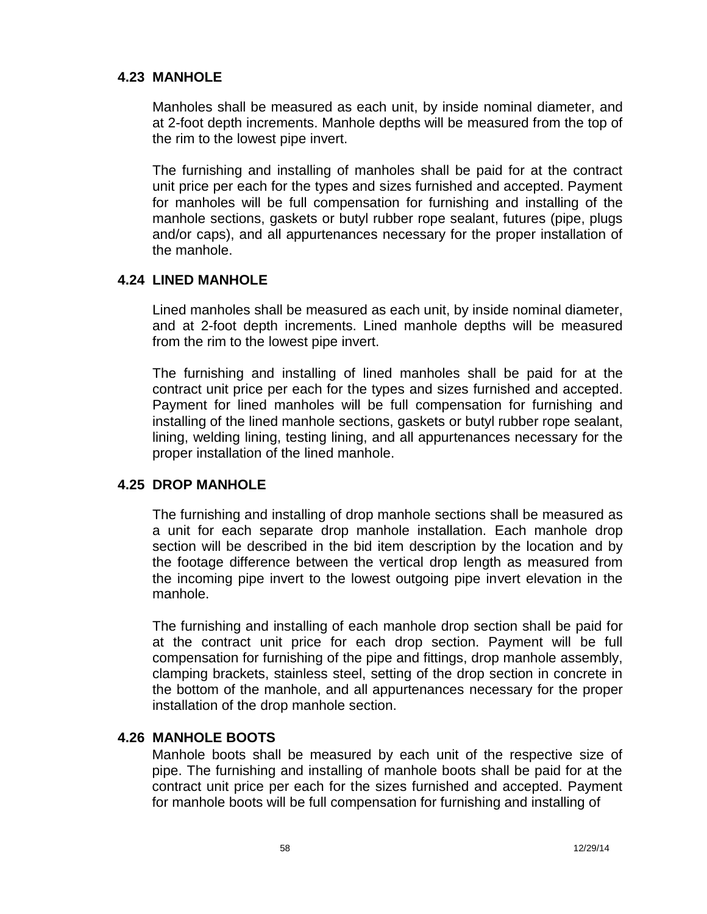## 4.23 MANHOLE

Manholes shall be measured as each unit, by inside nominal diameter, and at 2-foot depth increments. Manhole depths will be measured from the top of the rim to the lowest pipe invert.

The furnishing and installing of manholes shall be paid for at the contract unit price per each for the types and sizes furnished and accepted. Payment for manholes will be full compensation for furnishing and installing of the manhole sections, gaskets or butyl rubber rope sealant, futures (pipe, plugs and/or caps), and all appurtenances necessary for the proper installation of the manhole.

## 4.24 LINED MANHOLE

Lined manholes shall be measured as each unit, by inside nominal diameter, and at 2-foot depth increments. Lined manhole depths will be measured from the rim to the lowest pipe invert.

The furnishing and installing of lined manholes shall be paid for at the contract unit price per each for the types and sizes furnished and accepted. Payment for lined manholes will be full compensation for furnishing and installing of the lined manhole sections, gaskets or butyl rubber rope sealant, lining, welding lining, testing lining, and all appurtenances necessary for the proper installation of the lined manhole.

## 4.25 DROP MANHOLE

The furnishing and installing of drop manhole sections shall be measured as a unit for each separate drop manhole installation. Each manhole drop section will be described in the bid item description by the location and by the footage difference between the vertical drop length as measured from the incoming pipe invert to the lowest outgoing pipe invert elevation in the manhole.

The furnishing and installing of each manhole drop section shall be paid for at the contract unit price for each drop section. Payment will be full compensation for furnishing of the pipe and fittings, drop manhole assembly, clamping brackets, stainless steel, setting of the drop section in concrete in the bottom of the manhole, and all appurtenances necessary for the proper installation of the drop manhole section.

## 4.26 MANHOLE BOOTS

Manhole boots shall be measured by each unit of the respective size of pipe. The furnishing and installing of manhole boots shall be paid for at the contract unit price per each for the sizes furnished and accepted. Payment for manhole boots will be full compensation for furnishing and installing of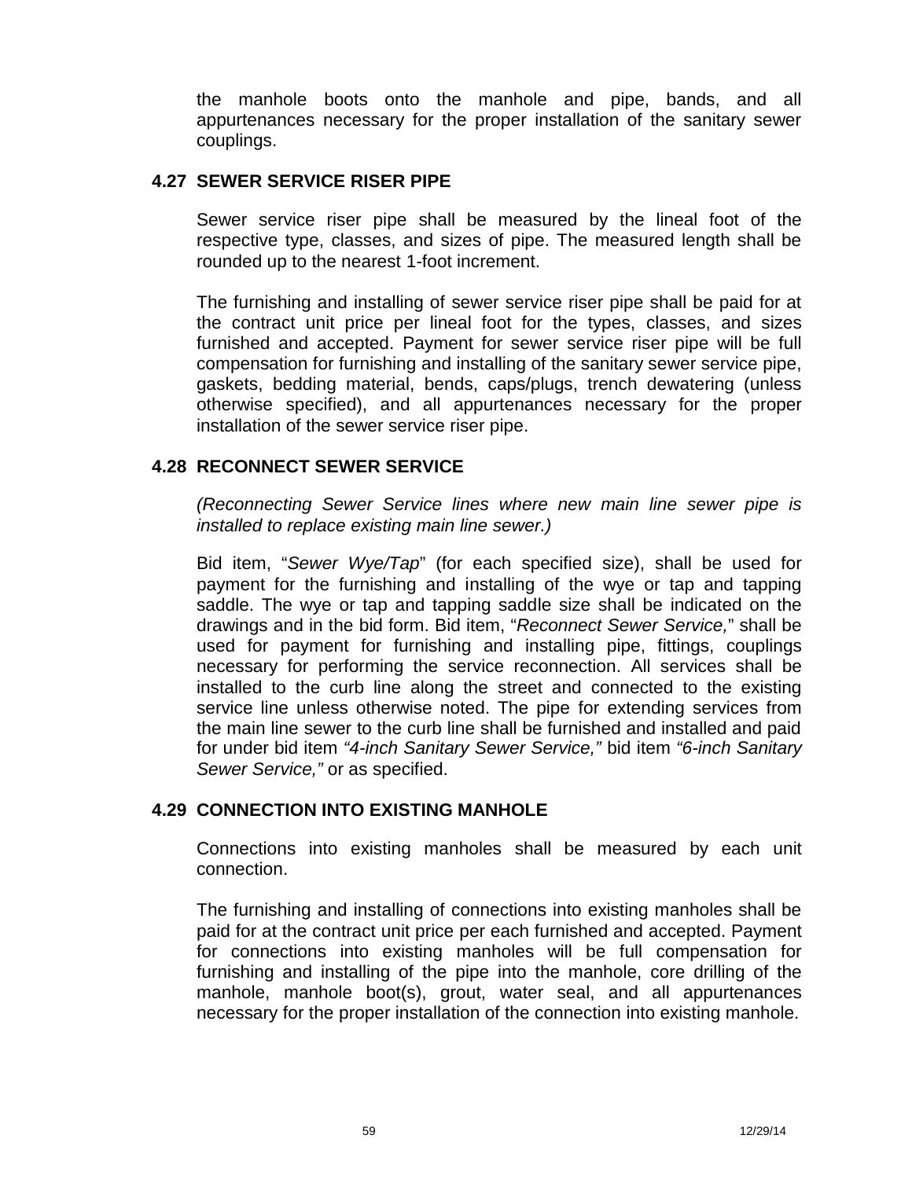the manhole boots onto the manhole and pipe, bands, and all appurtenances necessary for the proper installation of the sanitary sewer couplings.

### 4.27 SEWER SERVICE RISER PIPE

Sewer service riser pipe shall be measured by the lineal foot of the respective type, classes, and sizes of pipe. The measured length shall be rounded up to the nearest 1-foot increment.

The furnishing and installing of sewer service riser pipe shall be paid for at the contract unit price per lineal foot for the types, classes, and sizes furnished and accepted. Payment for sewer service riser pipe will be full compensation for furnishing and installing of the sanitary sewer service pipe, gaskets, bedding material, bends, caps/plugs, trench dewatering (unless otherwise specified), and all appurtenances necessary for the proper installation of the sewer service riser pipe.

### 4.28 RECONNECT SEWER SERVICE

*(Reconnecting Sewer Service lines where new main line sewer pipe is installed to replace existing main line sewer.)*

Bid item, "*Sewer Wye/Tap*" (for each specified size), shall be used for payment for the furnishing and installing of the wye or tap and tapping saddle. The wye or tap and tapping saddle size shall be indicated on the drawings and in the bid form. Bid item, "*Reconnect Sewer Service,*" shall be used for payment for furnishing and installing pipe, fittings, couplings necessary for performing the service reconnection. All services shall be installed to the curb line along the street and connected to the existing service line unless otherwise noted. The pipe for extending services from the main line sewer to the curb line shall be furnished and installed and paid for under bid item *"4-inch Sanitary Sewer Service,"* bid item *"6-inch Sanitary Sewer Service,"* or as specified.

### 4.29 CONNECTION INTO EXISTING MANHOLE

Connections into existing manholes shall be measured by each unit connection.

The furnishing and installing of connections into existing manholes shall be paid for at the contract unit price per each furnished and accepted. Payment for connections into existing manholes will be full compensation for furnishing and installing of the pipe into the manhole, core drilling of the manhole, manhole boot(s), grout, water seal, and all appurtenances necessary for the proper installation of the connection into existing manhole.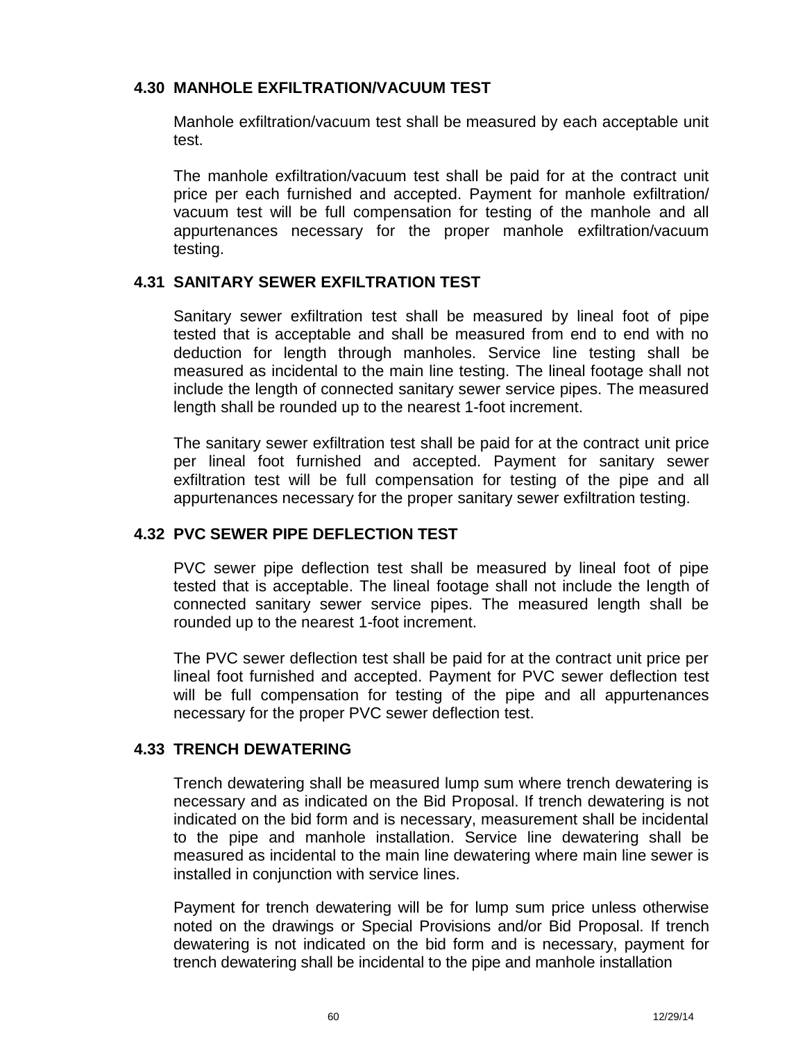### 4.30 MANHOLE EXFILTRATION/VACUUM TEST

Manhole exfiltration/vacuum test shall be measured by each acceptable unit test.

The manhole exfiltration/vacuum test shall be paid for at the contract unit price per each furnished and accepted. Payment for manhole exfiltration/ vacuum test will be full compensation for testing of the manhole and all appurtenances necessary for the proper manhole exfiltration/vacuum testing.

### 4.31 SANITARY SEWER EXFILTRATION TEST

Sanitary sewer exfiltration test shall be measured by lineal foot of pipe tested that is acceptable and shall be measured from end to end with no deduction for length through manholes. Service line testing shall be measured as incidental to the main line testing. The lineal footage shall not include the length of connected sanitary sewer service pipes. The measured length shall be rounded up to the nearest 1-foot increment.

The sanitary sewer exfiltration test shall be paid for at the contract unit price per lineal foot furnished and accepted. Payment for sanitary sewer exfiltration test will be full compensation for testing of the pipe and all appurtenances necessary for the proper sanitary sewer exfiltration testing.

### 4.32 PVC SEWER PIPE DEFLECTION TEST

PVC sewer pipe deflection test shall be measured by lineal foot of pipe tested that is acceptable. The lineal footage shall not include the length of connected sanitary sewer service pipes. The measured length shall be rounded up to the nearest 1-foot increment.

The PVC sewer deflection test shall be paid for at the contract unit price per lineal foot furnished and accepted. Payment for PVC sewer deflection test will be full compensation for testing of the pipe and all appurtenances necessary for the proper PVC sewer deflection test.

### 4.33 TRENCH DEWATERING

Trench dewatering shall be measured lump sum where trench dewatering is necessary and as indicated on the Bid Proposal. If trench dewatering is not indicated on the bid form and is necessary, measurement shall be incidental to the pipe and manhole installation. Service line dewatering shall be measured as incidental to the main line dewatering where main line sewer is installed in conjunction with service lines.

Payment for trench dewatering will be for lump sum price unless otherwise noted on the drawings or Special Provisions and/or Bid Proposal. If trench dewatering is not indicated on the bid form and is necessary, payment for trench dewatering shall be incidental to the pipe and manhole installation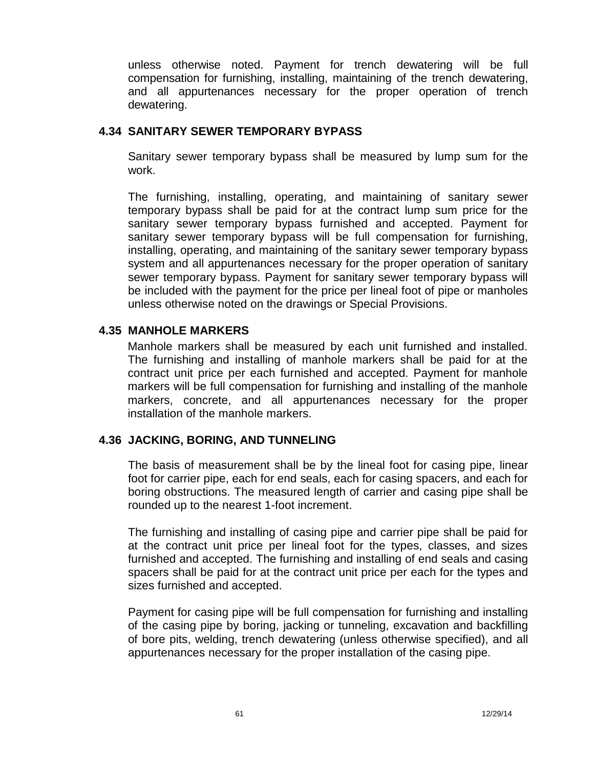unless otherwise noted. Payment for trench dewatering will be full compensation for furnishing, installing, maintaining of the trench dewatering, and all appurtenances necessary for the proper operation of trench dewatering.

## 4.34 SANITARY SEWER TEMPORARY BYPASS

Sanitary sewer temporary bypass shall be measured by lump sum for the work.

The furnishing, installing, operating, and maintaining of sanitary sewer temporary bypass shall be paid for at the contract lump sum price for the sanitary sewer temporary bypass furnished and accepted. Payment for sanitary sewer temporary bypass will be full compensation for furnishing, installing, operating, and maintaining of the sanitary sewer temporary bypass system and all appurtenances necessary for the proper operation of sanitary sewer temporary bypass. Payment for sanitary sewer temporary bypass will be included with the payment for the price per lineal foot of pipe or manholes unless otherwise noted on the drawings or Special Provisions.

## 4.35 MANHOLE MARKERS

Manhole markers shall be measured by each unit furnished and installed. The furnishing and installing of manhole markers shall be paid for at the contract unit price per each furnished and accepted. Payment for manhole markers will be full compensation for furnishing and installing of the manhole markers, concrete, and all appurtenances necessary for the proper installation of the manhole markers.

## 4.36 JACKING, BORING, AND TUNNELING

The basis of measurement shall be by the lineal foot for casing pipe, linear foot for carrier pipe, each for end seals, each for casing spacers, and each for boring obstructions. The measured length of carrier and casing pipe shall be rounded up to the nearest 1-foot increment.

The furnishing and installing of casing pipe and carrier pipe shall be paid for at the contract unit price per lineal foot for the types, classes, and sizes furnished and accepted. The furnishing and installing of end seals and casing spacers shall be paid for at the contract unit price per each for the types and sizes furnished and accepted.

Payment for casing pipe will be full compensation for furnishing and installing of the casing pipe by boring, jacking or tunneling, excavation and backfilling of bore pits, welding, trench dewatering (unless otherwise specified), and all appurtenances necessary for the proper installation of the casing pipe.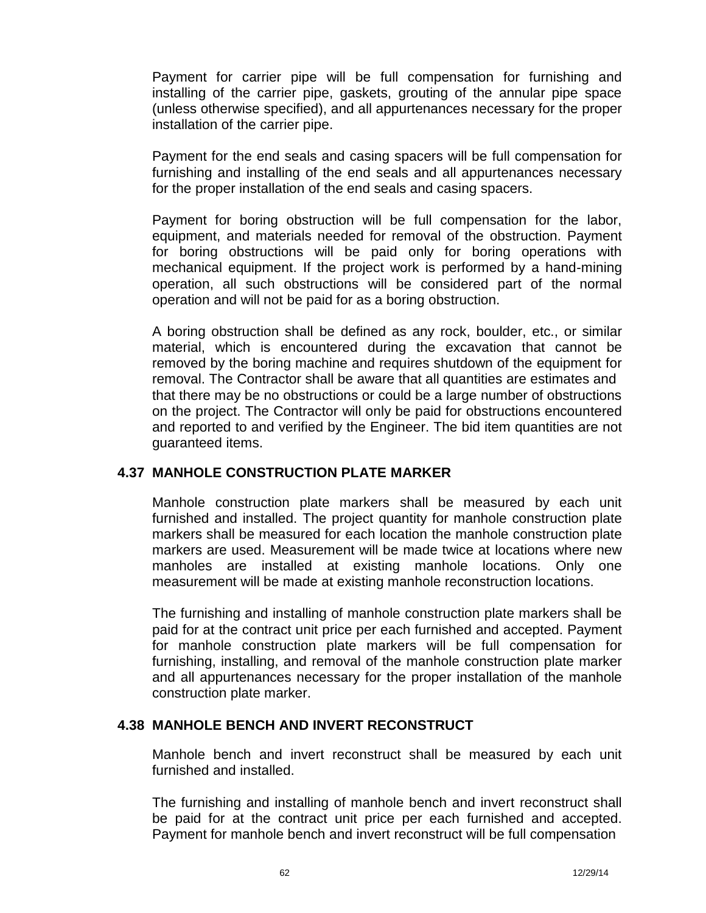Payment for carrier pipe will be full compensation for furnishing and installing of the carrier pipe, gaskets, grouting of the annular pipe space (unless otherwise specified), and all appurtenances necessary for the proper installation of the carrier pipe.

Payment for the end seals and casing spacers will be full compensation for furnishing and installing of the end seals and all appurtenances necessary for the proper installation of the end seals and casing spacers.

Payment for boring obstruction will be full compensation for the labor, equipment, and materials needed for removal of the obstruction. Payment for boring obstructions will be paid only for boring operations with mechanical equipment. If the project work is performed by a hand-mining operation, all such obstructions will be considered part of the normal operation and will not be paid for as a boring obstruction.

A boring obstruction shall be defined as any rock, boulder, etc., or similar material, which is encountered during the excavation that cannot be removed by the boring machine and requires shutdown of the equipment for removal. The Contractor shall be aware that all quantities are estimates and that there may be no obstructions or could be a large number of obstructions on the project. The Contractor will only be paid for obstructions encountered and reported to and verified by the Engineer. The bid item quantities are not guaranteed items.

## 4.37 MANHOLE CONSTRUCTION PLATE MARKER

Manhole construction plate markers shall be measured by each unit furnished and installed. The project quantity for manhole construction plate markers shall be measured for each location the manhole construction plate markers are used. Measurement will be made twice at locations where new manholes are installed at existing manhole locations. Only one measurement will be made at existing manhole reconstruction locations.

The furnishing and installing of manhole construction plate markers shall be paid for at the contract unit price per each furnished and accepted. Payment for manhole construction plate markers will be full compensation for furnishing, installing, and removal of the manhole construction plate marker and all appurtenances necessary for the proper installation of the manhole construction plate marker.

## 4.38 MANHOLE BENCH AND INVERT RECONSTRUCT

Manhole bench and invert reconstruct shall be measured by each unit furnished and installed.

The furnishing and installing of manhole bench and invert reconstruct shall be paid for at the contract unit price per each furnished and accepted. Payment for manhole bench and invert reconstruct will be full compensation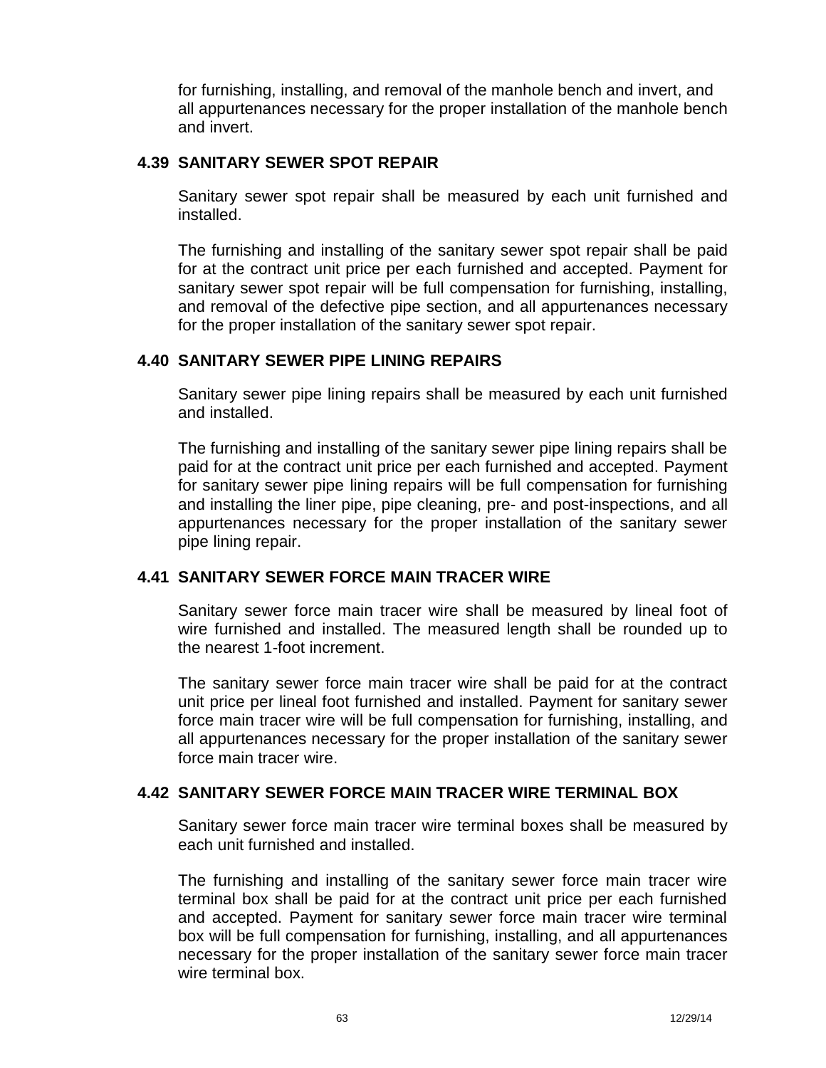for furnishing, installing, and removal of the manhole bench and invert, and all appurtenances necessary for the proper installation of the manhole bench and invert.

### 4.39 SANITARY SEWER SPOT REPAIR

Sanitary sewer spot repair shall be measured by each unit furnished and installed.

The furnishing and installing of the sanitary sewer spot repair shall be paid for at the contract unit price per each furnished and accepted. Payment for sanitary sewer spot repair will be full compensation for furnishing, installing, and removal of the defective pipe section, and all appurtenances necessary for the proper installation of the sanitary sewer spot repair.

### 4.40 SANITARY SEWER PIPE LINING REPAIRS

Sanitary sewer pipe lining repairs shall be measured by each unit furnished and installed.

The furnishing and installing of the sanitary sewer pipe lining repairs shall be paid for at the contract unit price per each furnished and accepted. Payment for sanitary sewer pipe lining repairs will be full compensation for furnishing and installing the liner pipe, pipe cleaning, pre- and post-inspections, and all appurtenances necessary for the proper installation of the sanitary sewer pipe lining repair.

### 4.41 SANITARY SEWER FORCE MAIN TRACER WIRE

Sanitary sewer force main tracer wire shall be measured by lineal foot of wire furnished and installed. The measured length shall be rounded up to the nearest 1-foot increment.

The sanitary sewer force main tracer wire shall be paid for at the contract unit price per lineal foot furnished and installed. Payment for sanitary sewer force main tracer wire will be full compensation for furnishing, installing, and all appurtenances necessary for the proper installation of the sanitary sewer force main tracer wire.

### 4.42 SANITARY SEWER FORCE MAIN TRACER WIRE TERMINAL BOX

Sanitary sewer force main tracer wire terminal boxes shall be measured by each unit furnished and installed.

The furnishing and installing of the sanitary sewer force main tracer wire terminal box shall be paid for at the contract unit price per each furnished and accepted. Payment for sanitary sewer force main tracer wire terminal box will be full compensation for furnishing, installing, and all appurtenances necessary for the proper installation of the sanitary sewer force main tracer wire terminal box.